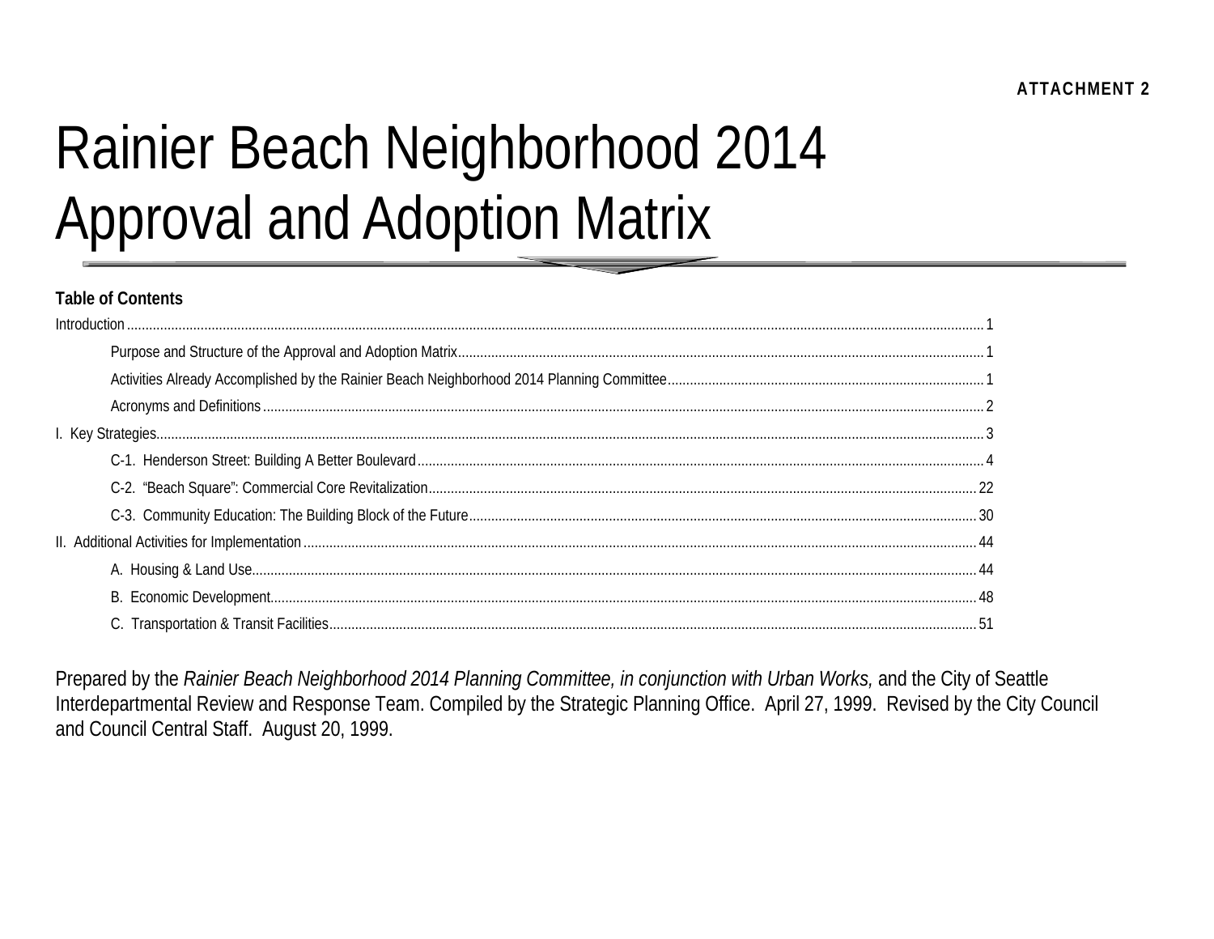ATTACHMENT 2

# Rainier Beach Neighborhood 2014 Approval and Adoption Matrix

**Table of Contents**

Introduction .......... 1

- Purpose and Structure of the Approval and Adoption Matrix .......... 1
- Activities Already Accomplished by the Rainier Beach Neighborhood 2014 Planning Committee .......... 1
- Acronyms and Definitions .......... 2

I. Key Strategies .......... 3

- C-1. Henderson Street: Building A Better Boulevard .......... 4
- C-2. "Beach Square": Commercial Core Revitalization .......... 22
- C-3. Community Education: The Building Block of the Future .......... 30

II. Additional Activities for Implementation .......... 44

- A. Housing & Land Use .......... 44
- B. Economic Development .......... 48
- C. Transportation & Transit Facilities .......... 51

Prepared by the *Rainier Beach Neighborhood 2014 Planning Committee, in conjunction with Urban Works,* and the City of Seattle Interdepartmental Review and Response Team. Compiled by the Strategic Planning Office. April 27, 1999. Revised by the City Council and Council Central Staff. August 20, 1999.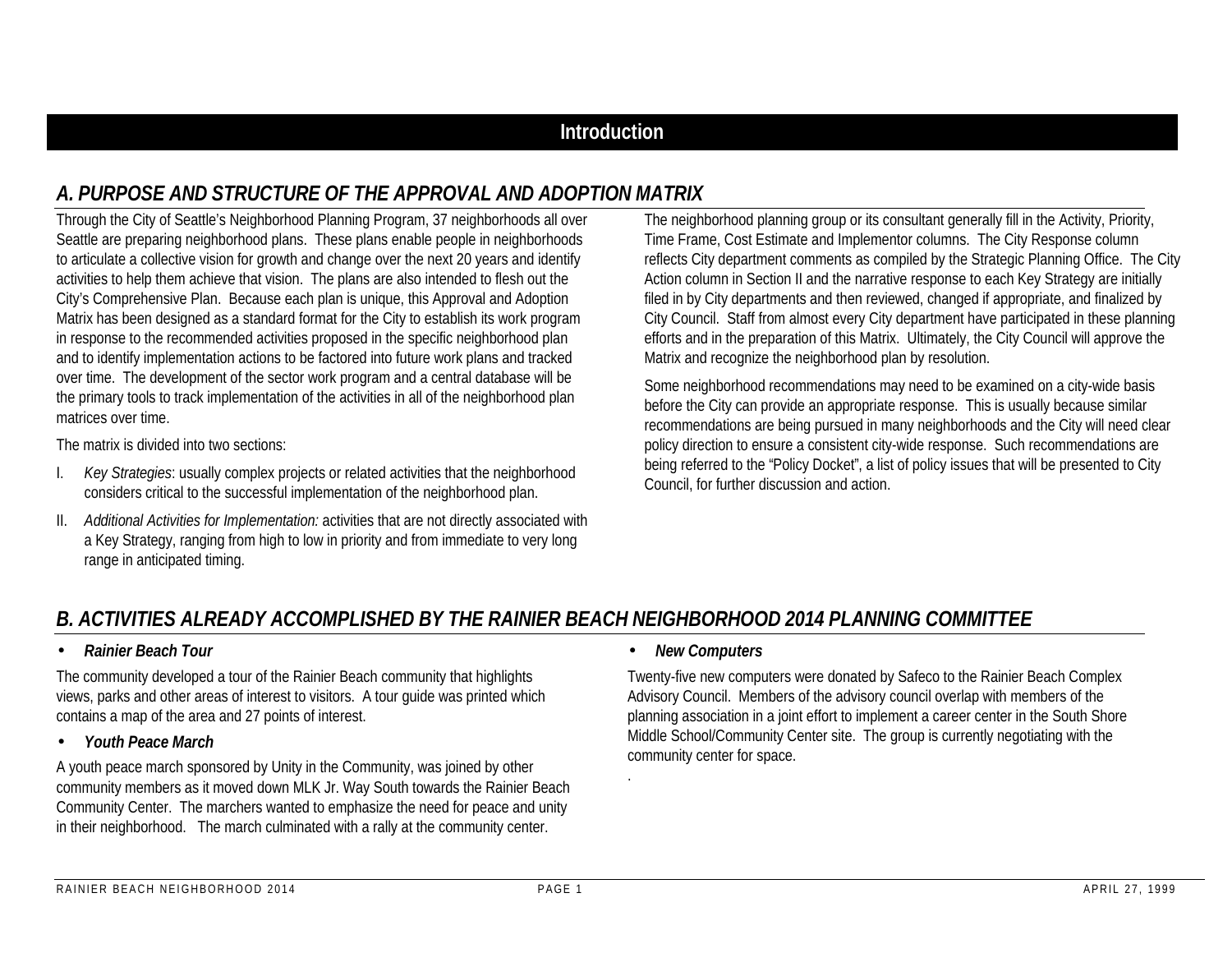# Introduction

## A. PURPOSE AND STRUCTURE OF THE APPROVAL AND ADOPTION MATRIX

Through the City of Seattle's Neighborhood Planning Program, 37 neighborhoods all over Seattle are preparing neighborhood plans. These plans enable people in neighborhoods to articulate a collective vision for growth and change over the next 20 years and identify activities to help them achieve that vision. The plans are also intended to flesh out the City's Comprehensive Plan. Because each plan is unique, this Approval and Adoption Matrix has been designed as a standard format for the City to establish its work program in response to the recommended activities proposed in the specific neighborhood plan and to identify implementation actions to be factored into future work plans and tracked over time. The development of the sector work program and a central database will be the primary tools to track implementation of the activities in all of the neighborhood plan matrices over time.

The matrix is divided into two sections:

I. *Key Strategies*: usually complex projects or related activities that the neighborhood considers critical to the successful implementation of the neighborhood plan.

II. *Additional Activities for Implementation:* activities that are not directly associated with a Key Strategy, ranging from high to low in priority and from immediate to very long range in anticipated timing.

The neighborhood planning group or its consultant generally fill in the Activity, Priority, Time Frame, Cost Estimate and Implementor columns. The City Response column reflects City department comments as compiled by the Strategic Planning Office. The City Action column in Section II and the narrative response to each Key Strategy are initially filed in by City departments and then reviewed, changed if appropriate, and finalized by City Council. Staff from almost every City department have participated in these planning efforts and in the preparation of this Matrix. Ultimately, the City Council will approve the Matrix and recognize the neighborhood plan by resolution.

Some neighborhood recommendations may need to be examined on a city-wide basis before the City can provide an appropriate response. This is usually because similar recommendations are being pursued in many neighborhoods and the City will need clear policy direction to ensure a consistent city-wide response. Such recommendations are being referred to the "Policy Docket", a list of policy issues that will be presented to City Council, for further discussion and action.

## B. ACTIVITIES ALREADY ACCOMPLISHED BY THE RAINIER BEACH NEIGHBORHOOD 2014 PLANNING COMMITTEE

- ***Rainier Beach Tour***

The community developed a tour of the Rainier Beach community that highlights views, parks and other areas of interest to visitors. A tour guide was printed which contains a map of the area and 27 points of interest.

- ***Youth Peace March***

A youth peace march sponsored by Unity in the Community, was joined by other community members as it moved down MLK Jr. Way South towards the Rainier Beach Community Center. The marchers wanted to emphasize the need for peace and unity in their neighborhood. The march culminated with a rally at the community center.

- ***New Computers***

Twenty-five new computers were donated by Safeco to the Rainier Beach Complex Advisory Council. Members of the advisory council overlap with members of the planning association in a joint effort to implement a career center in the South Shore Middle School/Community Center site. The group is currently negotiating with the community center for space.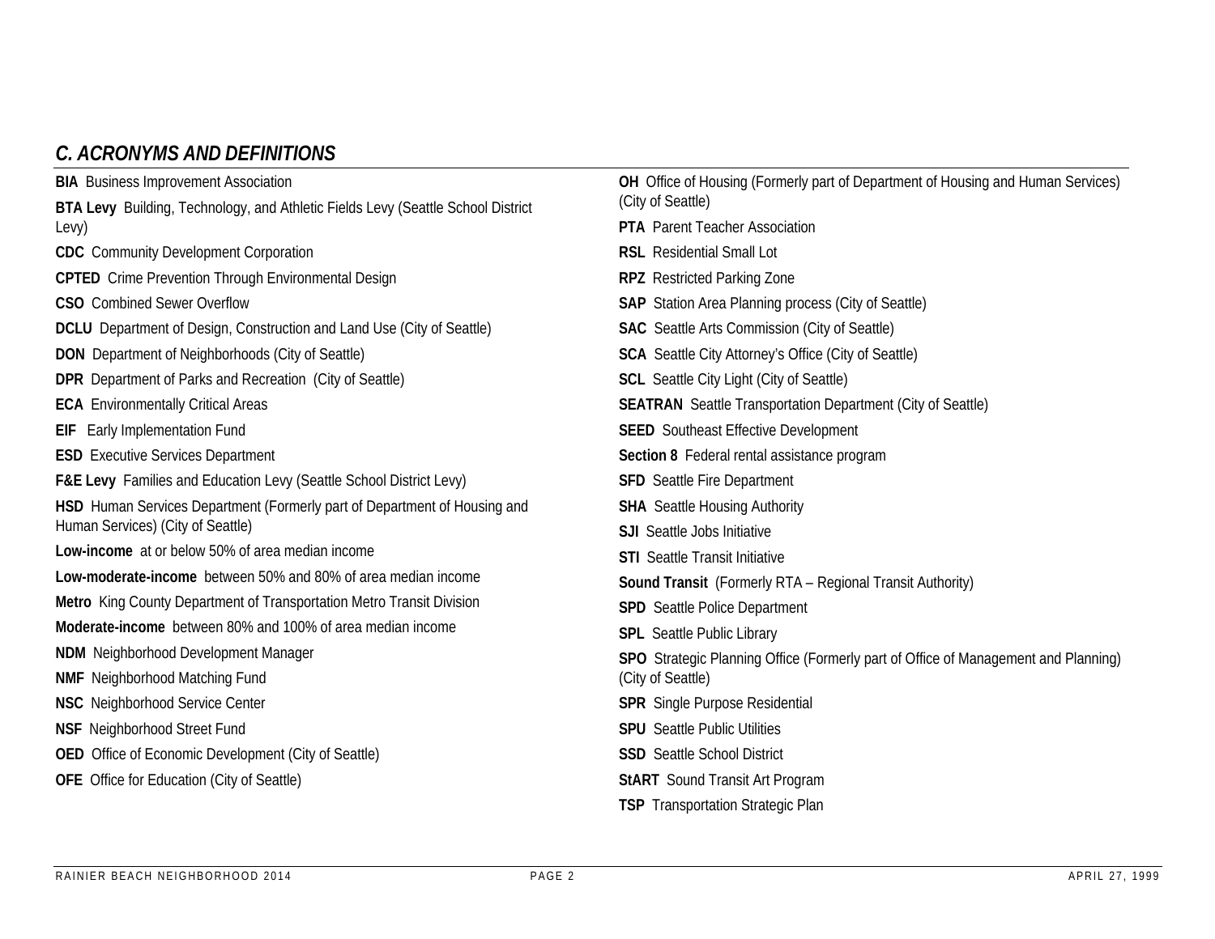## *C. ACRONYMS AND DEFINITIONS*

**BIA** Business Improvement Association

**BTA Levy** Building, Technology, and Athletic Fields Levy (Seattle School District Levy)

**CDC** Community Development Corporation

**CPTED** Crime Prevention Through Environmental Design

**CSO** Combined Sewer Overflow

**DCLU** Department of Design, Construction and Land Use (City of Seattle)

**DON** Department of Neighborhoods (City of Seattle)

**DPR** Department of Parks and Recreation (City of Seattle)

**ECA** Environmentally Critical Areas

**EIF** Early Implementation Fund

**ESD** Executive Services Department

**F&E Levy** Families and Education Levy (Seattle School District Levy)

**HSD** Human Services Department (Formerly part of Department of Housing and Human Services) (City of Seattle)

**Low-income** at or below 50% of area median income

**Low-moderate-income** between 50% and 80% of area median income

**Metro** King County Department of Transportation Metro Transit Division

**Moderate-income** between 80% and 100% of area median income

**NDM** Neighborhood Development Manager

**NMF** Neighborhood Matching Fund

**NSC** Neighborhood Service Center

**NSF** Neighborhood Street Fund

**OED** Office of Economic Development (City of Seattle)

**OFE** Office for Education (City of Seattle)

**OH** Office of Housing (Formerly part of Department of Housing and Human Services) (City of Seattle)

**PTA** Parent Teacher Association

**RSL** Residential Small Lot

**RPZ** Restricted Parking Zone

**SAP** Station Area Planning process (City of Seattle)

**SAC** Seattle Arts Commission (City of Seattle)

**SCA** Seattle City Attorney's Office (City of Seattle)

**SCL** Seattle City Light (City of Seattle)

**SEATRAN** Seattle Transportation Department (City of Seattle)

**SEED** Southeast Effective Development

**Section 8** Federal rental assistance program

**SFD** Seattle Fire Department

**SHA** Seattle Housing Authority

**SJI** Seattle Jobs Initiative

**STI** Seattle Transit Initiative

**Sound Transit** (Formerly RTA – Regional Transit Authority)

**SPD** Seattle Police Department

**SPL** Seattle Public Library

**SPO** Strategic Planning Office (Formerly part of Office of Management and Planning) (City of Seattle)

**SPR** Single Purpose Residential

**SPU** Seattle Public Utilities

**SSD** Seattle School District

**StART** Sound Transit Art Program

**TSP** Transportation Strategic Plan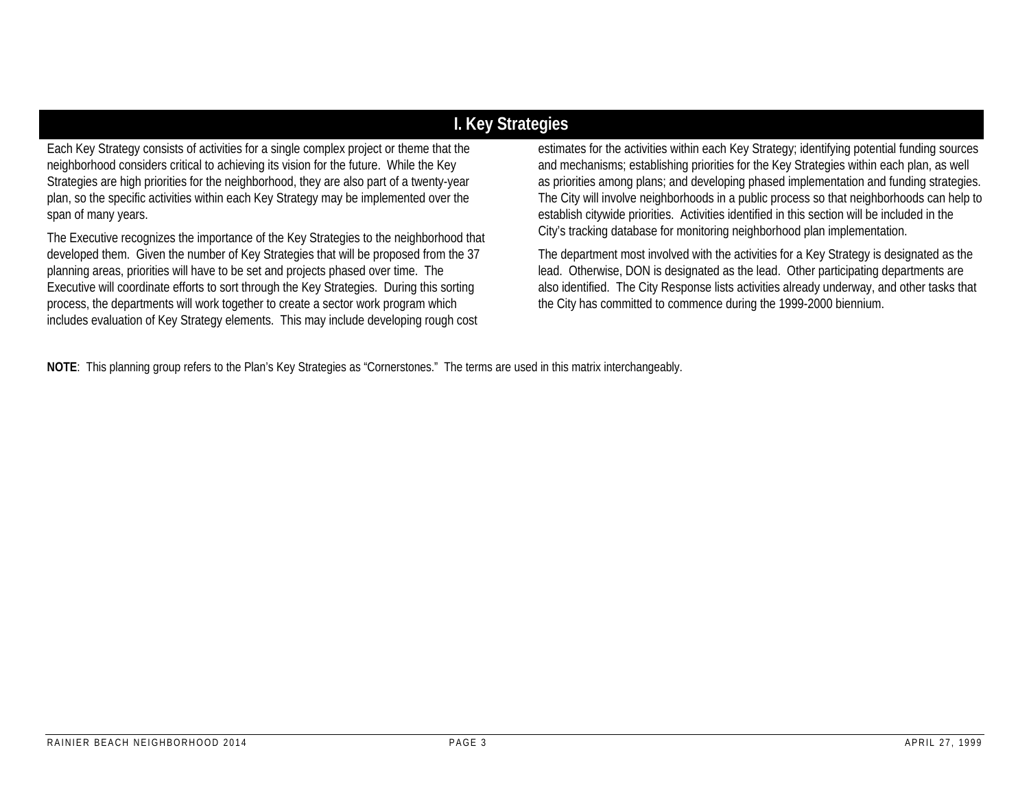# I. Key Strategies

Each Key Strategy consists of activities for a single complex project or theme that the neighborhood considers critical to achieving its vision for the future. While the Key Strategies are high priorities for the neighborhood, they are also part of a twenty-year plan, so the specific activities within each Key Strategy may be implemented over the span of many years.

The Executive recognizes the importance of the Key Strategies to the neighborhood that developed them. Given the number of Key Strategies that will be proposed from the 37 planning areas, priorities will have to be set and projects phased over time. The Executive will coordinate efforts to sort through the Key Strategies. During this sorting process, the departments will work together to create a sector work program which includes evaluation of Key Strategy elements. This may include developing rough cost estimates for the activities within each Key Strategy; identifying potential funding sources and mechanisms; establishing priorities for the Key Strategies within each plan, as well as priorities among plans; and developing phased implementation and funding strategies. The City will involve neighborhoods in a public process so that neighborhoods can help to establish citywide priorities. Activities identified in this section will be included in the City's tracking database for monitoring neighborhood plan implementation.

The department most involved with the activities for a Key Strategy is designated as the lead. Otherwise, DON is designated as the lead. Other participating departments are also identified. The City Response lists activities already underway, and other tasks that the City has committed to commence during the 1999-2000 biennium.

**NOTE**: This planning group refers to the Plan's Key Strategies as "Cornerstones." The terms are used in this matrix interchangeably.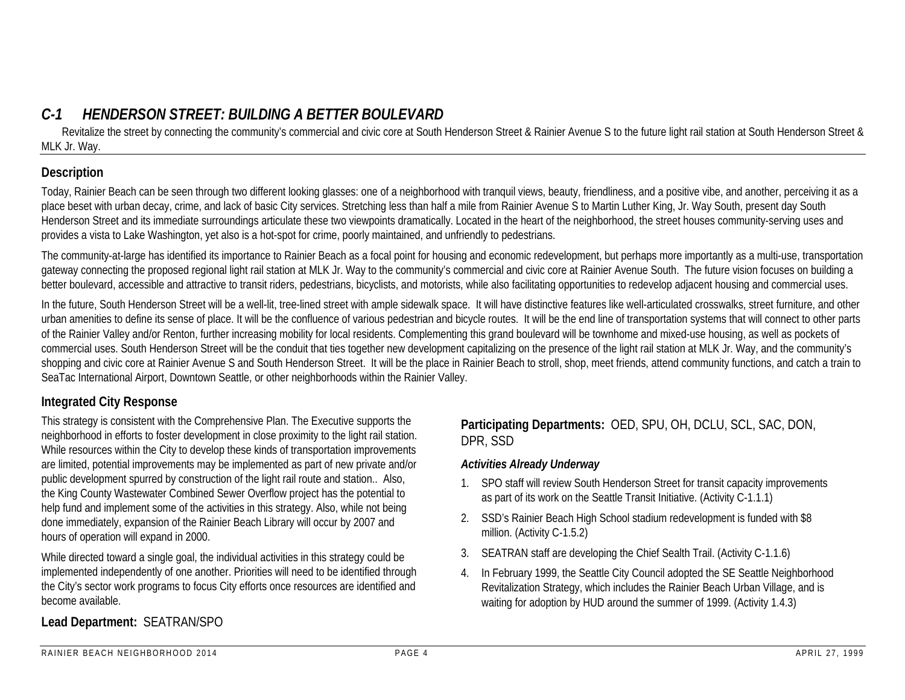## *C-1 HENDERSON STREET: BUILDING A BETTER BOULEVARD*

Revitalize the street by connecting the community's commercial and civic core at South Henderson Street & Rainier Avenue S to the future light rail station at South Henderson Street & MLK Jr. Way.

### Description

Today, Rainier Beach can be seen through two different looking glasses: one of a neighborhood with tranquil views, beauty, friendliness, and a positive vibe, and another, perceiving it as a place beset with urban decay, crime, and lack of basic City services. Stretching less than half a mile from Rainier Avenue S to Martin Luther King, Jr. Way South, present day South Henderson Street and its immediate surroundings articulate these two viewpoints dramatically. Located in the heart of the neighborhood, the street houses community-serving uses and provides a vista to Lake Washington, yet also is a hot-spot for crime, poorly maintained, and unfriendly to pedestrians.

The community-at-large has identified its importance to Rainier Beach as a focal point for housing and economic redevelopment, but perhaps more importantly as a multi-use, transportation gateway connecting the proposed regional light rail station at MLK Jr. Way to the community's commercial and civic core at Rainier Avenue South. The future vision focuses on building a better boulevard, accessible and attractive to transit riders, pedestrians, bicyclists, and motorists, while also facilitating opportunities to redevelop adjacent housing and commercial uses.

In the future, South Henderson Street will be a well-lit, tree-lined street with ample sidewalk space. It will have distinctive features like well-articulated crosswalks, street furniture, and other urban amenities to define its sense of place. It will be the confluence of various pedestrian and bicycle routes. It will be the end line of transportation systems that will connect to other parts of the Rainier Valley and/or Renton, further increasing mobility for local residents. Complementing this grand boulevard will be townhome and mixed-use housing, as well as pockets of commercial uses. South Henderson Street will be the conduit that ties together new development capitalizing on the presence of the light rail station at MLK Jr. Way, and the community's shopping and civic core at Rainier Avenue S and South Henderson Street. It will be the place in Rainier Beach to stroll, shop, meet friends, attend community functions, and catch a train to SeaTac International Airport, Downtown Seattle, or other neighborhoods within the Rainier Valley.

### Integrated City Response

This strategy is consistent with the Comprehensive Plan. The Executive supports the neighborhood in efforts to foster development in close proximity to the light rail station. While resources within the City to develop these kinds of transportation improvements are limited, potential improvements may be implemented as part of new private and/or public development spurred by construction of the light rail route and station.. Also, the King County Wastewater Combined Sewer Overflow project has the potential to help fund and implement some of the activities in this strategy. Also, while not being done immediately, expansion of the Rainier Beach Library will occur by 2007 and hours of operation will expand in 2000.

While directed toward a single goal, the individual activities in this strategy could be implemented independently of one another. Priorities will need to be identified through the City's sector work programs to focus City efforts once resources are identified and become available.

**Lead Department:** SEATRAN/SPO

**Participating Departments:** OED, SPU, OH, DCLU, SCL, SAC, DON, DPR, SSD

***Activities Already Underway***

1. SPO staff will review South Henderson Street for transit capacity improvements as part of its work on the Seattle Transit Initiative. (Activity C-1.1.1)
2. SSD's Rainier Beach High School stadium redevelopment is funded with $8 million. (Activity C-1.5.2)
3. SEATRAN staff are developing the Chief Sealth Trail. (Activity C-1.1.6)
4. In February 1999, the Seattle City Council adopted the SE Seattle Neighborhood Revitalization Strategy, which includes the Rainier Beach Urban Village, and is waiting for adoption by HUD around the summer of 1999. (Activity 1.4.3)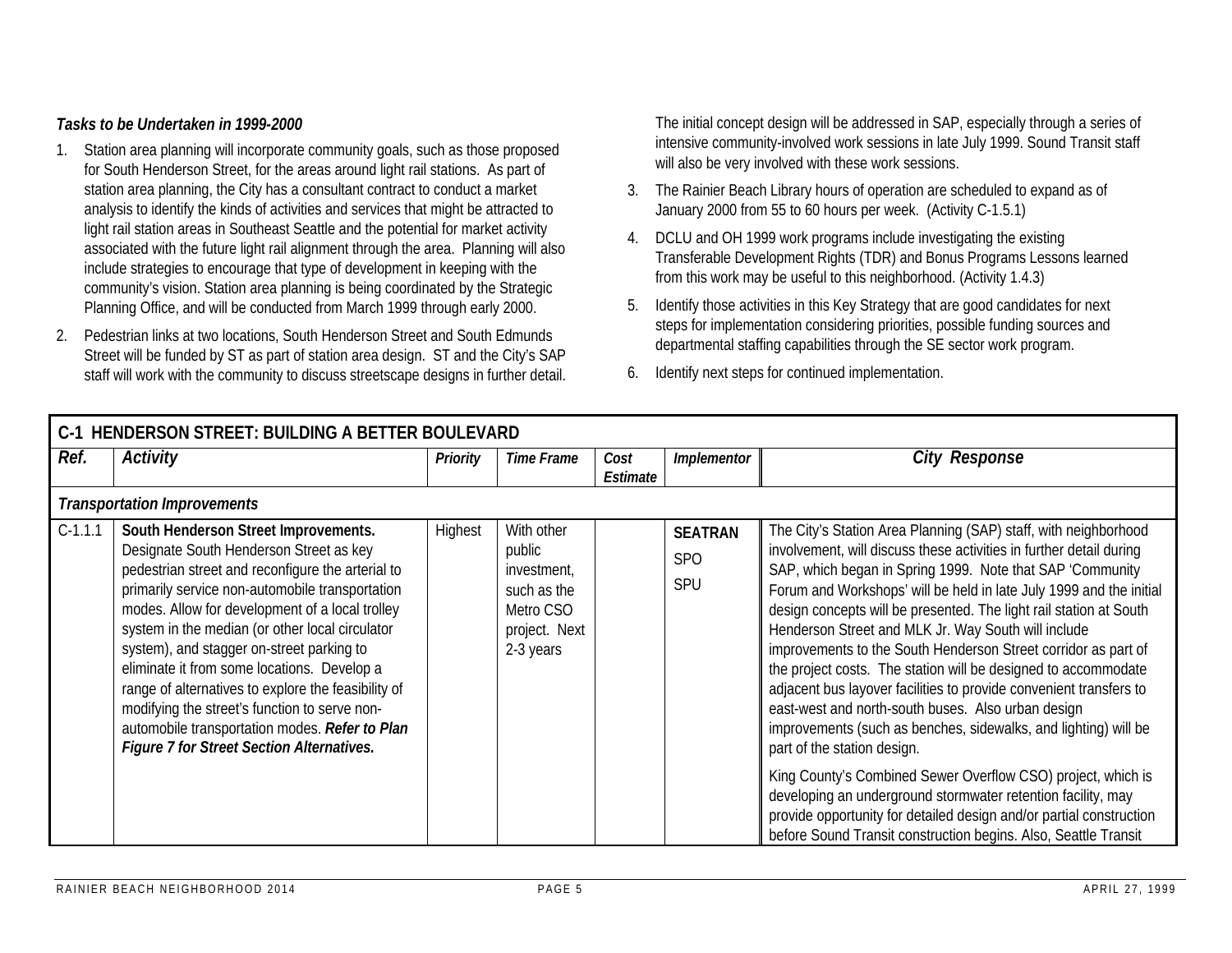***Tasks to be Undertaken in 1999-2000***

1. Station area planning will incorporate community goals, such as those proposed for South Henderson Street, for the areas around light rail stations. As part of station area planning, the City has a consultant contract to conduct a market analysis to identify the kinds of activities and services that might be attracted to light rail station areas in Southeast Seattle and the potential for market activity associated with the future light rail alignment through the area. Planning will also include strategies to encourage that type of development in keeping with the community's vision. Station area planning is being coordinated by the Strategic Planning Office, and will be conducted from March 1999 through early 2000.
2. Pedestrian links at two locations, South Henderson Street and South Edmunds Street will be funded by ST as part of station area design. ST and the City's SAP staff will work with the community to discuss streetscape designs in further detail. The initial concept design will be addressed in SAP, especially through a series of intensive community-involved work sessions in late July 1999. Sound Transit staff will also be very involved with these work sessions.
3. The Rainier Beach Library hours of operation are scheduled to expand as of January 2000 from 55 to 60 hours per week. (Activity C-1.5.1)
4. DCLU and OH 1999 work programs include investigating the existing Transferable Development Rights (TDR) and Bonus Programs Lessons learned from this work may be useful to this neighborhood. (Activity 1.4.3)
5. Identify those activities in this Key Strategy that are good candidates for next steps for implementation considering priorities, possible funding sources and departmental staffing capabilities through the SE sector work program.
6. Identify next steps for continued implementation.

| **C-1 HENDERSON STREET: BUILDING A BETTER BOULEVARD** | | | | | | |
|---|---|---|---|---|---|---|
| ***Ref.*** | ***Activity*** | ***Priority*** | ***Time Frame*** | ***Cost Estimate*** | ***Implementor*** | ***City Response*** |
| ***Transportation Improvements*** | | | | | | |
| C-1.1.1 | **South Henderson Street Improvements.** Designate South Henderson Street as key pedestrian street and reconfigure the arterial to primarily service non-automobile transportation modes. Allow for development of a local trolley system in the median (or other local circulator system), and stagger on-street parking to eliminate it from some locations. Develop a range of alternatives to explore the feasibility of modifying the street's function to serve non-automobile transportation modes. ***Refer to Plan Figure 7 for Street Section Alternatives.*** | Highest | With other public investment, such as the Metro CSO project. Next 2-3 years | | **SEATRAN** SPO SPU | The City's Station Area Planning (SAP) staff, with neighborhood involvement, will discuss these activities in further detail during SAP, which began in Spring 1999. Note that SAP 'Community Forum and Workshops' will be held in late July 1999 and the initial design concepts will be presented. The light rail station at South Henderson Street and MLK Jr. Way South will include improvements to the South Henderson Street corridor as part of the project costs. The station will be designed to accommodate adjacent bus layover facilities to provide convenient transfers to east-west and north-south buses. Also urban design improvements (such as benches, sidewalks, and lighting) will be part of the station design. King County's Combined Sewer Overflow CSO) project, which is developing an underground stormwater retention facility, may provide opportunity for detailed design and/or partial construction before Sound Transit construction begins. Also, Seattle Transit |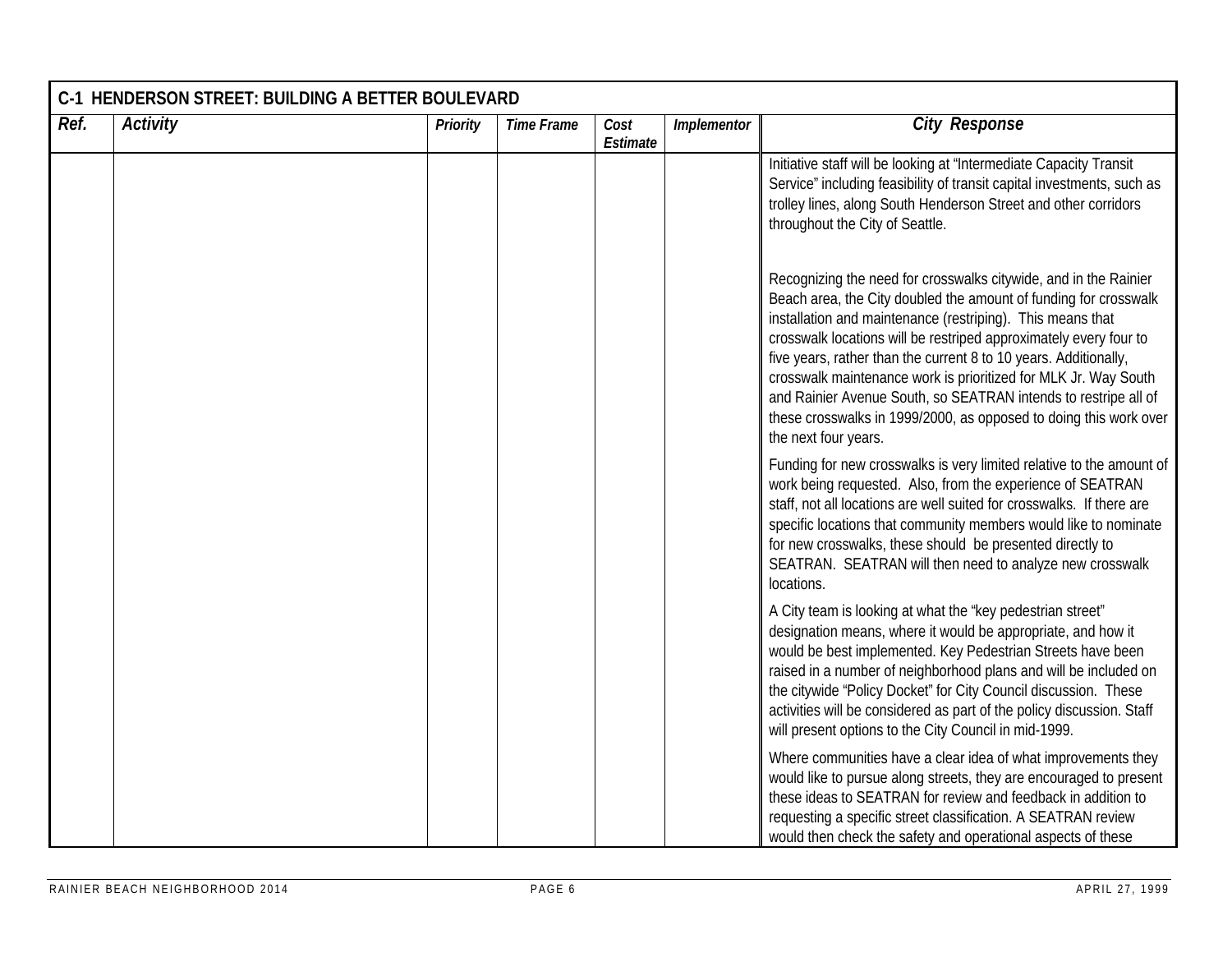| C-1 HENDERSON STREET: BUILDING A BETTER BOULEVARD | | | | | | |
|---|---|---|---|---|---|---|
| ***Ref.*** | ***Activity*** | ***Priority*** | ***Time Frame*** | ***Cost Estimate*** | ***Implementor*** | ***City Response*** |
| | | | | | | Initiative staff will be looking at "Intermediate Capacity Transit Service" including feasibility of transit capital investments, such as trolley lines, along South Henderson Street and other corridors throughout the City of Seattle.<br><br>Recognizing the need for crosswalks citywide, and in the Rainier Beach area, the City doubled the amount of funding for crosswalk installation and maintenance (restriping). This means that crosswalk locations will be restriped approximately every four to five years, rather than the current 8 to 10 years. Additionally, crosswalk maintenance work is prioritized for MLK Jr. Way South and Rainier Avenue South, so SEATRAN intends to restripe all of these crosswalks in 1999/2000, as opposed to doing this work over the next four years.<br><br>Funding for new crosswalks is very limited relative to the amount of work being requested. Also, from the experience of SEATRAN staff, not all locations are well suited for crosswalks. If there are specific locations that community members would like to nominate for new crosswalks, these should be presented directly to SEATRAN. SEATRAN will then need to analyze new crosswalk locations.<br><br>A City team is looking at what the "key pedestrian street" designation means, where it would be appropriate, and how it would be best implemented. Key Pedestrian Streets have been raised in a number of neighborhood plans and will be included on the citywide "Policy Docket" for City Council discussion. These activities will be considered as part of the policy discussion. Staff will present options to the City Council in mid-1999.<br><br>Where communities have a clear idea of what improvements they would like to pursue along streets, they are encouraged to present these ideas to SEATRAN for review and feedback in addition to requesting a specific street classification. A SEATRAN review would then check the safety and operational aspects of these |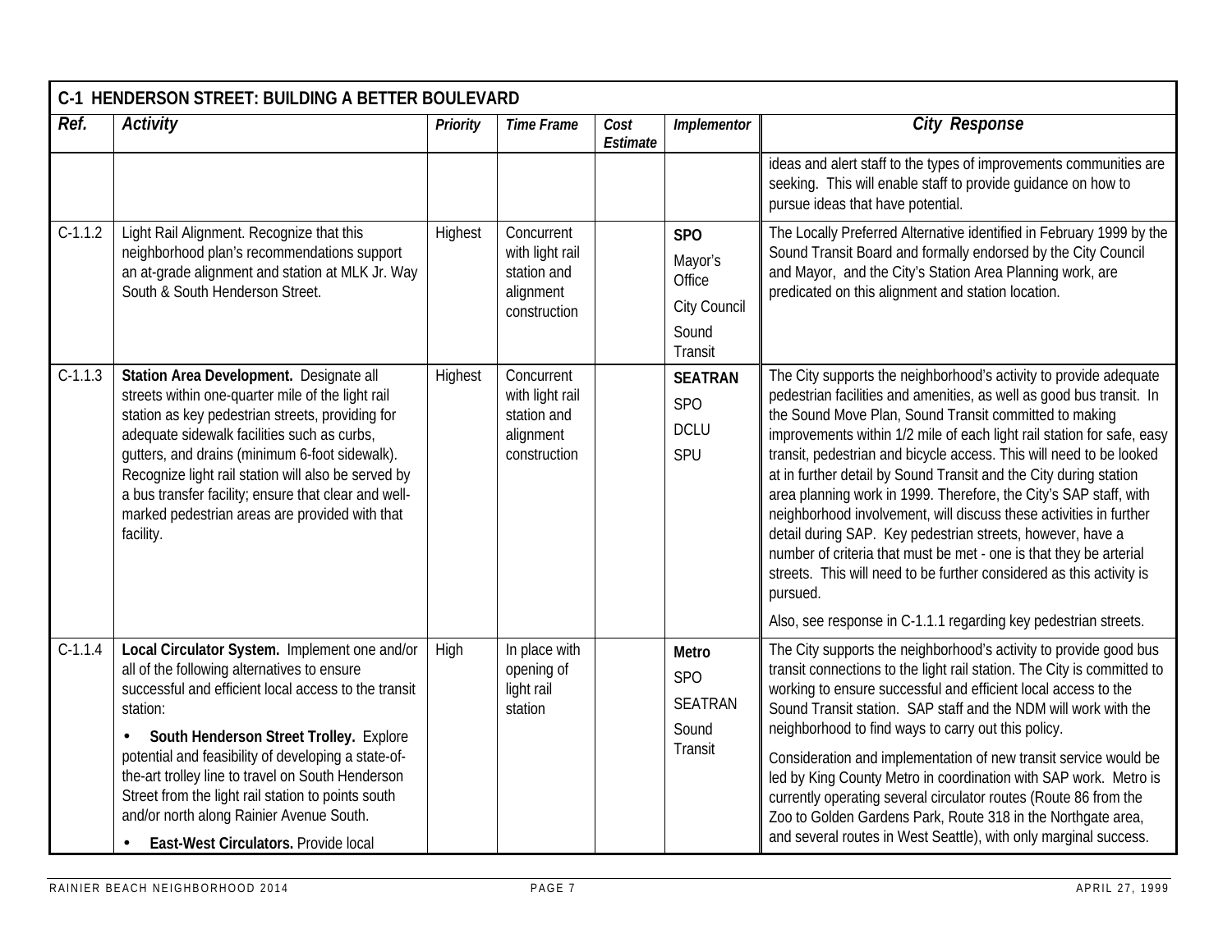| C-1 HENDERSON STREET: BUILDING A BETTER BOULEVARD | | | | | | |
|---|---|---|---|---|---|---|
| ***Ref.*** | ***Activity*** | ***Priority*** | ***Time Frame*** | ***Cost Estimate*** | ***Implementor*** | ***City Response*** |
| | | | | | | ideas and alert staff to the types of improvements communities are seeking. This will enable staff to provide guidance on how to pursue ideas that have potential. |
| C-1.1.2 | Light Rail Alignment. Recognize that this neighborhood plan's recommendations support an at-grade alignment and station at MLK Jr. Way South & South Henderson Street. | Highest | Concurrent with light rail station and alignment construction | | **SPO**<br>Mayor's Office<br>City Council<br>Sound Transit | The Locally Preferred Alternative identified in February 1999 by the Sound Transit Board and formally endorsed by the City Council and Mayor, and the City's Station Area Planning work, are predicated on this alignment and station location. |
| C-1.1.3 | **Station Area Development.** Designate all streets within one-quarter mile of the light rail station as key pedestrian streets, providing for adequate sidewalk facilities such as curbs, gutters, and drains (minimum 6-foot sidewalk). Recognize light rail station will also be served by a bus transfer facility; ensure that clear and well-marked pedestrian areas are provided with that facility. | Highest | Concurrent with light rail station and alignment construction | | **SEATRAN**<br>SPO<br>DCLU<br>SPU | The City supports the neighborhood's activity to provide adequate pedestrian facilities and amenities, as well as good bus transit. In the Sound Move Plan, Sound Transit committed to making improvements within 1/2 mile of each light rail station for safe, easy transit, pedestrian and bicycle access. This will need to be looked at in further detail by Sound Transit and the City during station area planning work in 1999. Therefore, the City's SAP staff, with neighborhood involvement, will discuss these activities in further detail during SAP. Key pedestrian streets, however, have a number of criteria that must be met - one is that they be arterial streets. This will need to be further considered as this activity is pursued.<br><br>Also, see response in C-1.1.1 regarding key pedestrian streets. |
| C-1.1.4 | **Local Circulator System.** Implement one and/or all of the following alternatives to ensure successful and efficient local access to the transit station:<br><br>• **South Henderson Street Trolley.** Explore potential and feasibility of developing a state-of-the-art trolley line to travel on South Henderson Street from the light rail station to points south and/or north along Rainier Avenue South.<br><br>• **East-West Circulators.** Provide local | High | In place with opening of light rail station | | **Metro**<br>SPO<br>SEATRAN<br>Sound Transit | The City supports the neighborhood's activity to provide good bus transit connections to the light rail station. The City is committed to working to ensure successful and efficient local access to the Sound Transit station. SAP staff and the NDM will work with the neighborhood to find ways to carry out this policy.<br><br>Consideration and implementation of new transit service would be led by King County Metro in coordination with SAP work. Metro is currently operating several circulator routes (Route 86 from the Zoo to Golden Gardens Park, Route 318 in the Northgate area, and several routes in West Seattle), with only marginal success. |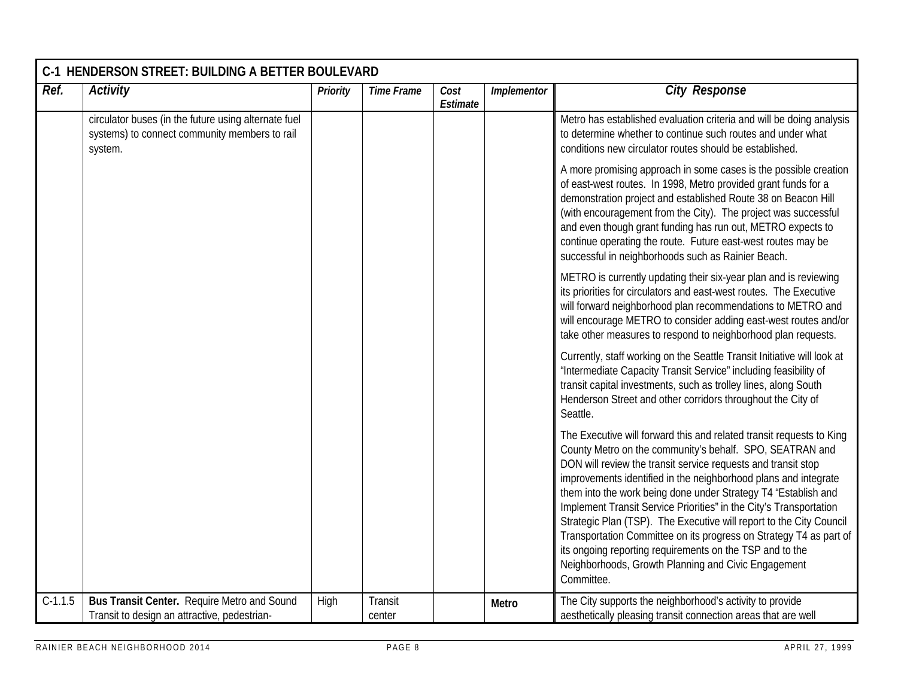| C-1 HENDERSON STREET: BUILDING A BETTER BOULEVARD | | | | | | |
|---|---|---|---|---|---|---|
| ***Ref.*** | ***Activity*** | ***Priority*** | ***Time Frame*** | ***Cost Estimate*** | ***Implementor*** | ***City Response*** |
| | circulator buses (in the future using alternate fuel systems) to connect community members to rail system. | | | | | Metro has established evaluation criteria and will be doing analysis to determine whether to continue such routes and under what conditions new circulator routes should be established.<br><br>A more promising approach in some cases is the possible creation of east-west routes. In 1998, Metro provided grant funds for a demonstration project and established Route 38 on Beacon Hill (with encouragement from the City). The project was successful and even though grant funding has run out, METRO expects to continue operating the route. Future east-west routes may be successful in neighborhoods such as Rainier Beach.<br><br>METRO is currently updating their six-year plan and is reviewing its priorities for circulators and east-west routes. The Executive will forward neighborhood plan recommendations to METRO and will encourage METRO to consider adding east-west routes and/or take other measures to respond to neighborhood plan requests.<br><br>Currently, staff working on the Seattle Transit Initiative will look at "Intermediate Capacity Transit Service" including feasibility of transit capital investments, such as trolley lines, along South Henderson Street and other corridors throughout the City of Seattle.<br><br>The Executive will forward this and related transit requests to King County Metro on the community's behalf. SPO, SEATRAN and DON will review the transit service requests and transit stop improvements identified in the neighborhood plans and integrate them into the work being done under Strategy T4 "Establish and Implement Transit Service Priorities" in the City's Transportation Strategic Plan (TSP). The Executive will report to the City Council Transportation Committee on its progress on Strategy T4 as part of its ongoing reporting requirements on the TSP and to the Neighborhoods, Growth Planning and Civic Engagement Committee. |
| C-1.1.5 | **Bus Transit Center.** Require Metro and Sound Transit to design an attractive, pedestrian- | High | Transit center | | **Metro** | The City supports the neighborhood's activity to provide aesthetically pleasing transit connection areas that are well |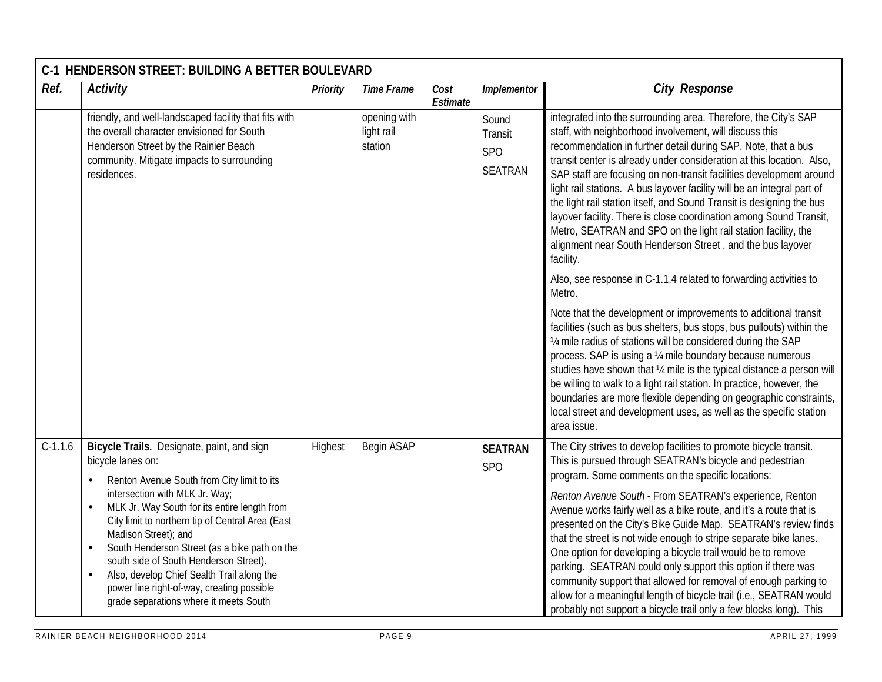| C-1 HENDERSON STREET: BUILDING A BETTER BOULEVARD | | | | | | |
|---|---|---|---|---|---|---|
| ***Ref.*** | ***Activity*** | ***Priority*** | ***Time Frame*** | ***Cost Estimate*** | ***Implementor*** | ***City Response*** |
| | friendly, and well-landscaped facility that fits with the overall character envisioned for South Henderson Street by the Rainier Beach community. Mitigate impacts to surrounding residences. | | opening with light rail station | | Sound Transit<br>SPO<br>SEATRAN | integrated into the surrounding area. Therefore, the City's SAP staff, with neighborhood involvement, will discuss this recommendation in further detail during SAP. Note, that a bus transit center is already under consideration at this location. Also, SAP staff are focusing on non-transit facilities development around light rail stations. A bus layover facility will be an integral part of the light rail station itself, and Sound Transit is designing the bus layover facility. There is close coordination among Sound Transit, Metro, SEATRAN and SPO on the light rail station facility, the alignment near South Henderson Street , and the bus layover facility.<br><br>Also, see response in C-1.1.4 related to forwarding activities to Metro.<br><br>Note that the development or improvements to additional transit facilities (such as bus shelters, bus stops, bus pullouts) within the ¼ mile radius of stations will be considered during the SAP process. SAP is using a ¼ mile boundary because numerous studies have shown that ¼ mile is the typical distance a person will be willing to walk to a light rail station. In practice, however, the boundaries are more flexible depending on geographic constraints, local street and development uses, as well as the specific station area issue. |
| C-1.1.6 | **Bicycle Trails.** Designate, paint, and sign bicycle lanes on:<br>• Renton Avenue South from City limit to its intersection with MLK Jr. Way;<br>• MLK Jr. Way South for its entire length from City limit to northern tip of Central Area (East Madison Street); and<br>• South Henderson Street (as a bike path on the south side of South Henderson Street).<br>• Also, develop Chief Sealth Trail along the power line right-of-way, creating possible grade separations where it meets South | Highest | Begin ASAP | | **SEATRAN**<br>SPO | The City strives to develop facilities to promote bicycle transit. This is pursued through SEATRAN's bicycle and pedestrian program. Some comments on the specific locations:<br><br>*Renton Avenue South* - From SEATRAN's experience, Renton Avenue works fairly well as a bike route, and it's a route that is presented on the City's Bike Guide Map. SEATRAN's review finds that the street is not wide enough to stripe separate bike lanes. One option for developing a bicycle trail would be to remove parking. SEATRAN could only support this option if there was community support that allowed for removal of enough parking to allow for a meaningful length of bicycle trail (i.e., SEATRAN would probably not support a bicycle trail only a few blocks long). This |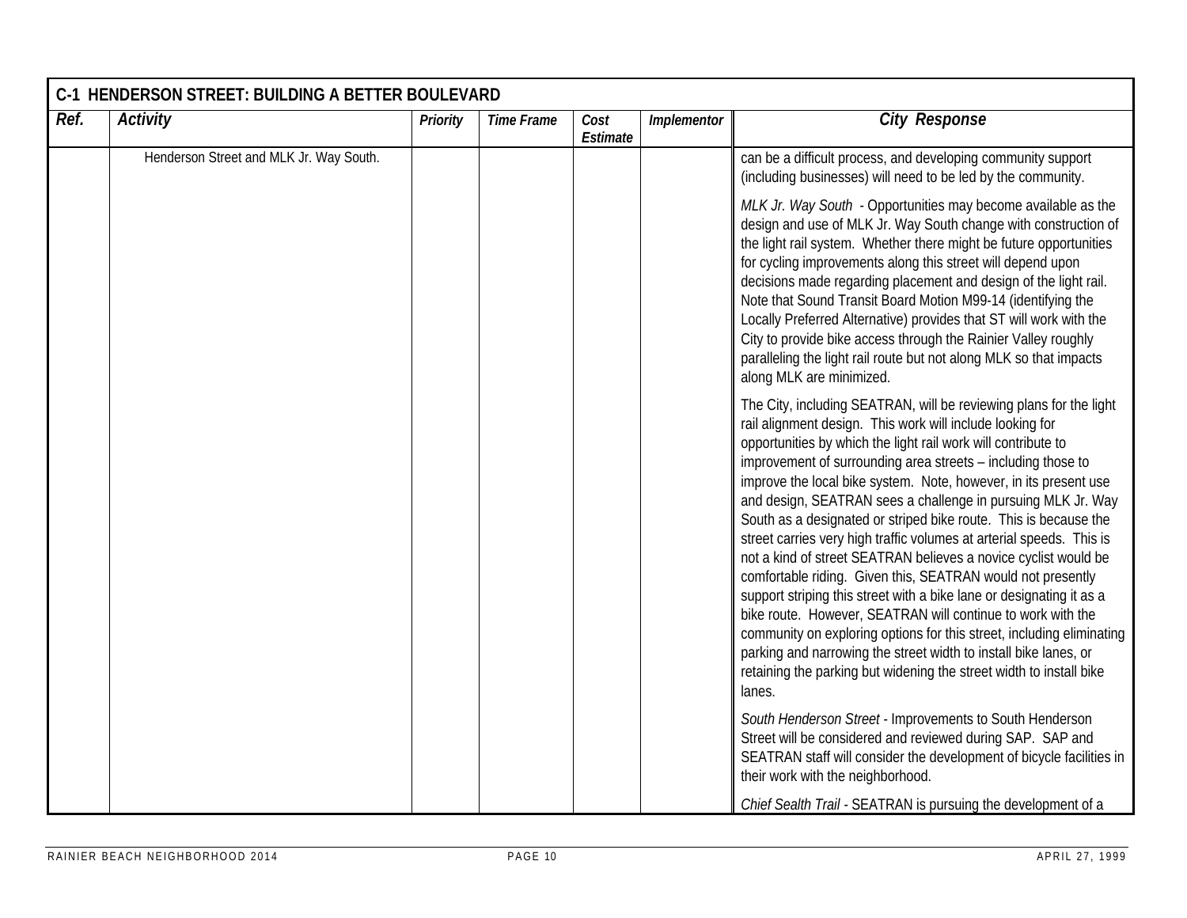## C-1 HENDERSON STREET: BUILDING A BETTER BOULEVARD

| Ref. | Activity | Priority | Time Frame | Cost Estimate | Implementor | City Response |
|---|---|---|---|---|---|---|
| | Henderson Street and MLK Jr. Way South. | | | | | can be a difficult process, and developing community support (including businesses) will need to be led by the community.<br><br>*MLK Jr. Way South* - Opportunities may become available as the design and use of MLK Jr. Way South change with construction of the light rail system. Whether there might be future opportunities for cycling improvements along this street will depend upon decisions made regarding placement and design of the light rail. Note that Sound Transit Board Motion M99-14 (identifying the Locally Preferred Alternative) provides that ST will work with the City to provide bike access through the Rainier Valley roughly paralleling the light rail route but not along MLK so that impacts along MLK are minimized.<br><br>The City, including SEATRAN, will be reviewing plans for the light rail alignment design. This work will include looking for opportunities by which the light rail work will contribute to improvement of surrounding area streets – including those to improve the local bike system. Note, however, in its present use and design, SEATRAN sees a challenge in pursuing MLK Jr. Way South as a designated or striped bike route. This is because the street carries very high traffic volumes at arterial speeds. This is not a kind of street SEATRAN believes a novice cyclist would be comfortable riding. Given this, SEATRAN would not presently support striping this street with a bike lane or designating it as a bike route. However, SEATRAN will continue to work with the community on exploring options for this street, including eliminating parking and narrowing the street width to install bike lanes, or retaining the parking but widening the street width to install bike lanes.<br><br>*South Henderson Street* - Improvements to South Henderson Street will be considered and reviewed during SAP. SAP and SEATRAN staff will consider the development of bicycle facilities in their work with the neighborhood.<br><br>*Chief Sealth Trail* - SEATRAN is pursuing the development of a |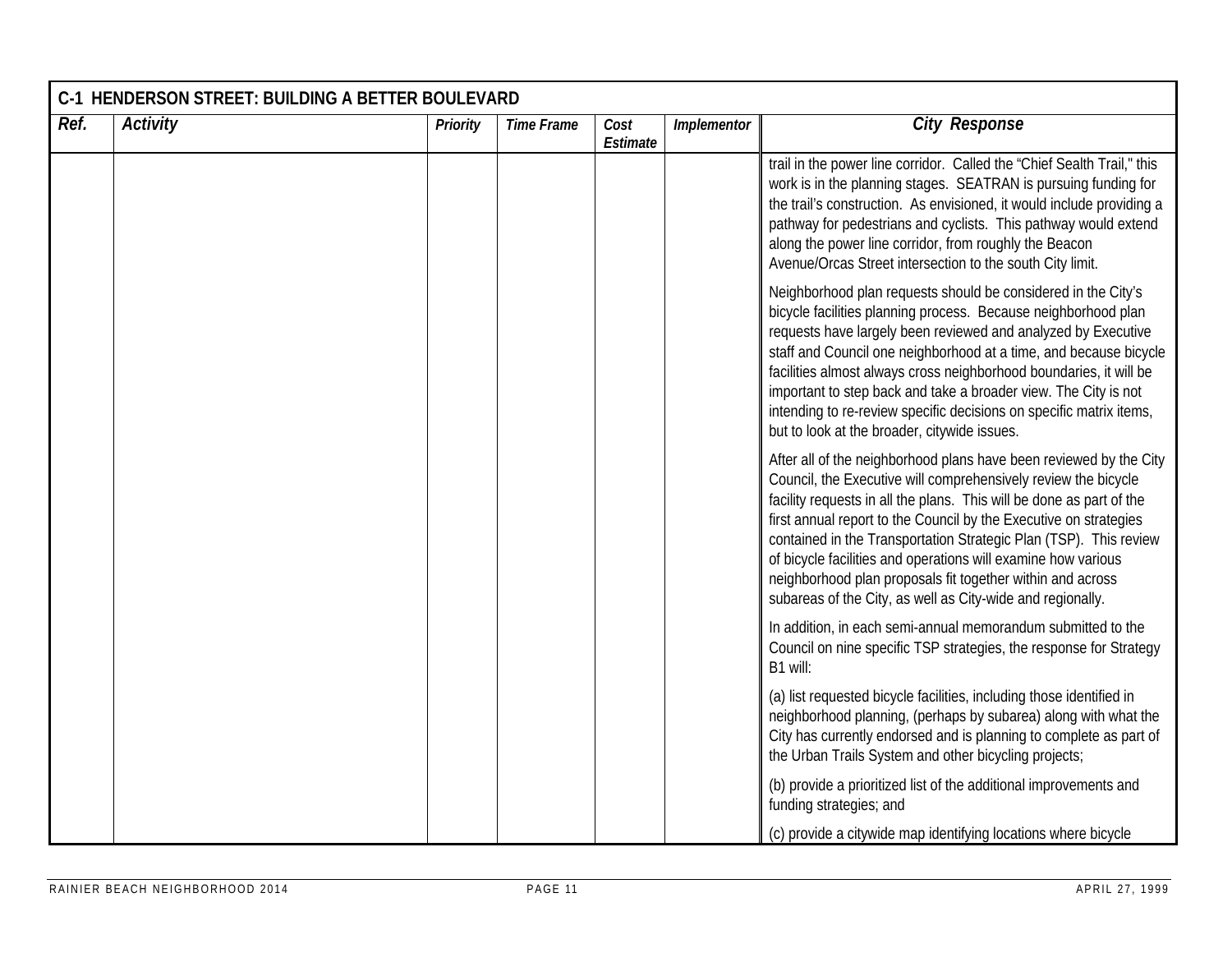| C-1 HENDERSON STREET: BUILDING A BETTER BOULEVARD | | | | | | |
|---|---|---|---|---|---|---|
| *Ref.* | *Activity* | *Priority* | *Time Frame* | *Cost Estimate* | *Implementor* | *City Response* |
| | | | | | | trail in the power line corridor. Called the "Chief Sealth Trail," this work is in the planning stages. SEATRAN is pursuing funding for the trail's construction. As envisioned, it would include providing a pathway for pedestrians and cyclists. This pathway would extend along the power line corridor, from roughly the Beacon Avenue/Orcas Street intersection to the south City limit.<br><br>Neighborhood plan requests should be considered in the City's bicycle facilities planning process. Because neighborhood plan requests have largely been reviewed and analyzed by Executive staff and Council one neighborhood at a time, and because bicycle facilities almost always cross neighborhood boundaries, it will be important to step back and take a broader view. The City is not intending to re-review specific decisions on specific matrix items, but to look at the broader, citywide issues.<br><br>After all of the neighborhood plans have been reviewed by the City Council, the Executive will comprehensively review the bicycle facility requests in all the plans. This will be done as part of the first annual report to the Council by the Executive on strategies contained in the Transportation Strategic Plan (TSP). This review of bicycle facilities and operations will examine how various neighborhood plan proposals fit together within and across subareas of the City, as well as City-wide and regionally.<br><br>In addition, in each semi-annual memorandum submitted to the Council on nine specific TSP strategies, the response for Strategy B1 will:<br><br>(a) list requested bicycle facilities, including those identified in neighborhood planning, (perhaps by subarea) along with what the City has currently endorsed and is planning to complete as part of the Urban Trails System and other bicycling projects;<br><br>(b) provide a prioritized list of the additional improvements and funding strategies; and<br><br>(c) provide a citywide map identifying locations where bicycle |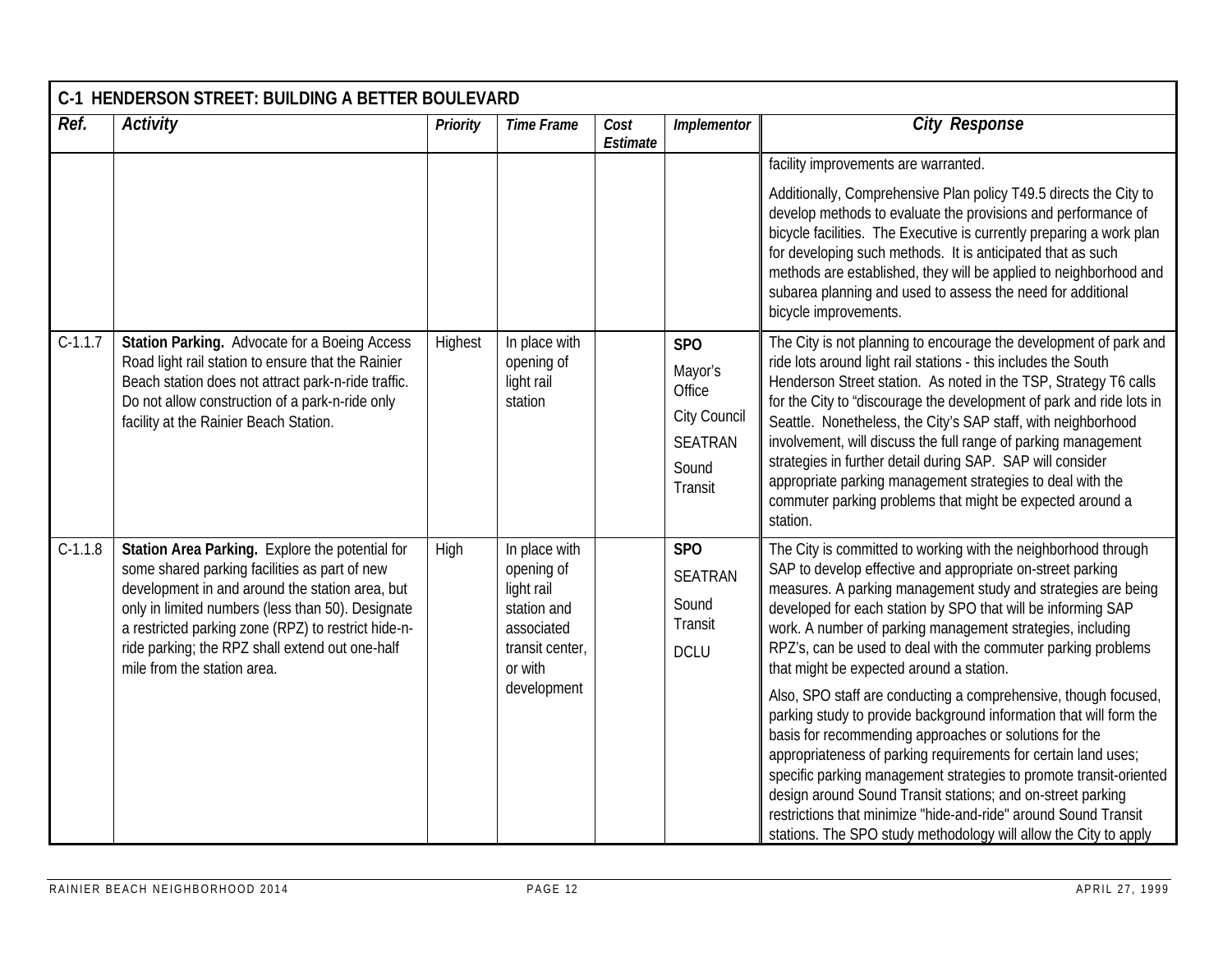| C-1 HENDERSON STREET: BUILDING A BETTER BOULEVARD | | | | | | |
|---|---|---|---|---|---|---|
| ***Ref.*** | ***Activity*** | ***Priority*** | ***Time Frame*** | ***Cost Estimate*** | ***Implementor*** | ***City Response*** |
| | | | | | | facility improvements are warranted.<br><br>Additionally, Comprehensive Plan policy T49.5 directs the City to develop methods to evaluate the provisions and performance of bicycle facilities. The Executive is currently preparing a work plan for developing such methods. It is anticipated that as such methods are established, they will be applied to neighborhood and subarea planning and used to assess the need for additional bicycle improvements. |
| C-1.1.7 | **Station Parking.** Advocate for a Boeing Access Road light rail station to ensure that the Rainier Beach station does not attract park-n-ride traffic. Do not allow construction of a park-n-ride only facility at the Rainier Beach Station. | Highest | In place with opening of light rail station | | **SPO**<br>Mayor's Office<br>City Council<br>SEATRAN<br>Sound Transit | The City is not planning to encourage the development of park and ride lots around light rail stations - this includes the South Henderson Street station. As noted in the TSP, Strategy T6 calls for the City to "discourage the development of park and ride lots in Seattle. Nonetheless, the City's SAP staff, with neighborhood involvement, will discuss the full range of parking management strategies in further detail during SAP. SAP will consider appropriate parking management strategies to deal with the commuter parking problems that might be expected around a station. |
| C-1.1.8 | **Station Area Parking.** Explore the potential for some shared parking facilities as part of new development in and around the station area, but only in limited numbers (less than 50). Designate a restricted parking zone (RPZ) to restrict hide-n-ride parking; the RPZ shall extend out one-half mile from the station area. | High | In place with opening of light rail station and associated transit center, or with development | | **SPO**<br>SEATRAN<br>Sound Transit<br>DCLU | The City is committed to working with the neighborhood through SAP to develop effective and appropriate on-street parking measures. A parking management study and strategies are being developed for each station by SPO that will be informing SAP work. A number of parking management strategies, including RPZ's, can be used to deal with the commuter parking problems that might be expected around a station.<br><br>Also, SPO staff are conducting a comprehensive, though focused, parking study to provide background information that will form the basis for recommending approaches or solutions for the appropriateness of parking requirements for certain land uses; specific parking management strategies to promote transit-oriented design around Sound Transit stations; and on-street parking restrictions that minimize "hide-and-ride" around Sound Transit stations. The SPO study methodology will allow the City to apply |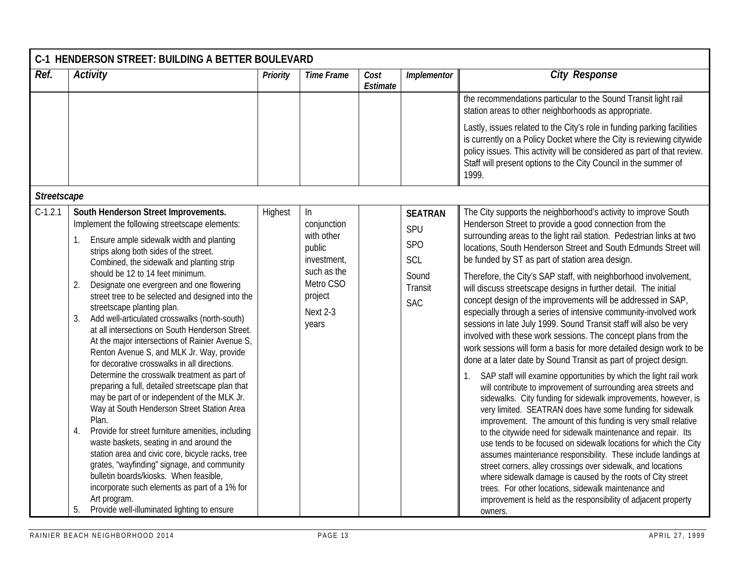| C-1 HENDERSON STREET: BUILDING A BETTER BOULEVARD | | | | | | |
|---|---|---|---|---|---|---|
| ***Ref.*** | ***Activity*** | ***Priority*** | ***Time Frame*** | ***Cost Estimate*** | ***Implementor*** | ***City Response*** |
| | | | | | | the recommendations particular to the Sound Transit light rail station areas to other neighborhoods as appropriate.<br><br>Lastly, issues related to the City's role in funding parking facilities is currently on a Policy Docket where the City is reviewing citywide policy issues. This activity will be considered as part of that review. Staff will present options to the City Council in the summer of 1999. |
| ***Streetscape*** | | | | | | |
| C-1.2.1 | **South Henderson Street Improvements.** Implement the following streetscape elements:<br>1. Ensure ample sidewalk width and planting strips along both sides of the street. Combined, the sidewalk and planting strip should be 12 to 14 feet minimum.<br>2. Designate one evergreen and one flowering street tree to be selected and designed into the streetscape planting plan.<br>3. Add well-articulated crosswalks (north-south) at all intersections on South Henderson Street. At the major intersections of Rainier Avenue S, Renton Avenue S, and MLK Jr. Way, provide for decorative crosswalks in all directions. Determine the crosswalk treatment as part of preparing a full, detailed streetscape plan that may be part of or independent of the MLK Jr. Way at South Henderson Street Station Area Plan.<br>4. Provide for street furniture amenities, including waste baskets, seating in and around the station area and civic core, bicycle racks, tree grates, "wayfinding" signage, and community bulletin boards/kiosks. When feasible, incorporate such elements as part of a 1% for Art program.<br>5. Provide well-illuminated lighting to ensure | Highest | In conjunction with other public investment, such as the Metro CSO project<br><br>Next 2-3 years | | **SEATRAN**<br>SPU<br>SPO<br>SCL<br>Sound Transit<br>SAC | The City supports the neighborhood's activity to improve South Henderson Street to provide a good connection from the surrounding areas to the light rail station. Pedestrian links at two locations, South Henderson Street and South Edmunds Street will be funded by ST as part of station area design.<br><br>Therefore, the City's SAP staff, with neighborhood involvement, will discuss streetscape designs in further detail. The initial concept design of the improvements will be addressed in SAP, especially through a series of intensive community-involved work sessions in late July 1999. Sound Transit staff will also be very involved with these work sessions. The concept plans from the work sessions will form a basis for more detailed design work to be done at a later date by Sound Transit as part of project design.<br><br>1. SAP staff will examine opportunities by which the light rail work will contribute to improvement of surrounding area streets and sidewalks. City funding for sidewalk improvements, however, is very limited. SEATRAN does have some funding for sidewalk improvement. The amount of this funding is very small relative to the citywide need for sidewalk maintenance and repair. Its use tends to be focused on sidewalk locations for which the City assumes maintenance responsibility. These include landings at street corners, alley crossings over sidewalk, and locations where sidewalk damage is caused by the roots of City street trees. For other locations, sidewalk maintenance and improvement is held as the responsibility of adjacent property owners. |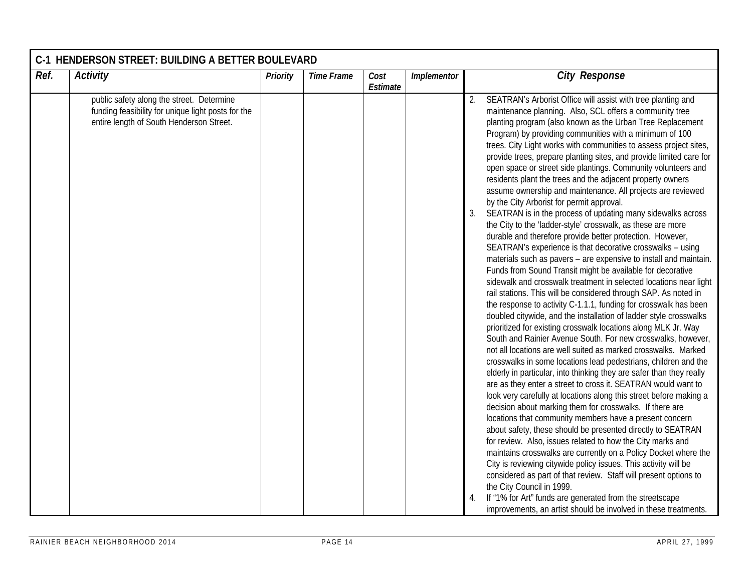| C-1 HENDERSON STREET: BUILDING A BETTER BOULEVARD | | | | | | |
|---|---|---|---|---|---|---|
| ***Ref.*** | ***Activity*** | ***Priority*** | ***Time Frame*** | ***Cost Estimate*** | ***Implementor*** | ***City Response*** |
| | public safety along the street. Determine funding feasibility for unique light posts for the entire length of South Henderson Street. | | | | | 2. SEATRAN's Arborist Office will assist with tree planting and maintenance planning. Also, SCL offers a community tree planting program (also known as the Urban Tree Replacement Program) by providing communities with a minimum of 100 trees. City Light works with communities to assess project sites, provide trees, prepare planting sites, and provide limited care for open space or street side plantings. Community volunteers and residents plant the trees and the adjacent property owners assume ownership and maintenance. All projects are reviewed by the City Arborist for permit approval.<br>3. SEATRAN is in the process of updating many sidewalks across the City to the 'ladder-style' crosswalk, as these are more durable and therefore provide better protection. However, SEATRAN's experience is that decorative crosswalks – using materials such as pavers – are expensive to install and maintain. Funds from Sound Transit might be available for decorative sidewalk and crosswalk treatment in selected locations near light rail stations. This will be considered through SAP. As noted in the response to activity C-1.1.1, funding for crosswalk has been doubled citywide, and the installation of ladder style crosswalks prioritized for existing crosswalk locations along MLK Jr. Way South and Rainier Avenue South. For new crosswalks, however, not all locations are well suited as marked crosswalks. Marked crosswalks in some locations lead pedestrians, children and the elderly in particular, into thinking they are safer than they really are as they enter a street to cross it. SEATRAN would want to look very carefully at locations along this street before making a decision about marking them for crosswalks. If there are locations that community members have a present concern about safety, these should be presented directly to SEATRAN for review. Also, issues related to how the City marks and maintains crosswalks are currently on a Policy Docket where the City is reviewing citywide policy issues. This activity will be considered as part of that review. Staff will present options to the City Council in 1999.<br>4. If "1% for Art" funds are generated from the streetscape improvements, an artist should be involved in these treatments. |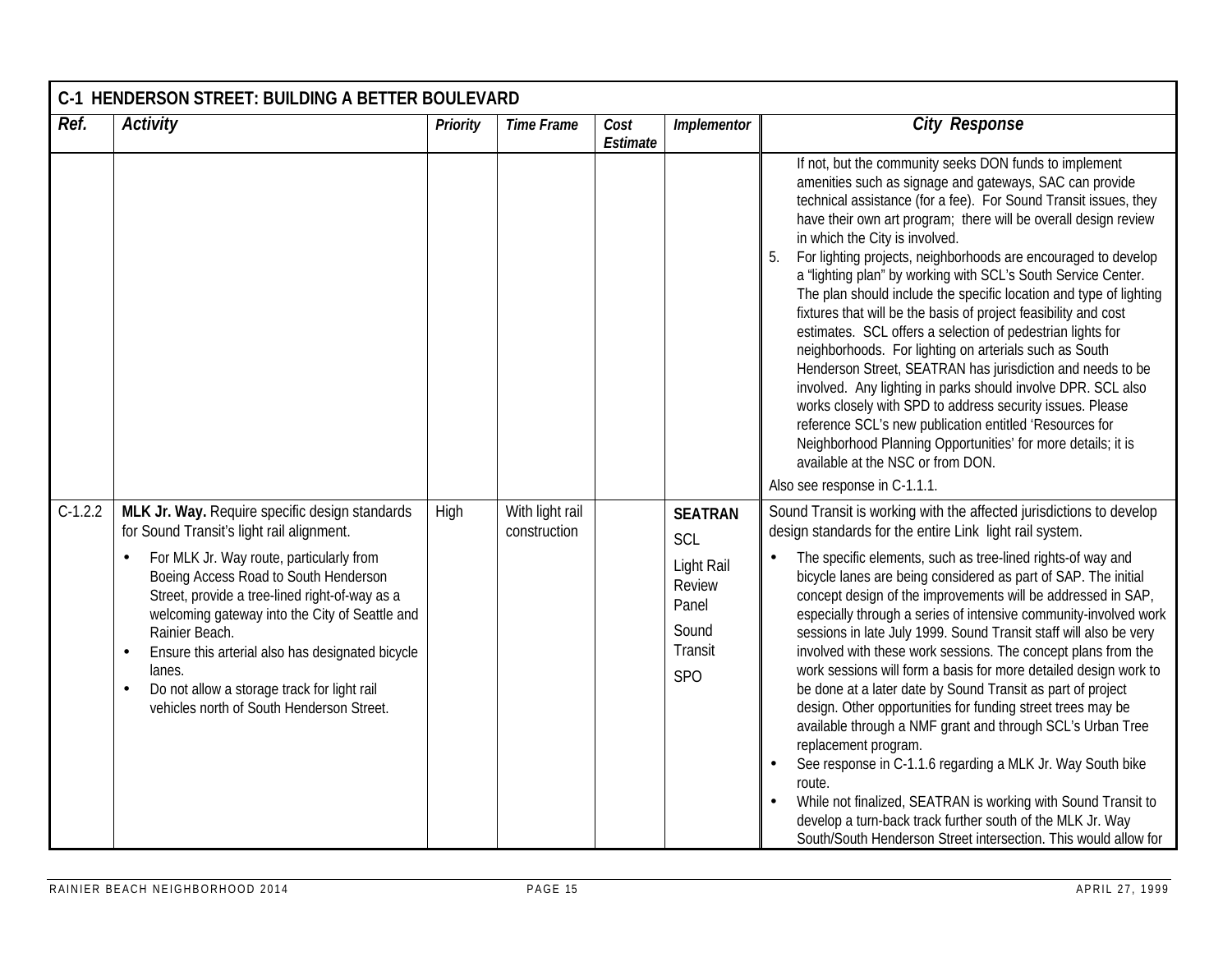| C-1 HENDERSON STREET: BUILDING A BETTER BOULEVARD | | | | | | |
|---|---|---|---|---|---|---|
| ***Ref.*** | ***Activity*** | ***Priority*** | ***Time Frame*** | ***Cost Estimate*** | ***Implementor*** | ***City Response*** |
| | | | | | | If not, but the community seeks DON funds to implement amenities such as signage and gateways, SAC can provide technical assistance (for a fee). For Sound Transit issues, they have their own art program; there will be overall design review in which the City is involved.<br>5. For lighting projects, neighborhoods are encouraged to develop a "lighting plan" by working with SCL's South Service Center. The plan should include the specific location and type of lighting fixtures that will be the basis of project feasibility and cost estimates. SCL offers a selection of pedestrian lights for neighborhoods. For lighting on arterials such as South Henderson Street, SEATRAN has jurisdiction and needs to be involved. Any lighting in parks should involve DPR. SCL also works closely with SPD to address security issues. Please reference SCL's new publication entitled 'Resources for Neighborhood Planning Opportunities' for more details; it is available at the NSC or from DON.<br>Also see response in C-1.1.1. |
| C-1.2.2 | **MLK Jr. Way.** Require specific design standards for Sound Transit's light rail alignment.<br>• For MLK Jr. Way route, particularly from Boeing Access Road to South Henderson Street, provide a tree-lined right-of-way as a welcoming gateway into the City of Seattle and Rainier Beach.<br>• Ensure this arterial also has designated bicycle lanes.<br>• Do not allow a storage track for light rail vehicles north of South Henderson Street. | High | With light rail construction | | **SEATRAN**<br>SCL<br>Light Rail Review Panel<br>Sound Transit<br>SPO | Sound Transit is working with the affected jurisdictions to develop design standards for the entire Link light rail system.<br>• The specific elements, such as tree-lined rights-of way and bicycle lanes are being considered as part of SAP. The initial concept design of the improvements will be addressed in SAP, especially through a series of intensive community-involved work sessions in late July 1999. Sound Transit staff will also be very involved with these work sessions. The concept plans from the work sessions will form a basis for more detailed design work to be done at a later date by Sound Transit as part of project design. Other opportunities for funding street trees may be available through a NMF grant and through SCL's Urban Tree replacement program.<br>• See response in C-1.1.6 regarding a MLK Jr. Way South bike route.<br>• While not finalized, SEATRAN is working with Sound Transit to develop a turn-back track further south of the MLK Jr. Way South/South Henderson Street intersection. This would allow for |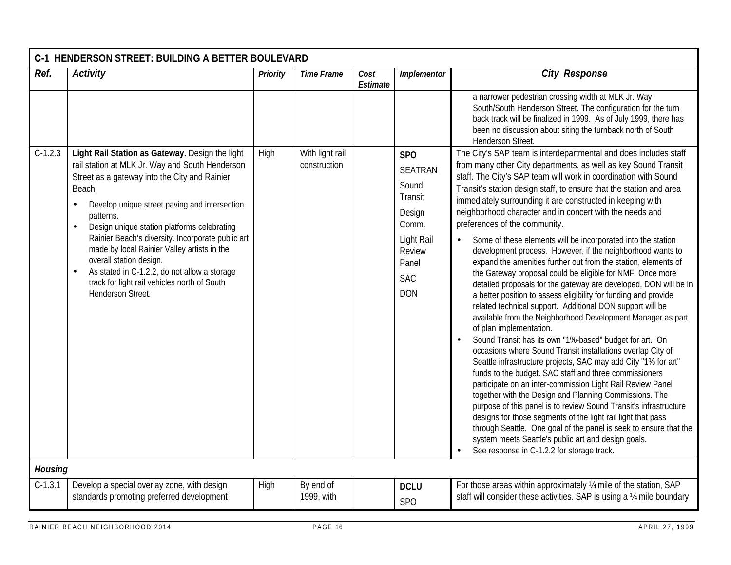| C-1 HENDERSON STREET: BUILDING A BETTER BOULEVARD | | | | | | |
|---|---|---|---|---|---|---|
| ***Ref.*** | ***Activity*** | ***Priority*** | ***Time Frame*** | ***Cost Estimate*** | ***Implementor*** | ***City Response*** |
| | | | | | | a narrower pedestrian crossing width at MLK Jr. Way South/South Henderson Street. The configuration for the turn back track will be finalized in 1999. As of July 1999, there has been no discussion about siting the turnback north of South Henderson Street. |
| C-1.2.3 | **Light Rail Station as Gateway.** Design the light rail station at MLK Jr. Way and South Henderson Street as a gateway into the City and Rainier Beach.<br>• Develop unique street paving and intersection patterns.<br>• Design unique station platforms celebrating Rainier Beach's diversity. Incorporate public art made by local Rainier Valley artists in the overall station design.<br>• As stated in C-1.2.2, do not allow a storage track for light rail vehicles north of South Henderson Street. | High | With light rail construction | | **SPO**<br>SEATRAN<br>Sound Transit<br>Design Comm.<br>Light Rail Review Panel<br>SAC<br>DON | The City's SAP team is interdepartmental and does includes staff from many other City departments, as well as key Sound Transit staff. The City's SAP team will work in coordination with Sound Transit's station design staff, to ensure that the station and area immediately surrounding it are constructed in keeping with neighborhood character and in concert with the needs and preferences of the community.<br>• Some of these elements will be incorporated into the station development process. However, if the neighborhood wants to expand the amenities further out from the station, elements of the Gateway proposal could be eligible for NMF. Once more detailed proposals for the gateway are developed, DON will be in a better position to assess eligibility for funding and provide related technical support. Additional DON support will be available from the Neighborhood Development Manager as part of plan implementation.<br>• Sound Transit has its own "1%-based" budget for art. On occasions where Sound Transit installations overlap City of Seattle infrastructure projects, SAC may add City "1% for art" funds to the budget. SAC staff and three commissioners participate on an inter-commission Light Rail Review Panel together with the Design and Planning Commissions. The purpose of this panel is to review Sound Transit's infrastructure designs for those segments of the light rail light that pass through Seattle. One goal of the panel is seek to ensure that the system meets Seattle's public art and design goals.<br>• See response in C-1.2.2 for storage track. |
| ***Housing*** | | | | | | |
| C-1.3.1 | Develop a special overlay zone, with design standards promoting preferred development | High | By end of 1999, with | | **DCLU**<br>SPO | For those areas within approximately ¼ mile of the station, SAP staff will consider these activities. SAP is using a ¼ mile boundary |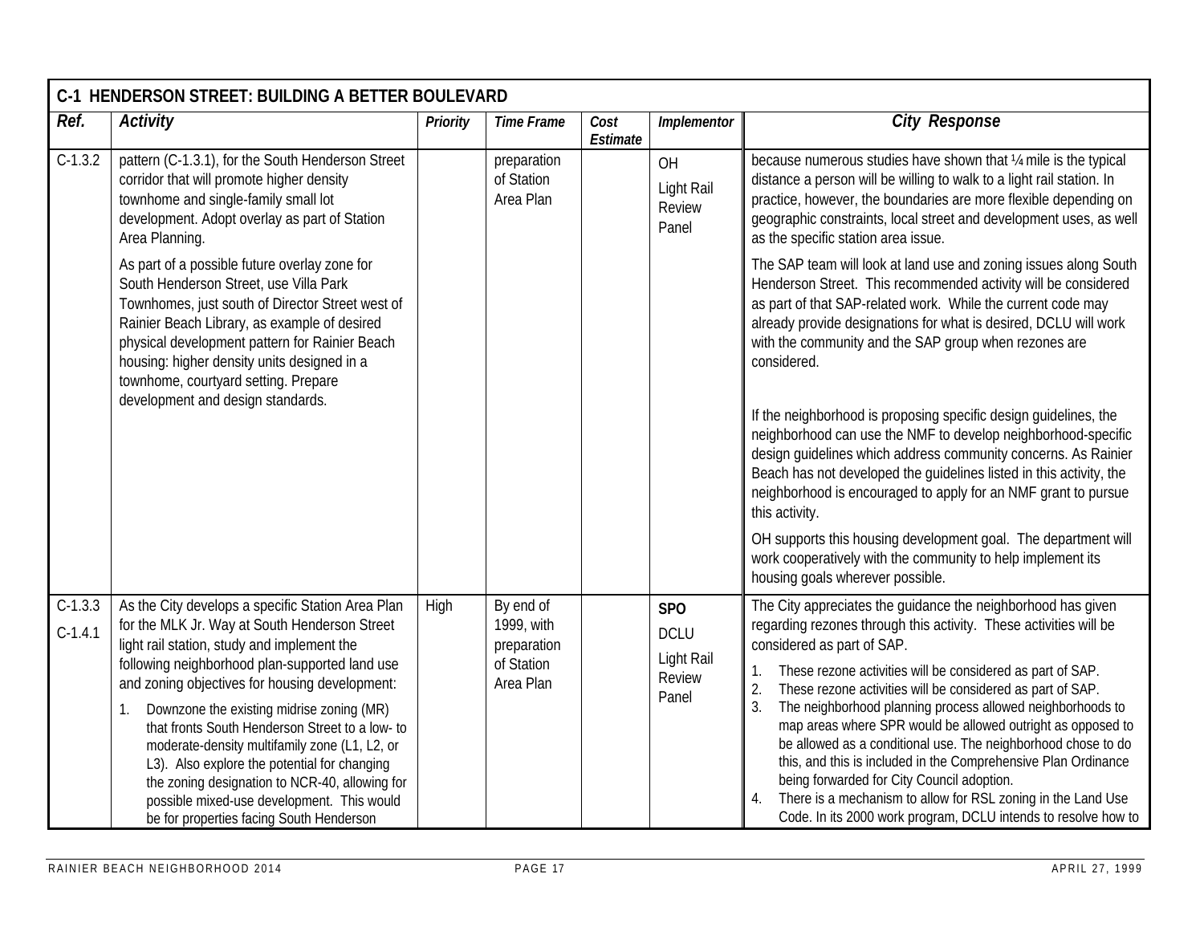| C-1 HENDERSON STREET: BUILDING A BETTER BOULEVARD | | | | | | |
|---|---|---|---|---|---|---|
| ***Ref.*** | ***Activity*** | ***Priority*** | ***Time Frame*** | ***Cost Estimate*** | ***Implementor*** | ***City Response*** |
| C-1.3.2 | pattern (C-1.3.1), for the South Henderson Street corridor that will promote higher density townhome and single-family small lot development. Adopt overlay as part of Station Area Planning.<br><br>As part of a possible future overlay zone for South Henderson Street, use Villa Park Townhomes, just south of Director Street west of Rainier Beach Library, as example of desired physical development pattern for Rainier Beach housing: higher density units designed in a townhome, courtyard setting. Prepare development and design standards. | | preparation of Station Area Plan | | OH<br>Light Rail Review Panel | because numerous studies have shown that ¼ mile is the typical distance a person will be willing to walk to a light rail station. In practice, however, the boundaries are more flexible depending on geographic constraints, local street and development uses, as well as the specific station area issue.<br><br>The SAP team will look at land use and zoning issues along South Henderson Street. This recommended activity will be considered as part of that SAP-related work. While the current code may already provide designations for what is desired, DCLU will work with the community and the SAP group when rezones are considered.<br><br>If the neighborhood is proposing specific design guidelines, the neighborhood can use the NMF to develop neighborhood-specific design guidelines which address community concerns. As Rainier Beach has not developed the guidelines listed in this activity, the neighborhood is encouraged to apply for an NMF grant to pursue this activity.<br><br>OH supports this housing development goal. The department will work cooperatively with the community to help implement its housing goals wherever possible. |
| C-1.3.3<br>C-1.4.1 | As the City develops a specific Station Area Plan for the MLK Jr. Way at South Henderson Street light rail station, study and implement the following neighborhood plan-supported land use and zoning objectives for housing development:<br>1. Downzone the existing midrise zoning (MR) that fronts South Henderson Street to a low- to moderate-density multifamily zone (L1, L2, or L3). Also explore the potential for changing the zoning designation to NCR-40, allowing for possible mixed-use development. This would be for properties facing South Henderson | High | By end of 1999, with preparation of Station Area Plan | | **SPO**<br>DCLU<br>Light Rail Review Panel | The City appreciates the guidance the neighborhood has given regarding rezones through this activity. These activities will be considered as part of SAP.<br>1. These rezone activities will be considered as part of SAP.<br>2. These rezone activities will be considered as part of SAP.<br>3. The neighborhood planning process allowed neighborhoods to map areas where SPR would be allowed outright as opposed to be allowed as a conditional use. The neighborhood chose to do this, and this is included in the Comprehensive Plan Ordinance being forwarded for City Council adoption.<br>4. There is a mechanism to allow for RSL zoning in the Land Use Code. In its 2000 work program, DCLU intends to resolve how to |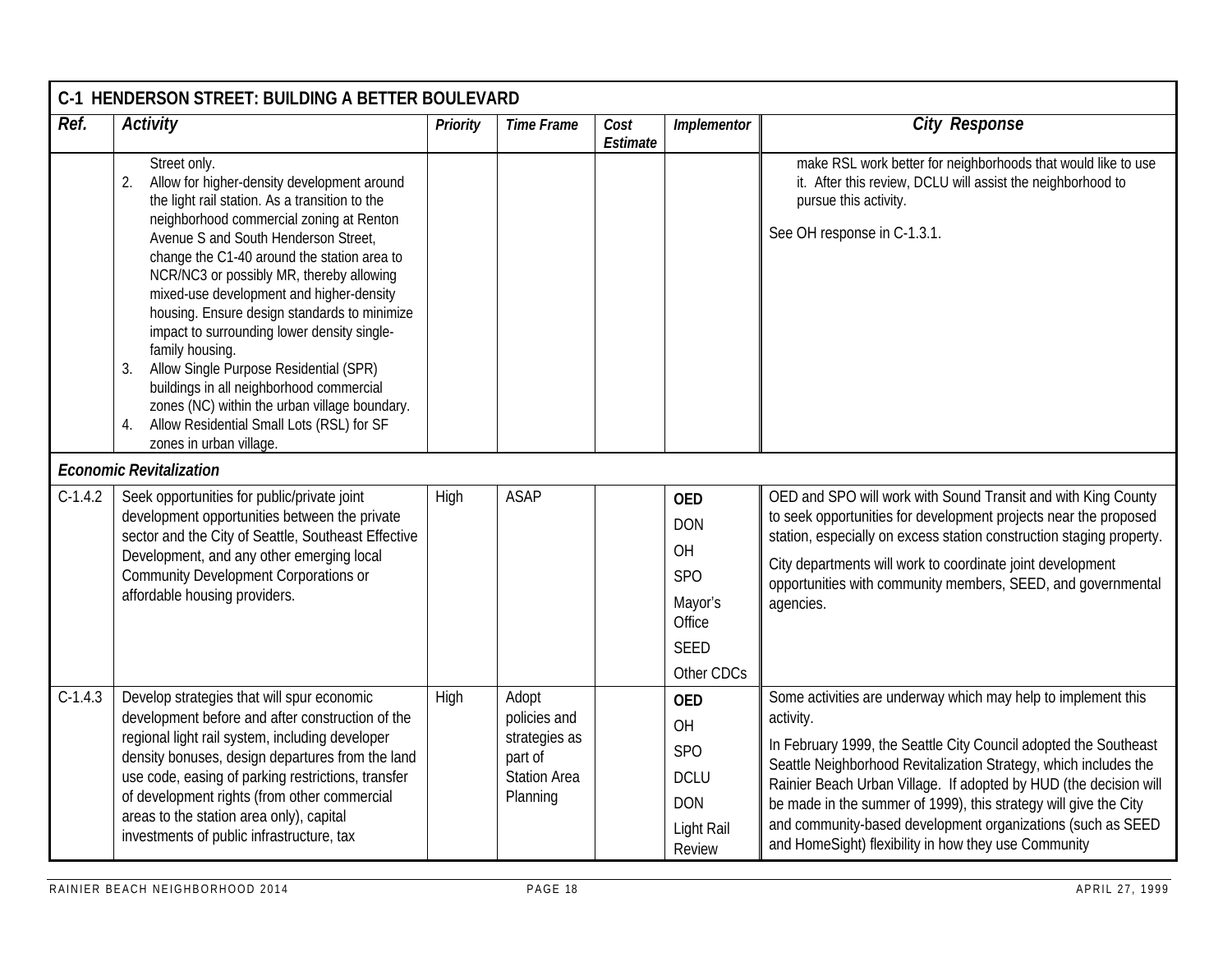| C-1 HENDERSON STREET: BUILDING A BETTER BOULEVARD | | | | | | |
|---|---|---|---|---|---|---|
| ***Ref.*** | ***Activity*** | ***Priority*** | ***Time Frame*** | ***Cost Estimate*** | ***Implementor*** | ***City Response*** |
| | Street only.<br>2. Allow for higher-density development around the light rail station. As a transition to the neighborhood commercial zoning at Renton Avenue S and South Henderson Street, change the C1-40 around the station area to NCR/NC3 or possibly MR, thereby allowing mixed-use development and higher-density housing. Ensure design standards to minimize impact to surrounding lower density single-family housing.<br>3. Allow Single Purpose Residential (SPR) buildings in all neighborhood commercial zones (NC) within the urban village boundary.<br>4. Allow Residential Small Lots (RSL) for SF zones in urban village. | | | | | make RSL work better for neighborhoods that would like to use it. After this review, DCLU will assist the neighborhood to pursue this activity.<br><br>See OH response in C-1.3.1. |
| ***Economic Revitalization*** | | | | | | |
| C-1.4.2 | Seek opportunities for public/private joint development opportunities between the private sector and the City of Seattle, Southeast Effective Development, and any other emerging local Community Development Corporations or affordable housing providers. | High | ASAP | | **OED**<br>DON<br>OH<br>SPO<br>Mayor's Office<br>SEED<br>Other CDCs | OED and SPO will work with Sound Transit and with King County to seek opportunities for development projects near the proposed station, especially on excess station construction staging property.<br><br>City departments will work to coordinate joint development opportunities with community members, SEED, and governmental agencies. |
| C-1.4.3 | Develop strategies that will spur economic development before and after construction of the regional light rail system, including developer density bonuses, design departures from the land use code, easing of parking restrictions, transfer of development rights (from other commercial areas to the station area only), capital investments of public infrastructure, tax | High | Adopt policies and strategies as part of Station Area Planning | | **OED**<br>OH<br>SPO<br>DCLU<br>DON<br>Light Rail Review | Some activities are underway which may help to implement this activity.<br><br>In February 1999, the Seattle City Council adopted the Southeast Seattle Neighborhood Revitalization Strategy, which includes the Rainier Beach Urban Village. If adopted by HUD (the decision will be made in the summer of 1999), this strategy will give the City and community-based development organizations (such as SEED and HomeSight) flexibility in how they use Community |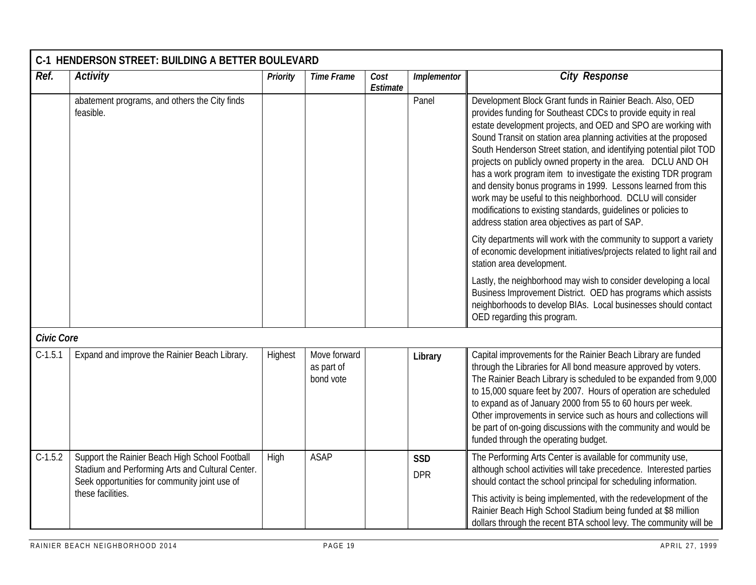| C-1 HENDERSON STREET: BUILDING A BETTER BOULEVARD | | | | | | |
|---|---|---|---|---|---|---|
| ***Ref.*** | ***Activity*** | ***Priority*** | ***Time Frame*** | ***Cost Estimate*** | ***Implementor*** | ***City Response*** |
| | abatement programs, and others the City finds feasible. | | | | Panel | Development Block Grant funds in Rainier Beach. Also, OED provides funding for Southeast CDCs to provide equity in real estate development projects, and OED and SPO are working with Sound Transit on station area planning activities at the proposed South Henderson Street station, and identifying potential pilot TOD projects on publicly owned property in the area. DCLU AND OH has a work program item to investigate the existing TDR program and density bonus programs in 1999. Lessons learned from this work may be useful to this neighborhood. DCLU will consider modifications to existing standards, guidelines or policies to address station area objectives as part of SAP.<br><br>City departments will work with the community to support a variety of economic development initiatives/projects related to light rail and station area development.<br><br>Lastly, the neighborhood may wish to consider developing a local Business Improvement District. OED has programs which assists neighborhoods to develop BIAs. Local businesses should contact OED regarding this program. |
| ***Civic Core*** | | | | | | |
| C-1.5.1 | Expand and improve the Rainier Beach Library. | Highest | Move forward as part of bond vote | | **Library** | Capital improvements for the Rainier Beach Library are funded through the Libraries for All bond measure approved by voters. The Rainier Beach Library is scheduled to be expanded from 9,000 to 15,000 square feet by 2007. Hours of operation are scheduled to expand as of January 2000 from 55 to 60 hours per week. Other improvements in service such as hours and collections will be part of on-going discussions with the community and would be funded through the operating budget. |
| C-1.5.2 | Support the Rainier Beach High School Football Stadium and Performing Arts and Cultural Center. Seek opportunities for community joint use of these facilities. | High | ASAP | | **SSD**<br><br>DPR | The Performing Arts Center is available for community use, although school activities will take precedence. Interested parties should contact the school principal for scheduling information.<br><br>This activity is being implemented, with the redevelopment of the Rainier Beach High School Stadium being funded at $8 million dollars through the recent BTA school levy. The community will be |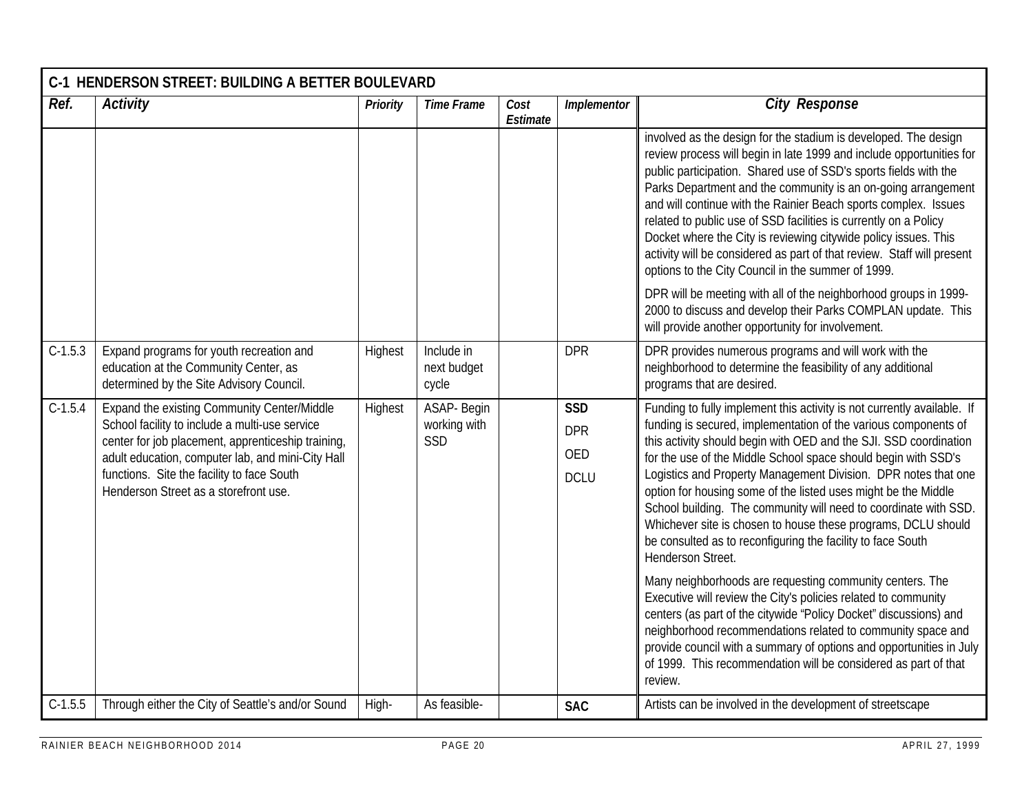| C-1 HENDERSON STREET: BUILDING A BETTER BOULEVARD | | | | | | |
|---|---|---|---|---|---|---|
| ***Ref.*** | ***Activity*** | ***Priority*** | ***Time Frame*** | ***Cost Estimate*** | ***Implementor*** | ***City Response*** |
| | | | | | | involved as the design for the stadium is developed. The design review process will begin in late 1999 and include opportunities for public participation. Shared use of SSD's sports fields with the Parks Department and the community is an on-going arrangement and will continue with the Rainier Beach sports complex. Issues related to public use of SSD facilities is currently on a Policy Docket where the City is reviewing citywide policy issues. This activity will be considered as part of that review. Staff will present options to the City Council in the summer of 1999.<br><br>DPR will be meeting with all of the neighborhood groups in 1999-2000 to discuss and develop their Parks COMPLAN update. This will provide another opportunity for involvement. |
| C-1.5.3 | Expand programs for youth recreation and education at the Community Center, as determined by the Site Advisory Council. | Highest | Include in next budget cycle | | DPR | DPR provides numerous programs and will work with the neighborhood to determine the feasibility of any additional programs that are desired. |
| C-1.5.4 | Expand the existing Community Center/Middle School facility to include a multi-use service center for job placement, apprenticeship training, adult education, computer lab, and mini-City Hall functions. Site the facility to face South Henderson Street as a storefront use. | Highest | ASAP- Begin working with SSD | | **SSD**<br>DPR<br>OED<br>DCLU | Funding to fully implement this activity is not currently available. If funding is secured, implementation of the various components of this activity should begin with OED and the SJI. SSD coordination for the use of the Middle School space should begin with SSD's Logistics and Property Management Division. DPR notes that one option for housing some of the listed uses might be the Middle School building. The community will need to coordinate with SSD. Whichever site is chosen to house these programs, DCLU should be consulted as to reconfiguring the facility to face South Henderson Street.<br><br>Many neighborhoods are requesting community centers. The Executive will review the City's policies related to community centers (as part of the citywide "Policy Docket" discussions) and neighborhood recommendations related to community space and provide council with a summary of options and opportunities in July of 1999. This recommendation will be considered as part of that review. |
| C-1.5.5 | Through either the City of Seattle's and/or Sound | High- | As feasible- | | **SAC** | Artists can be involved in the development of streetscape |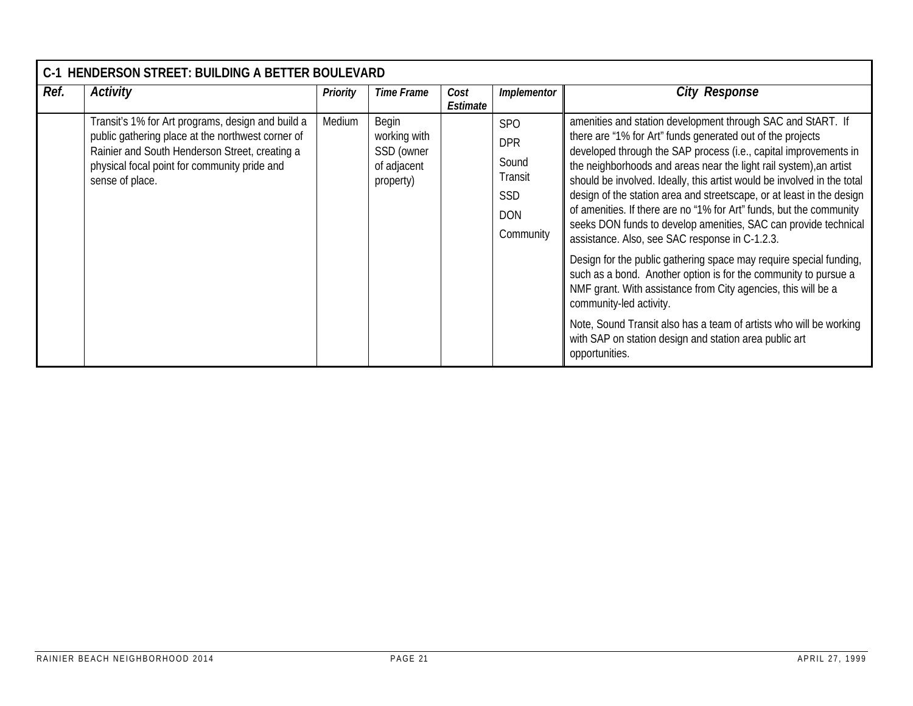| C-1 HENDERSON STREET: BUILDING A BETTER BOULEVARD | | | | | | |
|---|---|---|---|---|---|---|
| ***Ref.*** | ***Activity*** | ***Priority*** | ***Time Frame*** | ***Cost Estimate*** | ***Implementor*** | ***City Response*** |
| | Transit's 1% for Art programs, design and build a public gathering place at the northwest corner of Rainier and South Henderson Street, creating a physical focal point for community pride and sense of place. | Medium | Begin working with SSD (owner of adjacent property) | | SPO<br>DPR<br>Sound Transit<br>SSD<br>DON<br>Community | amenities and station development through SAC and StART. If there are "1% for Art" funds generated out of the projects developed through the SAP process (i.e., capital improvements in the neighborhoods and areas near the light rail system),an artist should be involved. Ideally, this artist would be involved in the total design of the station area and streetscape, or at least in the design of amenities. If there are no "1% for Art" funds, but the community seeks DON funds to develop amenities, SAC can provide technical assistance. Also, see SAC response in C-1.2.3.<br><br>Design for the public gathering space may require special funding, such as a bond. Another option is for the community to pursue a NMF grant. With assistance from City agencies, this will be a community-led activity.<br><br>Note, Sound Transit also has a team of artists who will be working with SAP on station design and station area public art opportunities. |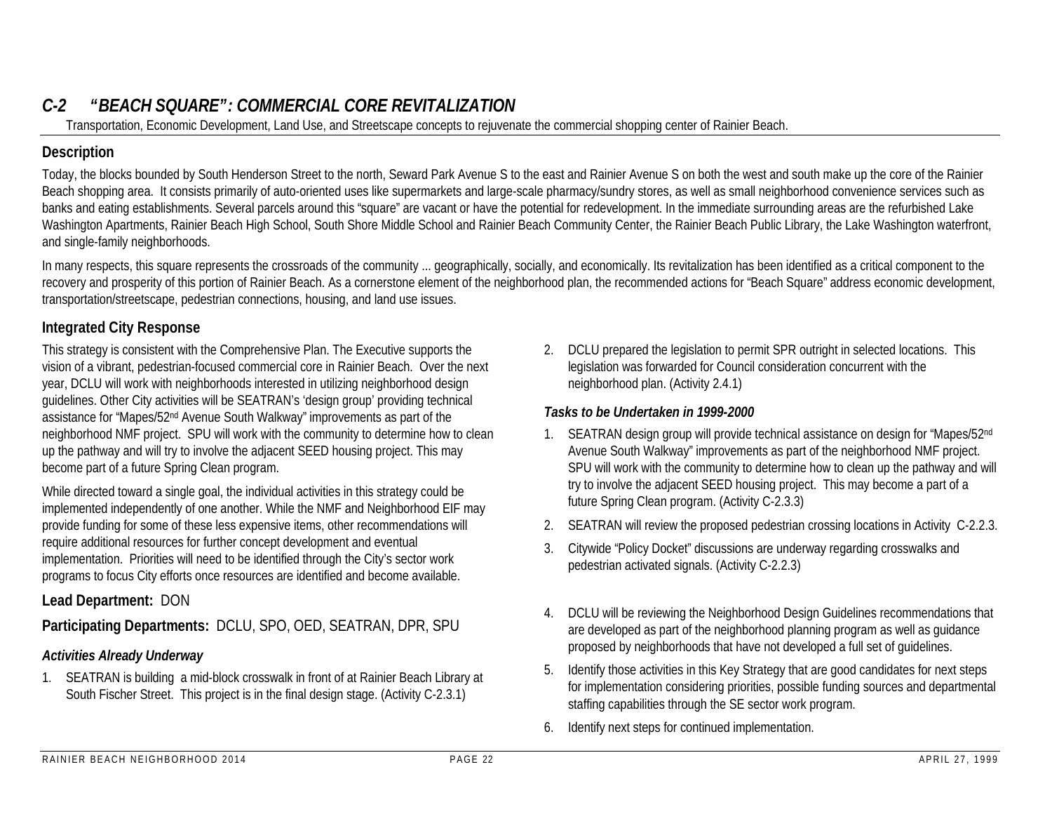## *C-2 "BEACH SQUARE": COMMERCIAL CORE REVITALIZATION*

Transportation, Economic Development, Land Use, and Streetscape concepts to rejuvenate the commercial shopping center of Rainier Beach.

### Description

Today, the blocks bounded by South Henderson Street to the north, Seward Park Avenue S to the east and Rainier Avenue S on both the west and south make up the core of the Rainier Beach shopping area. It consists primarily of auto-oriented uses like supermarkets and large-scale pharmacy/sundry stores, as well as small neighborhood convenience services such as banks and eating establishments. Several parcels around this "square" are vacant or have the potential for redevelopment. In the immediate surrounding areas are the refurbished Lake Washington Apartments, Rainier Beach High School, South Shore Middle School and Rainier Beach Community Center, the Rainier Beach Public Library, the Lake Washington waterfront, and single-family neighborhoods.

In many respects, this square represents the crossroads of the community ... geographically, socially, and economically. Its revitalization has been identified as a critical component to the recovery and prosperity of this portion of Rainier Beach. As a cornerstone element of the neighborhood plan, the recommended actions for "Beach Square" address economic development, transportation/streetscape, pedestrian connections, housing, and land use issues.

### Integrated City Response

This strategy is consistent with the Comprehensive Plan. The Executive supports the vision of a vibrant, pedestrian-focused commercial core in Rainier Beach. Over the next year, DCLU will work with neighborhoods interested in utilizing neighborhood design guidelines. Other City activities will be SEATRAN's 'design group' providing technical assistance for "Mapes/52nd Avenue South Walkway" improvements as part of the neighborhood NMF project. SPU will work with the community to determine how to clean up the pathway and will try to involve the adjacent SEED housing project. This may become part of a future Spring Clean program.

While directed toward a single goal, the individual activities in this strategy could be implemented independently of one another. While the NMF and Neighborhood EIF may provide funding for some of these less expensive items, other recommendations will require additional resources for further concept development and eventual implementation. Priorities will need to be identified through the City's sector work programs to focus City efforts once resources are identified and become available.

**Lead Department:** DON

**Participating Departments:** DCLU, SPO, OED, SEATRAN, DPR, SPU

#### *Activities Already Underway*

1. SEATRAN is building a mid-block crosswalk in front of at Rainier Beach Library at South Fischer Street. This project is in the final design stage. (Activity C-2.3.1)
2. DCLU prepared the legislation to permit SPR outright in selected locations. This legislation was forwarded for Council consideration concurrent with the neighborhood plan. (Activity 2.4.1)

#### *Tasks to be Undertaken in 1999-2000*

1. SEATRAN design group will provide technical assistance on design for "Mapes/52nd Avenue South Walkway" improvements as part of the neighborhood NMF project. SPU will work with the community to determine how to clean up the pathway and will try to involve the adjacent SEED housing project. This may become a part of a future Spring Clean program. (Activity C-2.3.3)
2. SEATRAN will review the proposed pedestrian crossing locations in Activity C-2.2.3.
3. Citywide "Policy Docket" discussions are underway regarding crosswalks and pedestrian activated signals. (Activity C-2.2.3)
4. DCLU will be reviewing the Neighborhood Design Guidelines recommendations that are developed as part of the neighborhood planning program as well as guidance proposed by neighborhoods that have not developed a full set of guidelines.
5. Identify those activities in this Key Strategy that are good candidates for next steps for implementation considering priorities, possible funding sources and departmental staffing capabilities through the SE sector work program.
6. Identify next steps for continued implementation.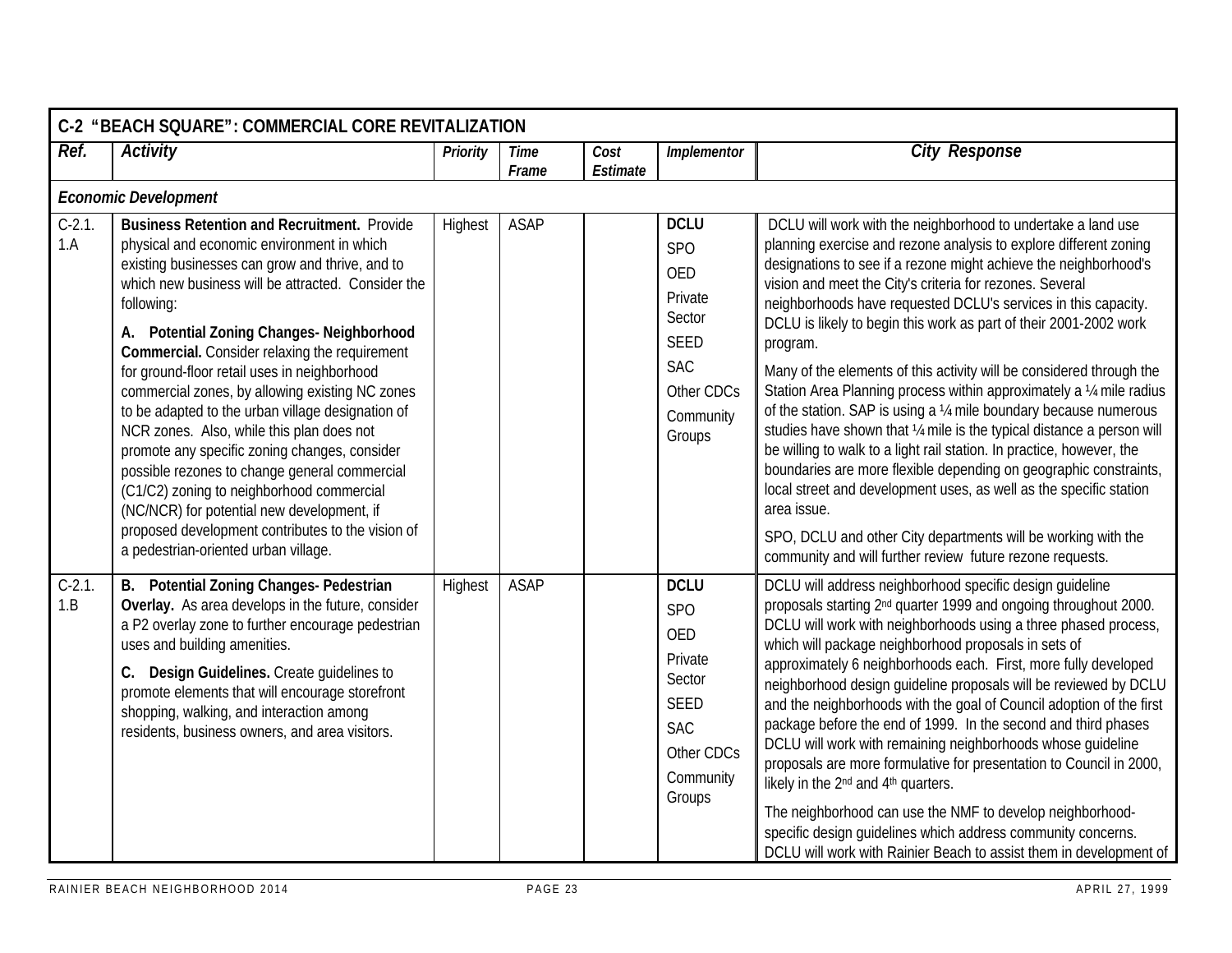| C-2 "BEACH SQUARE": COMMERCIAL CORE REVITALIZATION | | | | | | |
|---|---|---|---|---|---|---|
| ***Ref.*** | ***Activity*** | ***Priority*** | ***Time Frame*** | ***Cost Estimate*** | ***Implementor*** | ***City Response*** |
| ***Economic Development*** | | | | | | |
| C-2.1.1.A | **Business Retention and Recruitment.** Provide physical and economic environment in which existing businesses can grow and thrive, and to which new business will be attracted. Consider the following:<br><br>**A. Potential Zoning Changes- Neighborhood Commercial.** Consider relaxing the requirement for ground-floor retail uses in neighborhood commercial zones, by allowing existing NC zones to be adapted to the urban village designation of NCR zones. Also, while this plan does not promote any specific zoning changes, consider possible rezones to change general commercial (C1/C2) zoning to neighborhood commercial (NC/NCR) for potential new development, if proposed development contributes to the vision of a pedestrian-oriented urban village. | Highest | ASAP | | **DCLU**<br>SPO<br>OED<br>Private Sector<br>SEED<br>SAC<br>Other CDCs<br>Community Groups | DCLU will work with the neighborhood to undertake a land use planning exercise and rezone analysis to explore different zoning designations to see if a rezone might achieve the neighborhood's vision and meet the City's criteria for rezones. Several neighborhoods have requested DCLU's services in this capacity. DCLU is likely to begin this work as part of their 2001-2002 work program.<br><br>Many of the elements of this activity will be considered through the Station Area Planning process within approximately a ¼ mile radius of the station. SAP is using a ¼ mile boundary because numerous studies have shown that ¼ mile is the typical distance a person will be willing to walk to a light rail station. In practice, however, the boundaries are more flexible depending on geographic constraints, local street and development uses, as well as the specific station area issue.<br><br>SPO, DCLU and other City departments will be working with the community and will further review future rezone requests. |
| C-2.1.1.B | **B. Potential Zoning Changes- Pedestrian Overlay.** As area develops in the future, consider a P2 overlay zone to further encourage pedestrian uses and building amenities.<br><br>**C. Design Guidelines.** Create guidelines to promote elements that will encourage storefront shopping, walking, and interaction among residents, business owners, and area visitors. | Highest | ASAP | | **DCLU**<br>SPO<br>OED<br>Private Sector<br>SEED<br>SAC<br>Other CDCs<br>Community Groups | DCLU will address neighborhood specific design guideline proposals starting 2nd quarter 1999 and ongoing throughout 2000. DCLU will work with neighborhoods using a three phased process, which will package neighborhood proposals in sets of approximately 6 neighborhoods each. First, more fully developed neighborhood design guideline proposals will be reviewed by DCLU and the neighborhoods with the goal of Council adoption of the first package before the end of 1999. In the second and third phases DCLU will work with remaining neighborhoods whose guideline proposals are more formulative for presentation to Council in 2000, likely in the 2nd and 4th quarters.<br><br>The neighborhood can use the NMF to develop neighborhood-specific design guidelines which address community concerns. DCLU will work with Rainier Beach to assist them in development of |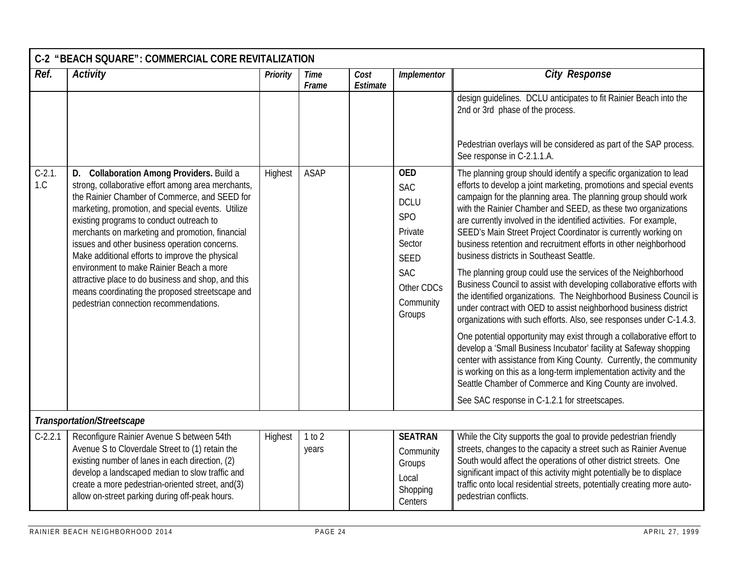## C-2 "BEACH SQUARE": COMMERCIAL CORE REVITALIZATION

| Ref. | Activity | Priority | Time Frame | Cost Estimate | Implementor | City Response |
|---|---|---|---|---|---|---|
| | | | | | | design guidelines. DCLU anticipates to fit Rainier Beach into the 2nd or 3rd phase of the process.<br><br>Pedestrian overlays will be considered as part of the SAP process. See response in C-2.1.1.A. |
| C-2.1.1.C | **D. Collaboration Among Providers.** Build a strong, collaborative effort among area merchants, the Rainier Chamber of Commerce, and SEED for marketing, promotion, and special events. Utilize existing programs to conduct outreach to merchants on marketing and promotion, financial issues and other business operation concerns. Make additional efforts to improve the physical environment to make Rainier Beach a more attractive place to do business and shop, and this means coordinating the proposed streetscape and pedestrian connection recommendations. | Highest | ASAP | | **OED**<br>SAC<br>DCLU<br>SPO<br>Private Sector<br>SEED<br>SAC<br>Other CDCs<br>Community Groups | The planning group should identify a specific organization to lead efforts to develop a joint marketing, promotions and special events campaign for the planning area. The planning group should work with the Rainier Chamber and SEED, as these two organizations are currently involved in the identified activities. For example, SEED's Main Street Project Coordinator is currently working on business retention and recruitment efforts in other neighborhood business districts in Southeast Seattle.<br><br>The planning group could use the services of the Neighborhood Business Council to assist with developing collaborative efforts with the identified organizations. The Neighborhood Business Council is under contract with OED to assist neighborhood business district organizations with such efforts. Also, see responses under C-1.4.3.<br><br>One potential opportunity may exist through a collaborative effort to develop a 'Small Business Incubator' facility at Safeway shopping center with assistance from King County. Currently, the community is working on this as a long-term implementation activity and the Seattle Chamber of Commerce and King County are involved.<br><br>See SAC response in C-1.2.1 for streetscapes. |
| ***Transportation/Streetscape*** | | | | | | |
| C-2.2.1 | Reconfigure Rainier Avenue S between 54th Avenue S to Cloverdale Street to (1) retain the existing number of lanes in each direction, (2) develop a landscaped median to slow traffic and create a more pedestrian-oriented street, and(3) allow on-street parking during off-peak hours. | Highest | 1 to 2 years | | **SEATRAN**<br>Community Groups<br>Local Shopping Centers | While the City supports the goal to provide pedestrian friendly streets, changes to the capacity a street such as Rainier Avenue South would affect the operations of other district streets. One significant impact of this activity might potentially be to displace traffic onto local residential streets, potentially creating more auto-pedestrian conflicts. |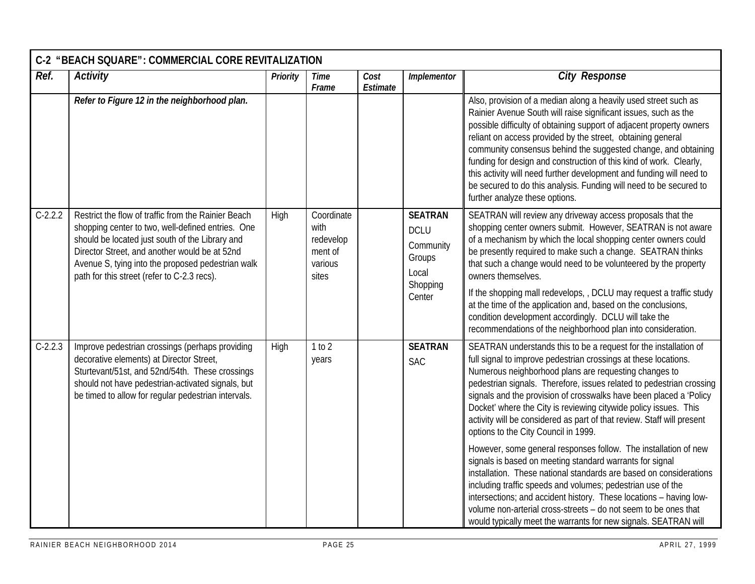| C-2 "BEACH SQUARE": COMMERCIAL CORE REVITALIZATION | | | | | | |
|---|---|---|---|---|---|---|
| **Ref.** | **Activity** | **Priority** | **Time Frame** | **Cost Estimate** | **Implementor** | **City Response** |
| | ***Refer to Figure 12 in the neighborhood plan.*** | | | | | Also, provision of a median along a heavily used street such as Rainier Avenue South will raise significant issues, such as the possible difficulty of obtaining support of adjacent property owners reliant on access provided by the street, obtaining general community consensus behind the suggested change, and obtaining funding for design and construction of this kind of work. Clearly, this activity will need further development and funding will need to be secured to do this analysis. Funding will need to be secured to further analyze these options. |
| C-2.2.2 | Restrict the flow of traffic from the Rainier Beach shopping center to two, well-defined entries. One should be located just south of the Library and Director Street, and another would be at 52nd Avenue S, tying into the proposed pedestrian walk path for this street (refer to C-2.3 recs). | High | Coordinate with redevelopment of various sites | | **SEATRAN**<br>DCLU<br>Community Groups<br>Local Shopping Center | SEATRAN will review any driveway access proposals that the shopping center owners submit. However, SEATRAN is not aware of a mechanism by which the local shopping center owners could be presently required to make such a change. SEATRAN thinks that such a change would need to be volunteered by the property owners themselves.<br><br>If the shopping mall redevelops, , DCLU may request a traffic study at the time of the application and, based on the conclusions, condition development accordingly. DCLU will take the recommendations of the neighborhood plan into consideration. |
| C-2.2.3 | Improve pedestrian crossings (perhaps providing decorative elements) at Director Street, Sturtevant/51st, and 52nd/54th. These crossings should not have pedestrian-activated signals, but be timed to allow for regular pedestrian intervals. | High | 1 to 2 years | | **SEATRAN**<br>SAC | SEATRAN understands this to be a request for the installation of full signal to improve pedestrian crossings at these locations. Numerous neighborhood plans are requesting changes to pedestrian signals. Therefore, issues related to pedestrian crossing signals and the provision of crosswalks have been placed a 'Policy Docket' where the City is reviewing citywide policy issues. This activity will be considered as part of that review. Staff will present options to the City Council in 1999.<br><br>However, some general responses follow. The installation of new signals is based on meeting standard warrants for signal installation. These national standards are based on considerations including traffic speeds and volumes; pedestrian use of the intersections; and accident history. These locations – having low-volume non-arterial cross-streets – do not seem to be ones that would typically meet the warrants for new signals. SEATRAN will |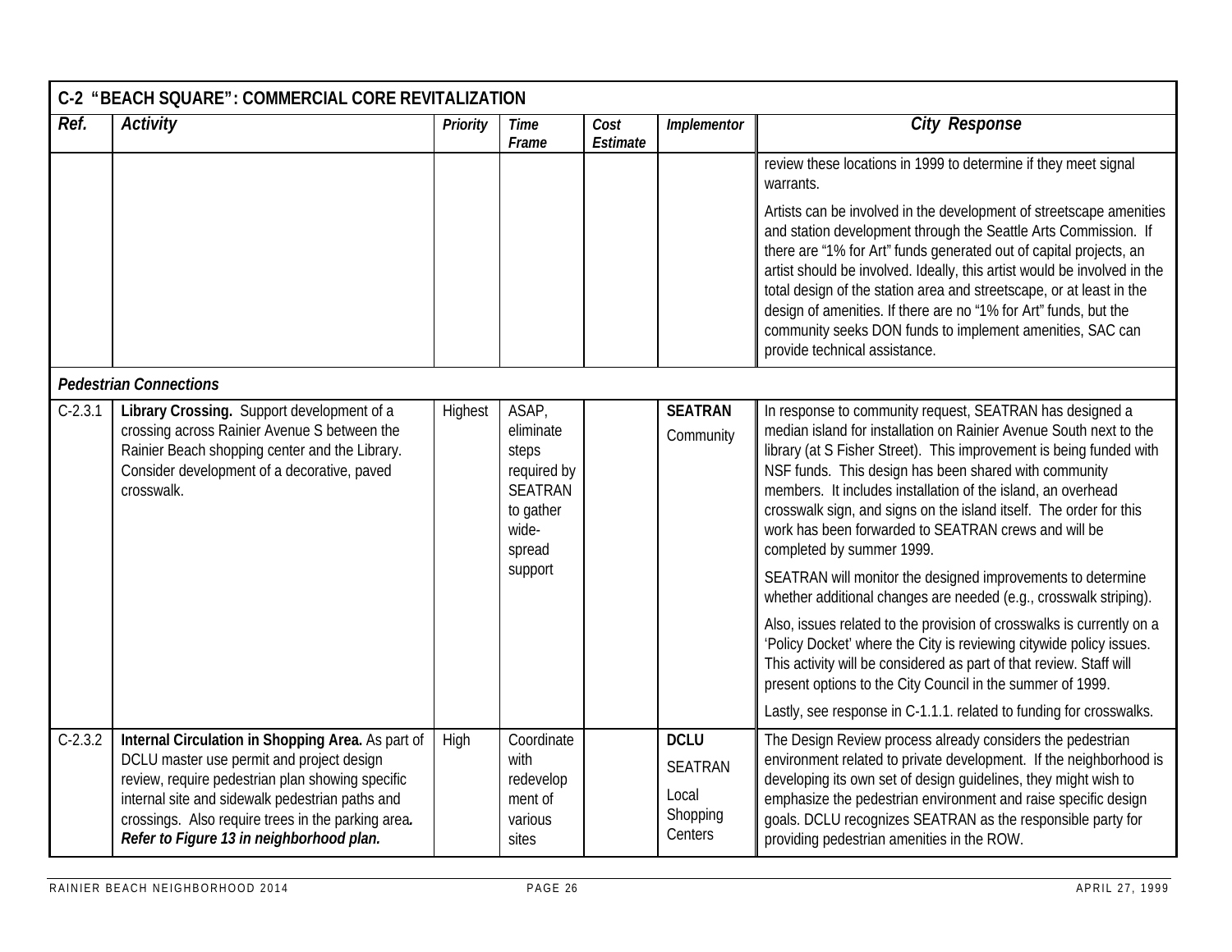| C-2 "BEACH SQUARE": COMMERCIAL CORE REVITALIZATION | | | | | | |
|---|---|---|---|---|---|---|
| ***Ref.*** | ***Activity*** | ***Priority*** | ***Time Frame*** | ***Cost Estimate*** | ***Implementor*** | ***City Response*** |
| | | | | | | review these locations in 1999 to determine if they meet signal warrants.<br><br>Artists can be involved in the development of streetscape amenities and station development through the Seattle Arts Commission. If there are "1% for Art" funds generated out of capital projects, an artist should be involved. Ideally, this artist would be involved in the total design of the station area and streetscape, or at least in the design of amenities. If there are no "1% for Art" funds, but the community seeks DON funds to implement amenities, SAC can provide technical assistance. |
| ***Pedestrian Connections*** | | | | | | |
| C-2.3.1 | **Library Crossing.** Support development of a crossing across Rainier Avenue S between the Rainier Beach shopping center and the Library. Consider development of a decorative, paved crosswalk. | Highest | ASAP, eliminate steps required by SEATRAN to gather wide-spread support | | **SEATRAN**<br>Community | In response to community request, SEATRAN has designed a median island for installation on Rainier Avenue South next to the library (at S Fisher Street). This improvement is being funded with NSF funds. This design has been shared with community members. It includes installation of the island, an overhead crosswalk sign, and signs on the island itself. The order for this work has been forwarded to SEATRAN crews and will be completed by summer 1999.<br><br>SEATRAN will monitor the designed improvements to determine whether additional changes are needed (e.g., crosswalk striping).<br><br>Also, issues related to the provision of crosswalks is currently on a 'Policy Docket' where the City is reviewing citywide policy issues. This activity will be considered as part of that review. Staff will present options to the City Council in the summer of 1999.<br><br>Lastly, see response in C-1.1.1. related to funding for crosswalks. |
| C-2.3.2 | **Internal Circulation in Shopping Area.** As part of DCLU master use permit and project design review, require pedestrian plan showing specific internal site and sidewalk pedestrian paths and crossings. Also require trees in the parking area. ***Refer to Figure 13 in neighborhood plan.*** | High | Coordinate with redevelopment of various sites | | **DCLU**<br>SEATRAN<br>Local Shopping Centers | The Design Review process already considers the pedestrian environment related to private development. If the neighborhood is developing its own set of design guidelines, they might wish to emphasize the pedestrian environment and raise specific design goals. DCLU recognizes SEATRAN as the responsible party for providing pedestrian amenities in the ROW. |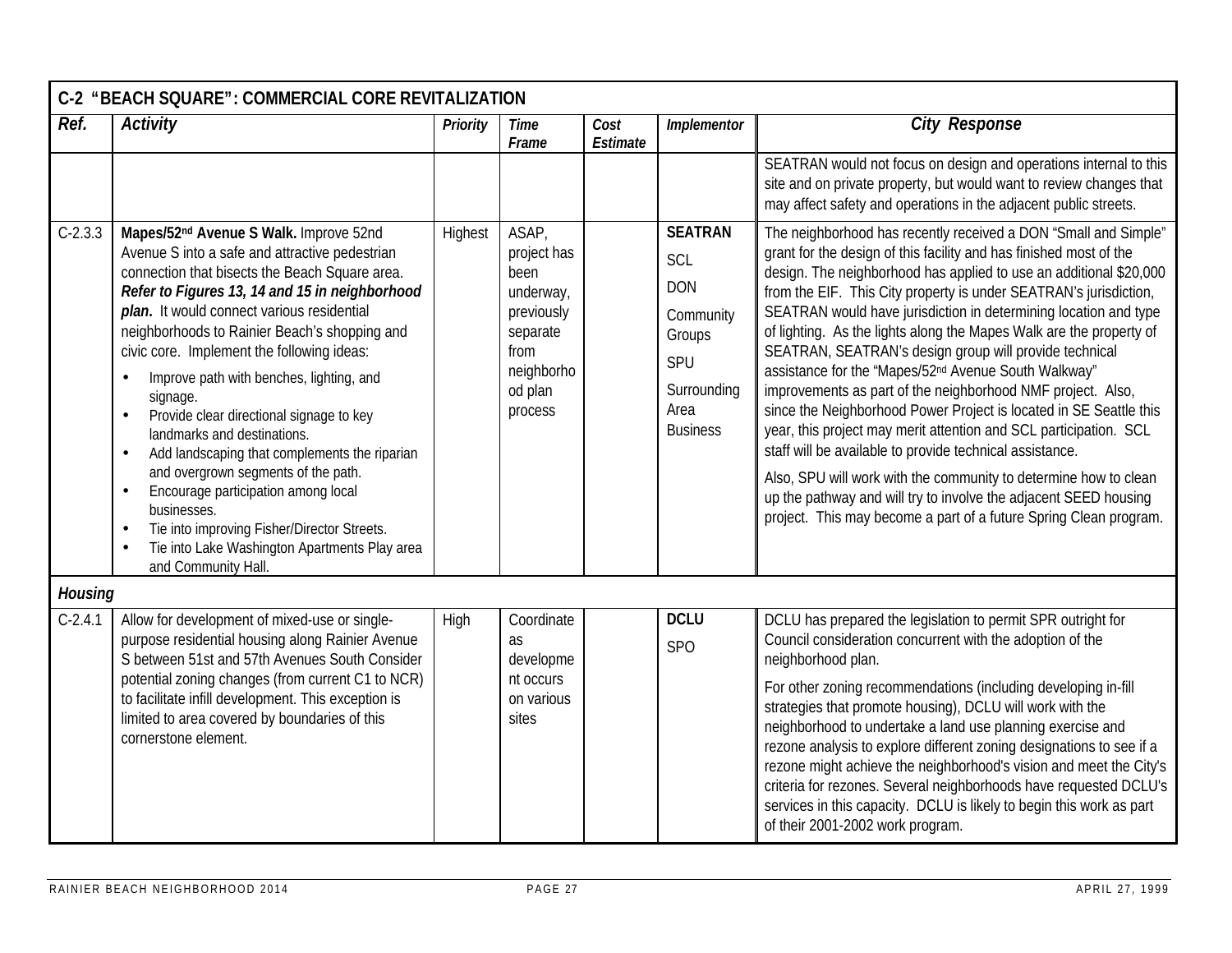| C-2 "BEACH SQUARE": COMMERCIAL CORE REVITALIZATION | | | | | | |
|---|---|---|---|---|---|---|
| **Ref.** | **Activity** | **Priority** | **Time Frame** | **Cost Estimate** | **Implementor** | **City Response** |
| | | | | | | SEATRAN would not focus on design and operations internal to this site and on private property, but would want to review changes that may affect safety and operations in the adjacent public streets. |
| C-2.3.3 | **Mapes/52nd Avenue S Walk.** Improve 52nd Avenue S into a safe and attractive pedestrian connection that bisects the Beach Square area. ***Refer to Figures 13, 14 and 15 in neighborhood plan.*** It would connect various residential neighborhoods to Rainier Beach's shopping and civic core. Implement the following ideas: <br>• Improve path with benches, lighting, and signage. <br>• Provide clear directional signage to key landmarks and destinations. <br>• Add landscaping that complements the riparian and overgrown segments of the path. <br>• Encourage participation among local businesses. <br>• Tie into improving Fisher/Director Streets. <br>• Tie into Lake Washington Apartments Play area and Community Hall. | Highest | ASAP, project has been underway, previously separate from neighborhood plan process | | **SEATRAN** <br>SCL <br>DON <br>Community Groups <br>SPU <br>Surrounding Area Business | The neighborhood has recently received a DON "Small and Simple" grant for the design of this facility and has finished most of the design. The neighborhood has applied to use an additional $20,000 from the EIF. This City property is under SEATRAN's jurisdiction, SEATRAN would have jurisdiction in determining location and type of lighting. As the lights along the Mapes Walk are the property of SEATRAN, SEATRAN's design group will provide technical assistance for the "Mapes/52nd Avenue South Walkway" improvements as part of the neighborhood NMF project. Also, since the Neighborhood Power Project is located in SE Seattle this year, this project may merit attention and SCL participation. SCL staff will be available to provide technical assistance. <br>Also, SPU will work with the community to determine how to clean up the pathway and will try to involve the adjacent SEED housing project. This may become a part of a future Spring Clean program. |
| ***Housing*** | | | | | | |
| C-2.4.1 | Allow for development of mixed-use or single-purpose residential housing along Rainier Avenue S between 51st and 57th Avenues South Consider potential zoning changes (from current C1 to NCR) to facilitate infill development. This exception is limited to area covered by boundaries of this cornerstone element. | High | Coordinate as development occurs on various sites | | **DCLU** <br>SPO | DCLU has prepared the legislation to permit SPR outright for Council consideration concurrent with the adoption of the neighborhood plan. <br>For other zoning recommendations (including developing in-fill strategies that promote housing), DCLU will work with the neighborhood to undertake a land use planning exercise and rezone analysis to explore different zoning designations to see if a rezone might achieve the neighborhood's vision and meet the City's criteria for rezones. Several neighborhoods have requested DCLU's services in this capacity. DCLU is likely to begin this work as part of their 2001-2002 work program. |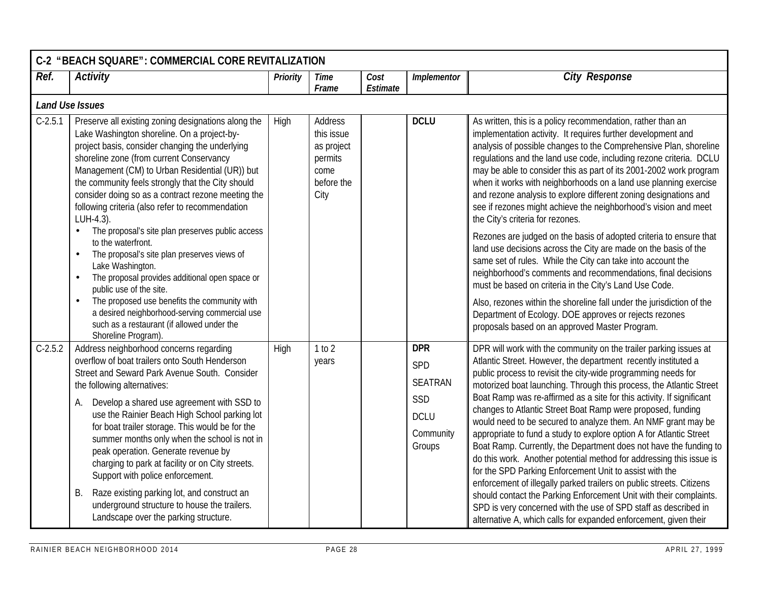| C-2 "BEACH SQUARE": COMMERCIAL CORE REVITALIZATION | | | | | | |
|---|---|---|---|---|---|---|
| ***Ref.*** | ***Activity*** | ***Priority*** | ***Time Frame*** | ***Cost Estimate*** | ***Implementor*** | ***City Response*** |
| ***Land Use Issues*** | | | | | | |
| C-2.5.1 | Preserve all existing zoning designations along the Lake Washington shoreline. On a project-by-project basis, consider changing the underlying shoreline zone (from current Conservancy Management (CM) to Urban Residential (UR)) but the community feels strongly that the City should consider doing so as a contract rezone meeting the following criteria (also refer to recommendation LUH-4.3).<br>• The proposal's site plan preserves public access to the waterfront.<br>• The proposal's site plan preserves views of Lake Washington.<br>• The proposal provides additional open space or public use of the site.<br>• The proposed use benefits the community with a desired neighborhood-serving commercial use such as a restaurant (if allowed under the Shoreline Program). | High | Address this issue as project permits come before the City | | **DCLU** | As written, this is a policy recommendation, rather than an implementation activity. It requires further development and analysis of possible changes to the Comprehensive Plan, shoreline regulations and the land use code, including rezone criteria. DCLU may be able to consider this as part of its 2001-2002 work program when it works with neighborhoods on a land use planning exercise and rezone analysis to explore different zoning designations and see if rezones might achieve the neighborhood's vision and meet the City's criteria for rezones.<br><br>Rezones are judged on the basis of adopted criteria to ensure that land use decisions across the City are made on the basis of the same set of rules. While the City can take into account the neighborhood's comments and recommendations, final decisions must be based on criteria in the City's Land Use Code.<br><br>Also, rezones within the shoreline fall under the jurisdiction of the Department of Ecology. DOE approves or rejects rezones proposals based on an approved Master Program. |
| C-2.5.2 | Address neighborhood concerns regarding overflow of boat trailers onto South Henderson Street and Seward Park Avenue South. Consider the following alternatives:<br>A. Develop a shared use agreement with SSD to use the Rainier Beach High School parking lot for boat trailer storage. This would be for the summer months only when the school is not in peak operation. Generate revenue by charging to park at facility or on City streets. Support with police enforcement.<br>B. Raze existing parking lot, and construct an underground structure to house the trailers. Landscape over the parking structure. | High | 1 to 2 years | | **DPR**<br>SPD<br>SEATRAN<br>SSD<br>DCLU<br>Community Groups | DPR will work with the community on the trailer parking issues at Atlantic Street. However, the department recently instituted a public process to revisit the city-wide programming needs for motorized boat launching. Through this process, the Atlantic Street Boat Ramp was re-affirmed as a site for this activity. If significant changes to Atlantic Street Boat Ramp were proposed, funding would need to be secured to analyze them. An NMF grant may be appropriate to fund a study to explore option A for Atlantic Street Boat Ramp. Currently, the Department does not have the funding to do this work. Another potential method for addressing this issue is for the SPD Parking Enforcement Unit to assist with the enforcement of illegally parked trailers on public streets. Citizens should contact the Parking Enforcement Unit with their complaints. SPD is very concerned with the use of SPD staff as described in alternative A, which calls for expanded enforcement, given their |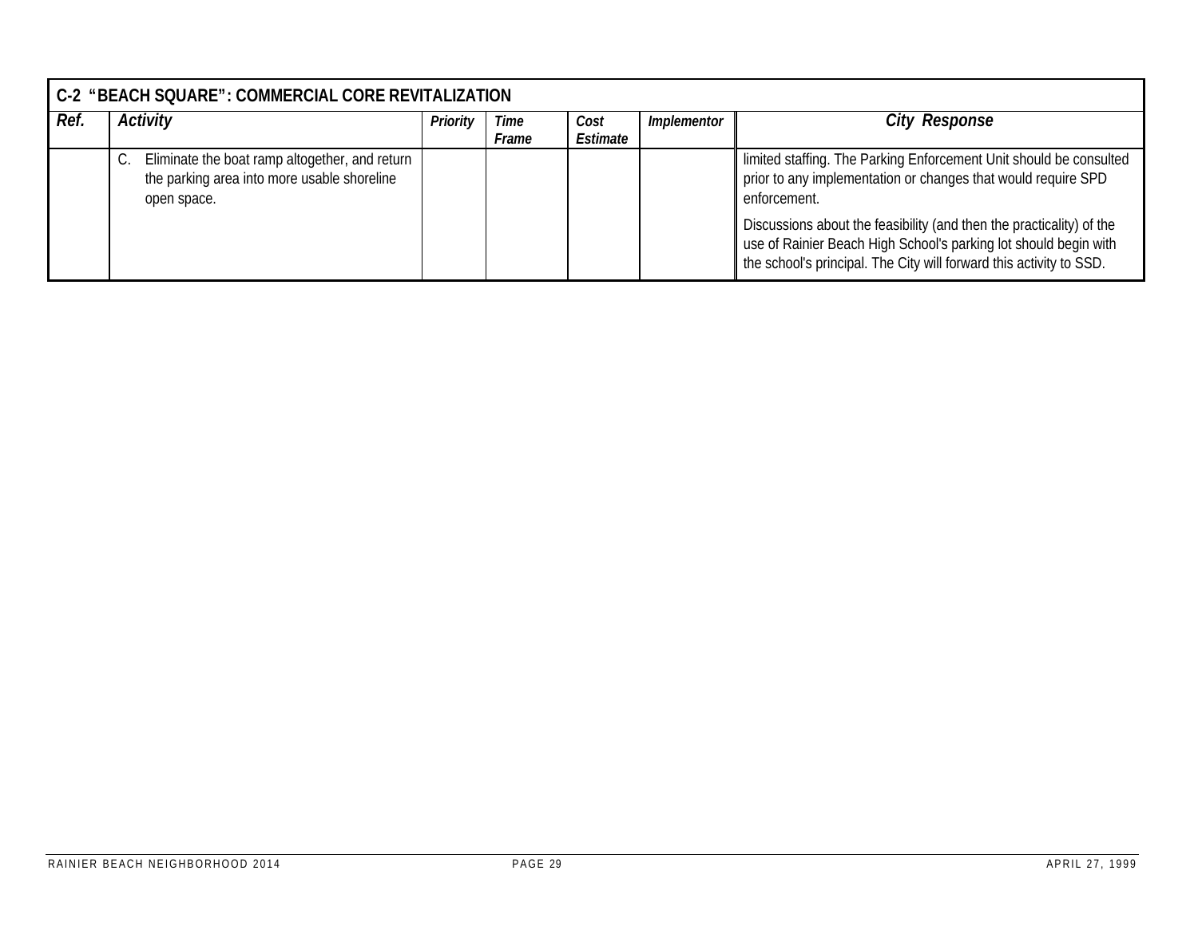| C-2 "BEACH SQUARE": COMMERCIAL CORE REVITALIZATION | | | | | | |
|---|---|---|---|---|---|---|
| ***Ref.*** | ***Activity*** | ***Priority*** | ***Time Frame*** | ***Cost Estimate*** | ***Implementor*** | ***City Response*** |
| | C. Eliminate the boat ramp altogether, and return the parking area into more usable shoreline open space. | | | | | limited staffing. The Parking Enforcement Unit should be consulted prior to any implementation or changes that would require SPD enforcement.<br><br>Discussions about the feasibility (and then the practicality) of the use of Rainier Beach High School's parking lot should begin with the school's principal. The City will forward this activity to SSD. |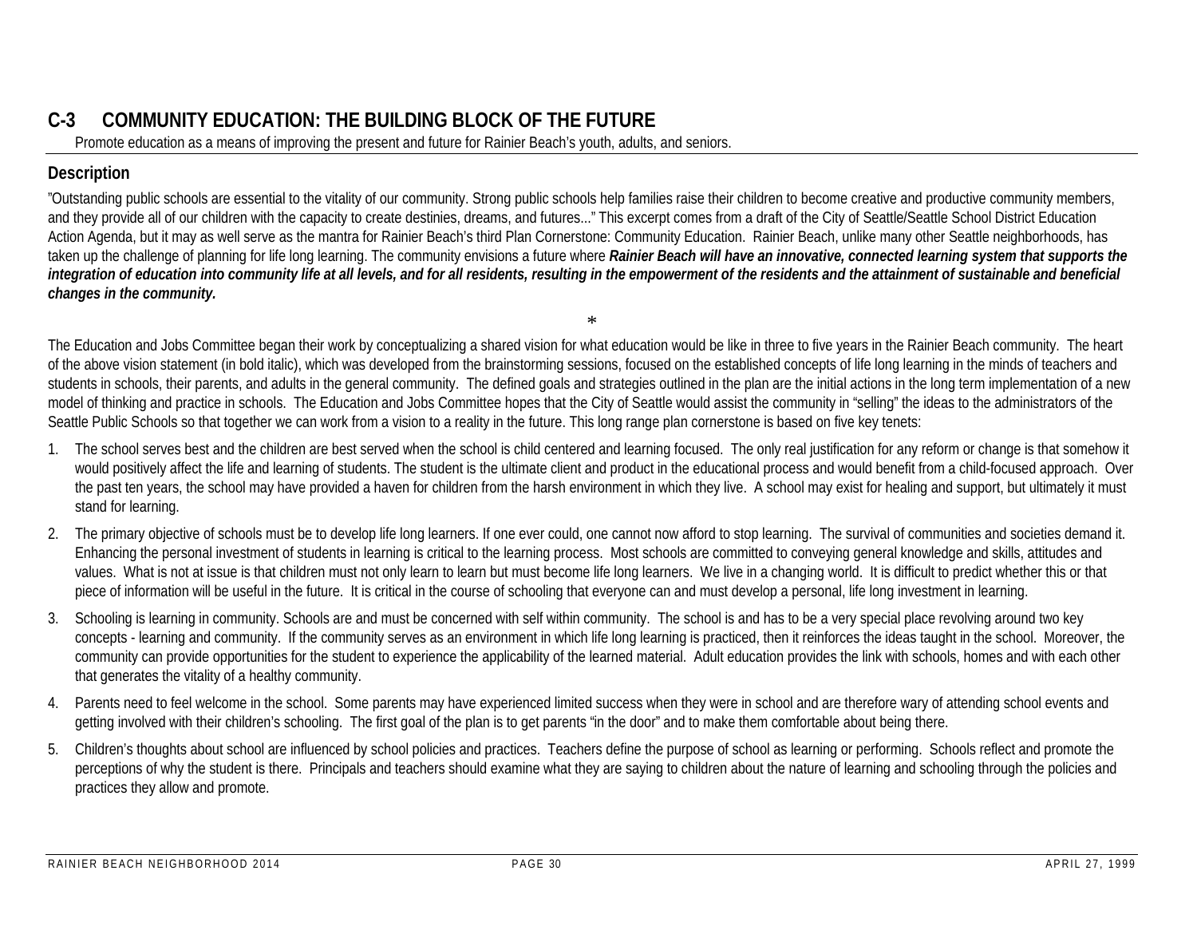## C-3 COMMUNITY EDUCATION: THE BUILDING BLOCK OF THE FUTURE

Promote education as a means of improving the present and future for Rainier Beach's youth, adults, and seniors.

### Description

"Outstanding public schools are essential to the vitality of our community. Strong public schools help families raise their children to become creative and productive community members, and they provide all of our children with the capacity to create destinies, dreams, and futures..." This excerpt comes from a draft of the City of Seattle/Seattle School District Education Action Agenda, but it may as well serve as the mantra for Rainier Beach's third Plan Cornerstone: Community Education. Rainier Beach, unlike many other Seattle neighborhoods, has taken up the challenge of planning for life long learning. The community envisions a future where ***Rainier Beach will have an innovative, connected learning system that supports the integration of education into community life at all levels, and for all residents, resulting in the empowerment of the residents and the attainment of sustainable and beneficial changes in the community.***

*

The Education and Jobs Committee began their work by conceptualizing a shared vision for what education would be like in three to five years in the Rainier Beach community. The heart of the above vision statement (in bold italic), which was developed from the brainstorming sessions, focused on the established concepts of life long learning in the minds of teachers and students in schools, their parents, and adults in the general community. The defined goals and strategies outlined in the plan are the initial actions in the long term implementation of a new model of thinking and practice in schools. The Education and Jobs Committee hopes that the City of Seattle would assist the community in "selling" the ideas to the administrators of the Seattle Public Schools so that together we can work from a vision to a reality in the future. This long range plan cornerstone is based on five key tenets:

1. The school serves best and the children are best served when the school is child centered and learning focused. The only real justification for any reform or change is that somehow it would positively affect the life and learning of students. The student is the ultimate client and product in the educational process and would benefit from a child-focused approach. Over the past ten years, the school may have provided a haven for children from the harsh environment in which they live. A school may exist for healing and support, but ultimately it must stand for learning.
2. The primary objective of schools must be to develop life long learners. If one ever could, one cannot now afford to stop learning. The survival of communities and societies demand it. Enhancing the personal investment of students in learning is critical to the learning process. Most schools are committed to conveying general knowledge and skills, attitudes and values. What is not at issue is that children must not only learn to learn but must become life long learners. We live in a changing world. It is difficult to predict whether this or that piece of information will be useful in the future. It is critical in the course of schooling that everyone can and must develop a personal, life long investment in learning.
3. Schooling is learning in community. Schools are and must be concerned with self within community. The school is and has to be a very special place revolving around two key concepts - learning and community. If the community serves as an environment in which life long learning is practiced, then it reinforces the ideas taught in the school. Moreover, the community can provide opportunities for the student to experience the applicability of the learned material. Adult education provides the link with schools, homes and with each other that generates the vitality of a healthy community.
4. Parents need to feel welcome in the school. Some parents may have experienced limited success when they were in school and are therefore wary of attending school events and getting involved with their children's schooling. The first goal of the plan is to get parents "in the door" and to make them comfortable about being there.
5. Children's thoughts about school are influenced by school policies and practices. Teachers define the purpose of school as learning or performing. Schools reflect and promote the perceptions of why the student is there. Principals and teachers should examine what they are saying to children about the nature of learning and schooling through the policies and practices they allow and promote.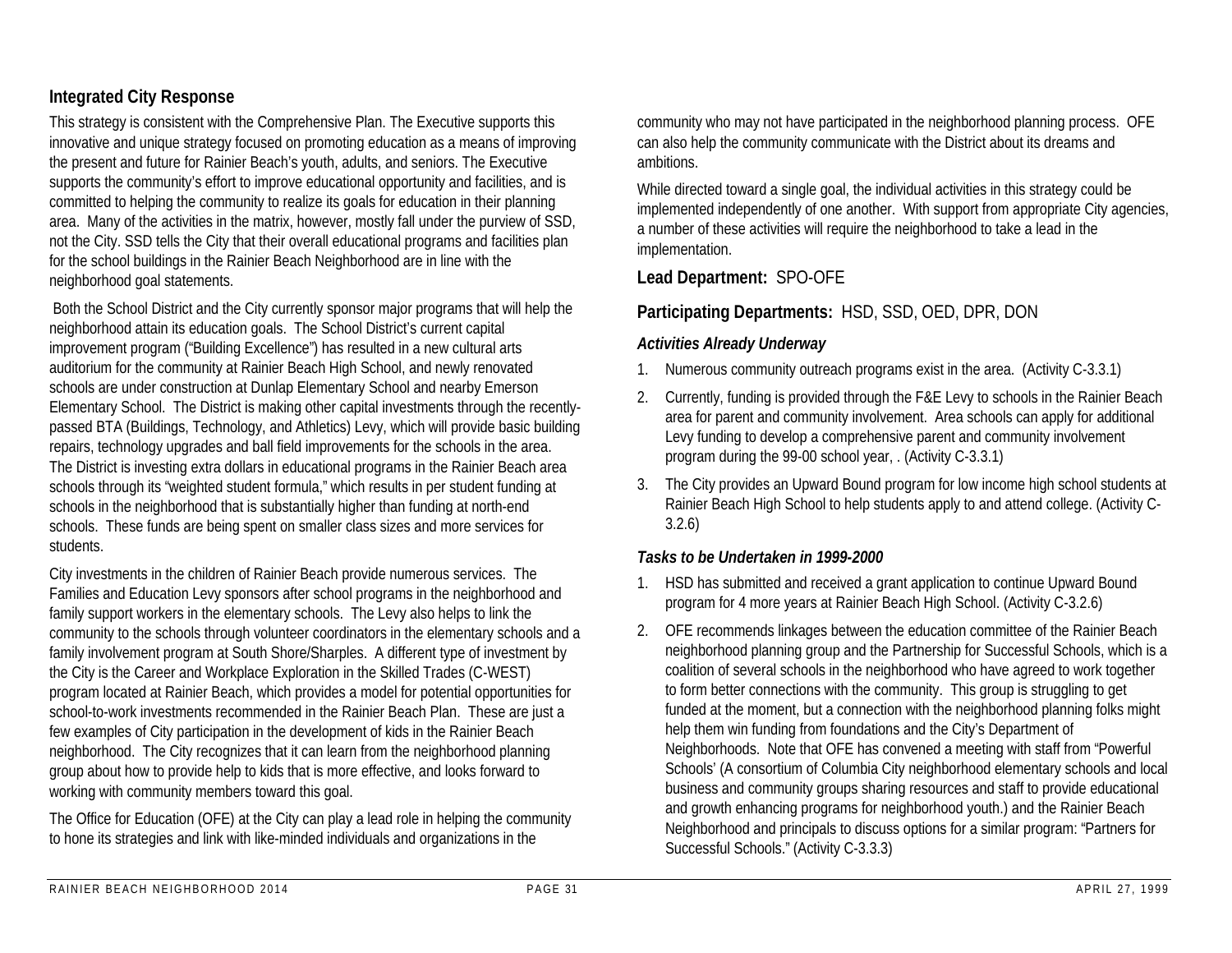## Integrated City Response

This strategy is consistent with the Comprehensive Plan. The Executive supports this innovative and unique strategy focused on promoting education as a means of improving the present and future for Rainier Beach's youth, adults, and seniors. The Executive supports the community's effort to improve educational opportunity and facilities, and is committed to helping the community to realize its goals for education in their planning area. Many of the activities in the matrix, however, mostly fall under the purview of SSD, not the City. SSD tells the City that their overall educational programs and facilities plan for the school buildings in the Rainier Beach Neighborhood are in line with the neighborhood goal statements.

Both the School District and the City currently sponsor major programs that will help the neighborhood attain its education goals. The School District's current capital improvement program ("Building Excellence") has resulted in a new cultural arts auditorium for the community at Rainier Beach High School, and newly renovated schools are under construction at Dunlap Elementary School and nearby Emerson Elementary School. The District is making other capital investments through the recently-passed BTA (Buildings, Technology, and Athletics) Levy, which will provide basic building repairs, technology upgrades and ball field improvements for the schools in the area. The District is investing extra dollars in educational programs in the Rainier Beach area schools through its "weighted student formula," which results in per student funding at schools in the neighborhood that is substantially higher than funding at north-end schools. These funds are being spent on smaller class sizes and more services for students.

City investments in the children of Rainier Beach provide numerous services. The Families and Education Levy sponsors after school programs in the neighborhood and family support workers in the elementary schools. The Levy also helps to link the community to the schools through volunteer coordinators in the elementary schools and a family involvement program at South Shore/Sharples. A different type of investment by the City is the Career and Workplace Exploration in the Skilled Trades (C-WEST) program located at Rainier Beach, which provides a model for potential opportunities for school-to-work investments recommended in the Rainier Beach Plan. These are just a few examples of City participation in the development of kids in the Rainier Beach neighborhood. The City recognizes that it can learn from the neighborhood planning group about how to provide help to kids that is more effective, and looks forward to working with community members toward this goal.

The Office for Education (OFE) at the City can play a lead role in helping the community to hone its strategies and link with like-minded individuals and organizations in the community who may not have participated in the neighborhood planning process. OFE can also help the community communicate with the District about its dreams and ambitions.

While directed toward a single goal, the individual activities in this strategy could be implemented independently of one another. With support from appropriate City agencies, a number of these activities will require the neighborhood to take a lead in the implementation.

### Lead Department: SPO-OFE

### Participating Departments: HSD, SSD, OED, DPR, DON

### *Activities Already Underway*

1. Numerous community outreach programs exist in the area. (Activity C-3.3.1)
2. Currently, funding is provided through the F&E Levy to schools in the Rainier Beach area for parent and community involvement. Area schools can apply for additional Levy funding to develop a comprehensive parent and community involvement program during the 99-00 school year, . (Activity C-3.3.1)
3. The City provides an Upward Bound program for low income high school students at Rainier Beach High School to help students apply to and attend college. (Activity C-3.2.6)

### *Tasks to be Undertaken in 1999-2000*

1. HSD has submitted and received a grant application to continue Upward Bound program for 4 more years at Rainier Beach High School. (Activity C-3.2.6)
2. OFE recommends linkages between the education committee of the Rainier Beach neighborhood planning group and the Partnership for Successful Schools, which is a coalition of several schools in the neighborhood who have agreed to work together to form better connections with the community. This group is struggling to get funded at the moment, but a connection with the neighborhood planning folks might help them win funding from foundations and the City's Department of Neighborhoods. Note that OFE has convened a meeting with staff from "Powerful Schools' (A consortium of Columbia City neighborhood elementary schools and local business and community groups sharing resources and staff to provide educational and growth enhancing programs for neighborhood youth.) and the Rainier Beach Neighborhood and principals to discuss options for a similar program: "Partners for Successful Schools." (Activity C-3.3.3)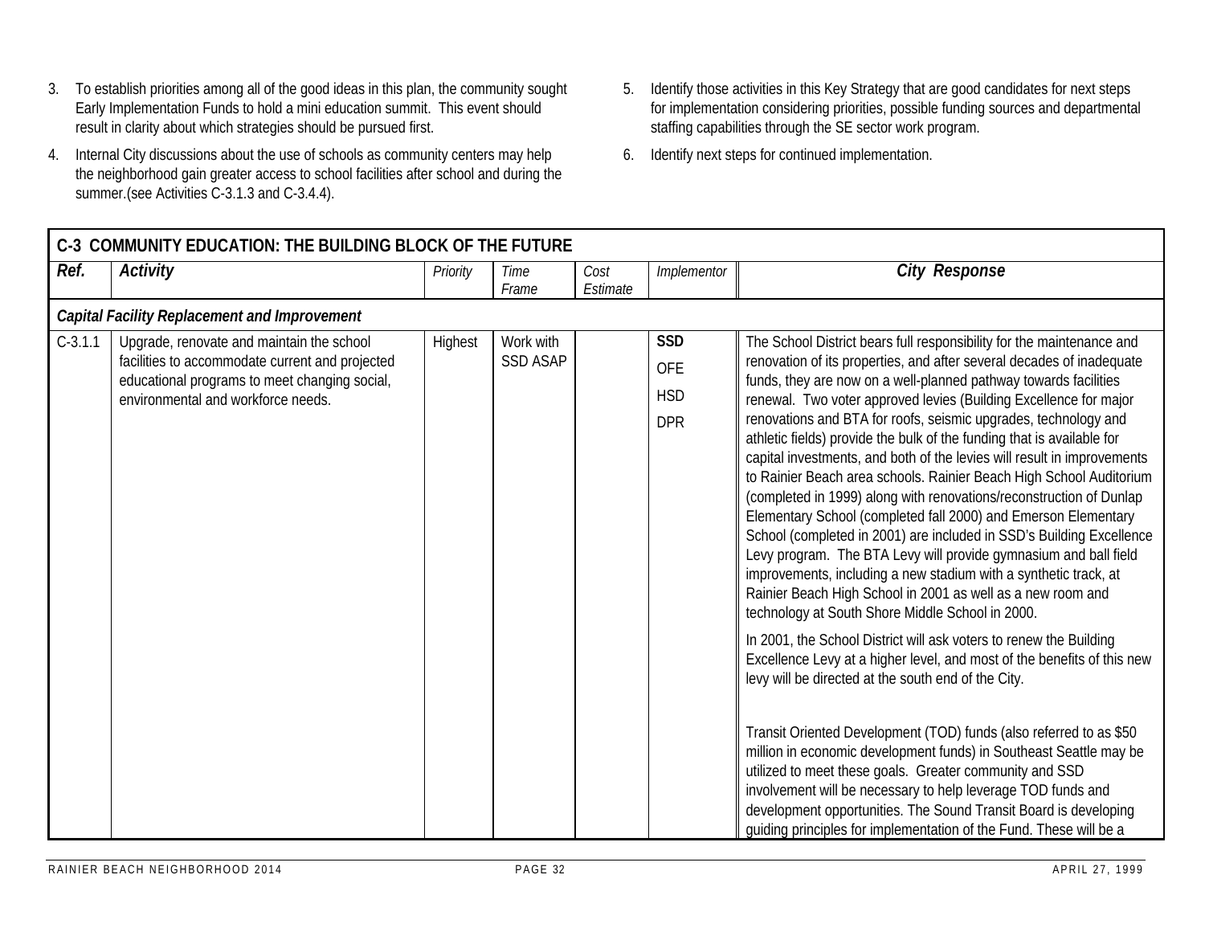3. To establish priorities among all of the good ideas in this plan, the community sought Early Implementation Funds to hold a mini education summit. This event should result in clarity about which strategies should be pursued first.

4. Internal City discussions about the use of schools as community centers may help the neighborhood gain greater access to school facilities after school and during the summer.(see Activities C-3.1.3 and C-3.4.4).

5. Identify those activities in this Key Strategy that are good candidates for next steps for implementation considering priorities, possible funding sources and departmental staffing capabilities through the SE sector work program.

6. Identify next steps for continued implementation.

| C-3 COMMUNITY EDUCATION: THE BUILDING BLOCK OF THE FUTURE | | | | | | |
|---|---|---|---|---|---|---|
| ***Ref.*** | ***Activity*** | *Priority* | *Time Frame* | *Cost Estimate* | *Implementor* | ***City Response*** |
| ***Capital Facility Replacement and Improvement*** | | | | | | |
| C-3.1.1 | Upgrade, renovate and maintain the school facilities to accommodate current and projected educational programs to meet changing social, environmental and workforce needs. | Highest | Work with SSD ASAP | | **SSD**<br>OFE<br>HSD<br>DPR | The School District bears full responsibility for the maintenance and renovation of its properties, and after several decades of inadequate funds, they are now on a well-planned pathway towards facilities renewal. Two voter approved levies (Building Excellence for major renovations and BTA for roofs, seismic upgrades, technology and athletic fields) provide the bulk of the funding that is available for capital investments, and both of the levies will result in improvements to Rainier Beach area schools. Rainier Beach High School Auditorium (completed in 1999) along with renovations/reconstruction of Dunlap Elementary School (completed fall 2000) and Emerson Elementary School (completed in 2001) are included in SSD's Building Excellence Levy program. The BTA Levy will provide gymnasium and ball field improvements, including a new stadium with a synthetic track, at Rainier Beach High School in 2001 as well as a new room and technology at South Shore Middle School in 2000.<br><br>In 2001, the School District will ask voters to renew the Building Excellence Levy at a higher level, and most of the benefits of this new levy will be directed at the south end of the City.<br><br>Transit Oriented Development (TOD) funds (also referred to as $50 million in economic development funds) in Southeast Seattle may be utilized to meet these goals. Greater community and SSD involvement will be necessary to help leverage TOD funds and development opportunities. The Sound Transit Board is developing guiding principles for implementation of the Fund. These will be a |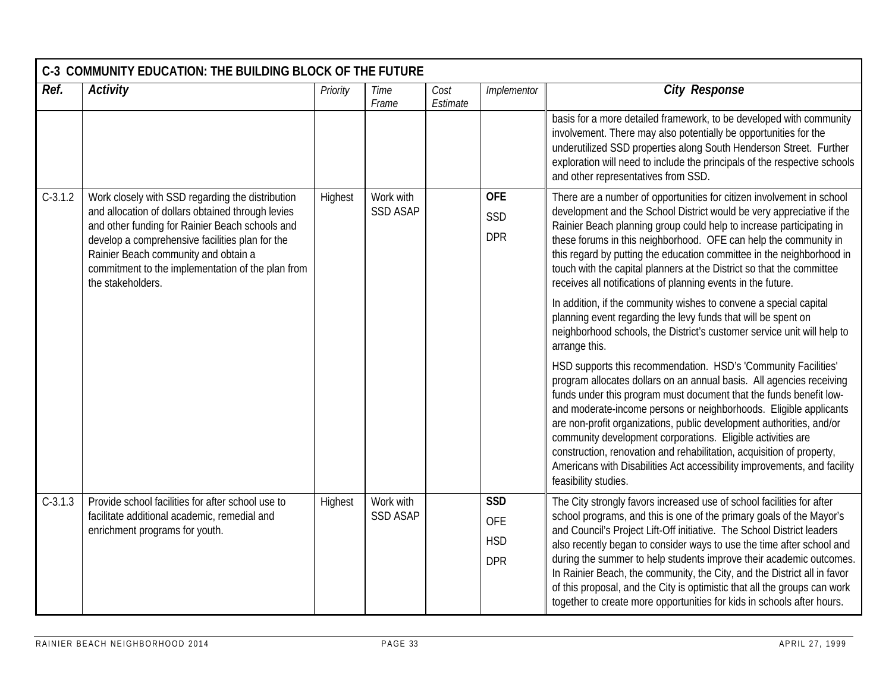## C-3 COMMUNITY EDUCATION: THE BUILDING BLOCK OF THE FUTURE

| Ref. | Activity | Priority | Time Frame | Cost Estimate | Implementor | City Response |
|---|---|---|---|---|---|---|
| | | | | | | basis for a more detailed framework, to be developed with community involvement. There may also potentially be opportunities for the underutilized SSD properties along South Henderson Street. Further exploration will need to include the principals of the respective schools and other representatives from SSD. |
| C-3.1.2 | Work closely with SSD regarding the distribution and allocation of dollars obtained through levies and other funding for Rainier Beach schools and develop a comprehensive facilities plan for the Rainier Beach community and obtain a commitment to the implementation of the plan from the stakeholders. | Highest | Work with SSD ASAP | | **OFE** SSD DPR | There are a number of opportunities for citizen involvement in school development and the School District would be very appreciative if the Rainier Beach planning group could help to increase participating in these forums in this neighborhood. OFE can help the community in this regard by putting the education committee in the neighborhood in touch with the capital planners at the District so that the committee receives all notifications of planning events in the future.<br><br>In addition, if the community wishes to convene a special capital planning event regarding the levy funds that will be spent on neighborhood schools, the District's customer service unit will help to arrange this.<br><br>HSD supports this recommendation. HSD's 'Community Facilities' program allocates dollars on an annual basis. All agencies receiving funds under this program must document that the funds benefit low- and moderate-income persons or neighborhoods. Eligible applicants are non-profit organizations, public development authorities, and/or community development corporations. Eligible activities are construction, renovation and rehabilitation, acquisition of property, Americans with Disabilities Act accessibility improvements, and facility feasibility studies. |
| C-3.1.3 | Provide school facilities for after school use to facilitate additional academic, remedial and enrichment programs for youth. | Highest | Work with SSD ASAP | | **SSD** OFE HSD DPR | The City strongly favors increased use of school facilities for after school programs, and this is one of the primary goals of the Mayor's and Council's Project Lift-Off initiative. The School District leaders also recently began to consider ways to use the time after school and during the summer to help students improve their academic outcomes. In Rainier Beach, the community, the City, and the District all in favor of this proposal, and the City is optimistic that all the groups can work together to create more opportunities for kids in schools after hours. |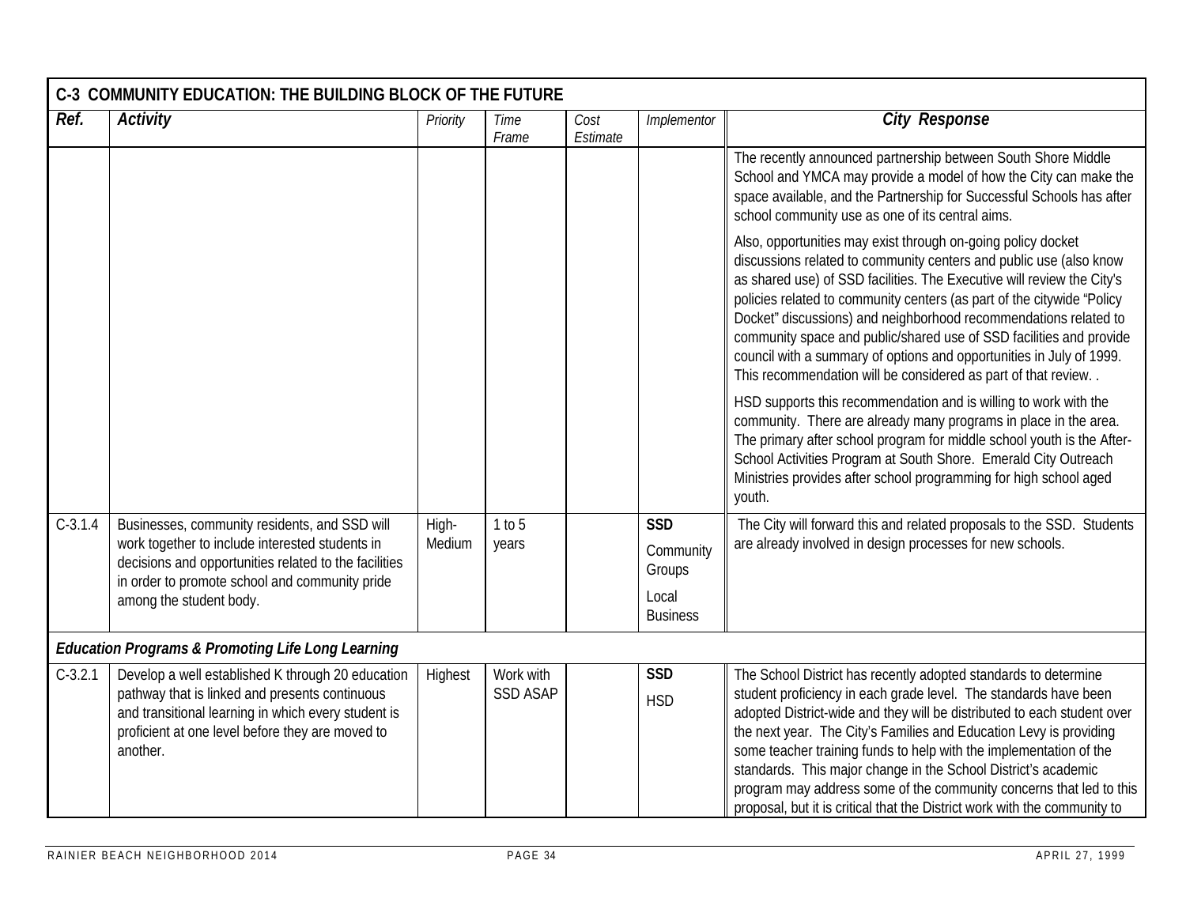| C-3 COMMUNITY EDUCATION: THE BUILDING BLOCK OF THE FUTURE | | | | | | |
|---|---|---|---|---|---|---|
| **Ref.** | **Activity** | Priority | Time Frame | Cost Estimate | Implementor | **City Response** |
| | | | | | | The recently announced partnership between South Shore Middle School and YMCA may provide a model of how the City can make the space available, and the Partnership for Successful Schools has after school community use as one of its central aims.<br><br>Also, opportunities may exist through on-going policy docket discussions related to community centers and public use (also know as shared use) of SSD facilities. The Executive will review the City's policies related to community centers (as part of the citywide "Policy Docket" discussions) and neighborhood recommendations related to community space and public/shared use of SSD facilities and provide council with a summary of options and opportunities in July of 1999. This recommendation will be considered as part of that review. .<br><br>HSD supports this recommendation and is willing to work with the community. There are already many programs in place in the area. The primary after school program for middle school youth is the After-School Activities Program at South Shore. Emerald City Outreach Ministries provides after school programming for high school aged youth. |
| C-3.1.4 | Businesses, community residents, and SSD will work together to include interested students in decisions and opportunities related to the facilities in order to promote school and community pride among the student body. | High-Medium | 1 to 5 years | | **SSD**<br>Community Groups<br>Local Business | The City will forward this and related proposals to the SSD. Students are already involved in design processes for new schools. |
| ***Education Programs & Promoting Life Long Learning*** | | | | | | |
| C-3.2.1 | Develop a well established K through 20 education pathway that is linked and presents continuous and transitional learning in which every student is proficient at one level before they are moved to another. | Highest | Work with SSD ASAP | | **SSD**<br>HSD | The School District has recently adopted standards to determine student proficiency in each grade level. The standards have been adopted District-wide and they will be distributed to each student over the next year. The City's Families and Education Levy is providing some teacher training funds to help with the implementation of the standards. This major change in the School District's academic program may address some of the community concerns that led to this proposal, but it is critical that the District work with the community to |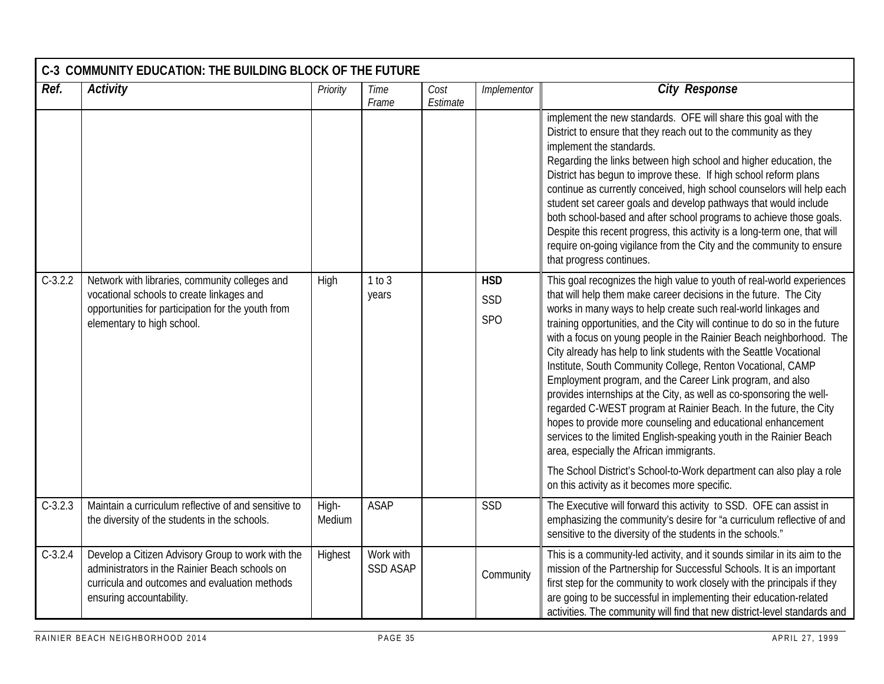| C-3 COMMUNITY EDUCATION: THE BUILDING BLOCK OF THE FUTURE | | | | | | |
|---|---|---|---|---|---|---|
| ***Ref.*** | ***Activity*** | *Priority* | *Time Frame* | *Cost Estimate* | *Implementor* | ***City Response*** |
| | | | | | | implement the new standards. OFE will share this goal with the District to ensure that they reach out to the community as they implement the standards.<br>Regarding the links between high school and higher education, the District has begun to improve these. If high school reform plans continue as currently conceived, high school counselors will help each student set career goals and develop pathways that would include both school-based and after school programs to achieve those goals. Despite this recent progress, this activity is a long-term one, that will require on-going vigilance from the City and the community to ensure that progress continues. |
| C-3.2.2 | Network with libraries, community colleges and vocational schools to create linkages and opportunities for participation for the youth from elementary to high school. | High | 1 to 3 years | | **HSD**<br>SSD<br>SPO | This goal recognizes the high value to youth of real-world experiences that will help them make career decisions in the future. The City works in many ways to help create such real-world linkages and training opportunities, and the City will continue to do so in the future with a focus on young people in the Rainier Beach neighborhood. The City already has help to link students with the Seattle Vocational Institute, South Community College, Renton Vocational, CAMP Employment program, and the Career Link program, and also provides internships at the City, as well as co-sponsoring the well-regarded C-WEST program at Rainier Beach. In the future, the City hopes to provide more counseling and educational enhancement services to the limited English-speaking youth in the Rainier Beach area, especially the African immigrants.<br>The School District's School-to-Work department can also play a role on this activity as it becomes more specific. |
| C-3.2.3 | Maintain a curriculum reflective of and sensitive to the diversity of the students in the schools. | High-Medium | ASAP | | SSD | The Executive will forward this activity to SSD. OFE can assist in emphasizing the community's desire for "a curriculum reflective of and sensitive to the diversity of the students in the schools." |
| C-3.2.4 | Develop a Citizen Advisory Group to work with the administrators in the Rainier Beach schools on curricula and outcomes and evaluation methods ensuring accountability. | Highest | Work with SSD ASAP | | Community | This is a community-led activity, and it sounds similar in its aim to the mission of the Partnership for Successful Schools. It is an important first step for the community to work closely with the principals if they are going to be successful in implementing their education-related activities. The community will find that new district-level standards and |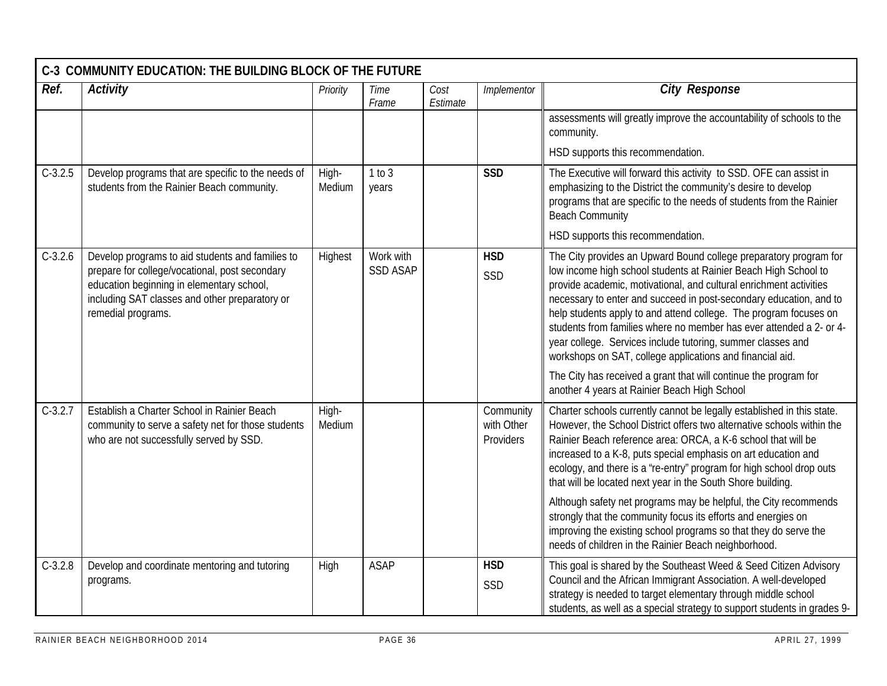| C-3 COMMUNITY EDUCATION: THE BUILDING BLOCK OF THE FUTURE | | | | | | |
|---|---|---|---|---|---|---|
| ***Ref.*** | ***Activity*** | *Priority* | *Time Frame* | *Cost Estimate* | *Implementor* | ***City Response*** |
| | | | | | | assessments will greatly improve the accountability of schools to the community.<br><br>HSD supports this recommendation. |
| C-3.2.5 | Develop programs that are specific to the needs of students from the Rainier Beach community. | High-Medium | 1 to 3 years | | **SSD** | The Executive will forward this activity to SSD. OFE can assist in emphasizing to the District the community's desire to develop programs that are specific to the needs of students from the Rainier Beach Community<br><br>HSD supports this recommendation. |
| C-3.2.6 | Develop programs to aid students and families to prepare for college/vocational, post secondary education beginning in elementary school, including SAT classes and other preparatory or remedial programs. | Highest | Work with SSD ASAP | | **HSD**<br>SSD | The City provides an Upward Bound college preparatory program for low income high school students at Rainier Beach High School to provide academic, motivational, and cultural enrichment activities necessary to enter and succeed in post-secondary education, and to help students apply to and attend college. The program focuses on students from families where no member has ever attended a 2- or 4-year college. Services include tutoring, summer classes and workshops on SAT, college applications and financial aid.<br><br>The City has received a grant that will continue the program for another 4 years at Rainier Beach High School |
| C-3.2.7 | Establish a Charter School in Rainier Beach community to serve a safety net for those students who are not successfully served by SSD. | High-Medium | | | Community with Other Providers | Charter schools currently cannot be legally established in this state. However, the School District offers two alternative schools within the Rainier Beach reference area: ORCA, a K-6 school that will be increased to a K-8, puts special emphasis on art education and ecology, and there is a "re-entry" program for high school drop outs that will be located next year in the South Shore building.<br><br>Although safety net programs may be helpful, the City recommends strongly that the community focus its efforts and energies on improving the existing school programs so that they do serve the needs of children in the Rainier Beach neighborhood. |
| C-3.2.8 | Develop and coordinate mentoring and tutoring programs. | High | ASAP | | **HSD**<br>SSD | This goal is shared by the Southeast Weed & Seed Citizen Advisory Council and the African Immigrant Association. A well-developed strategy is needed to target elementary through middle school students, as well as a special strategy to support students in grades 9- |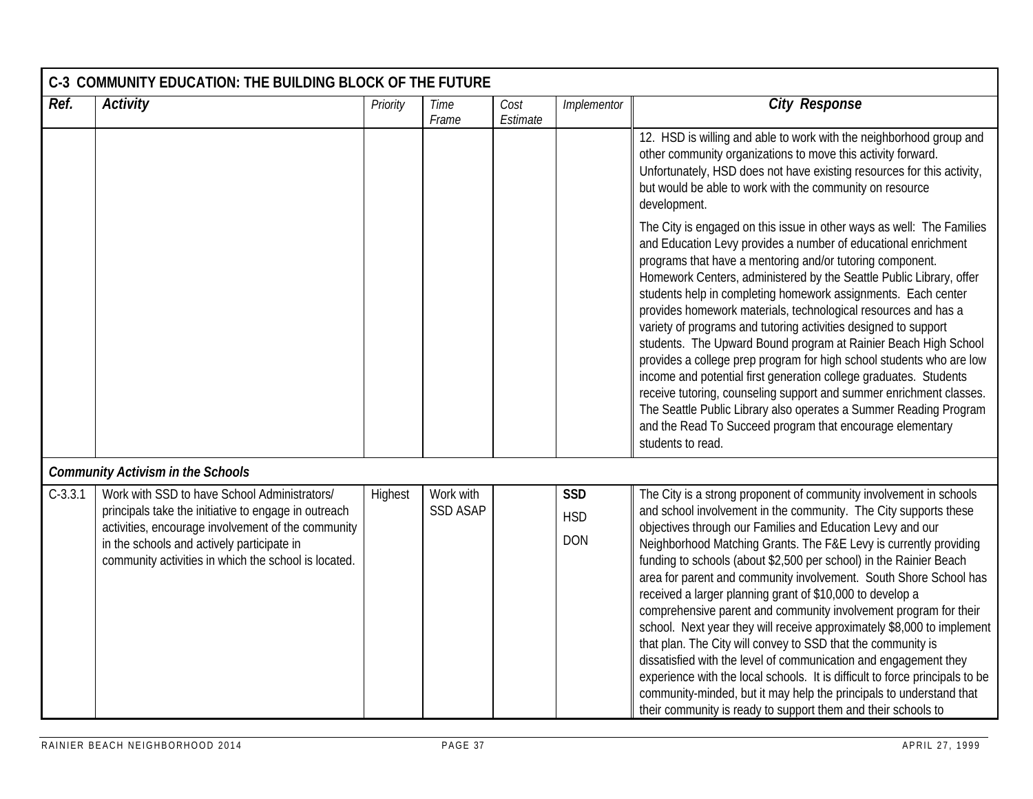| C-3 COMMUNITY EDUCATION: THE BUILDING BLOCK OF THE FUTURE | | | | | | |
|---|---|---|---|---|---|---|
| **Ref.** | **Activity** | *Priority* | *Time Frame* | *Cost Estimate* | *Implementor* | **City Response** |
| | | | | | | 12. HSD is willing and able to work with the neighborhood group and other community organizations to move this activity forward. Unfortunately, HSD does not have existing resources for this activity, but would be able to work with the community on resource development.<br><br>The City is engaged on this issue in other ways as well: The Families and Education Levy provides a number of educational enrichment programs that have a mentoring and/or tutoring component. Homework Centers, administered by the Seattle Public Library, offer students help in completing homework assignments. Each center provides homework materials, technological resources and has a variety of programs and tutoring activities designed to support students. The Upward Bound program at Rainier Beach High School provides a college prep program for high school students who are low income and potential first generation college graduates. Students receive tutoring, counseling support and summer enrichment classes. The Seattle Public Library also operates a Summer Reading Program and the Read To Succeed program that encourage elementary students to read. |
| ***Community Activism in the Schools*** | | | | | | |
| C-3.3.1 | Work with SSD to have School Administrators/ principals take the initiative to engage in outreach activities, encourage involvement of the community in the schools and actively participate in community activities in which the school is located. | Highest | Work with SSD ASAP | | **SSD**<br>HSD<br>DON | The City is a strong proponent of community involvement in schools and school involvement in the community. The City supports these objectives through our Families and Education Levy and our Neighborhood Matching Grants. The F&E Levy is currently providing funding to schools (about $2,500 per school) in the Rainier Beach area for parent and community involvement. South Shore School has received a larger planning grant of $10,000 to develop a comprehensive parent and community involvement program for their school. Next year they will receive approximately $8,000 to implement that plan. The City will convey to SSD that the community is dissatisfied with the level of communication and engagement they experience with the local schools. It is difficult to force principals to be community-minded, but it may help the principals to understand that their community is ready to support them and their schools to |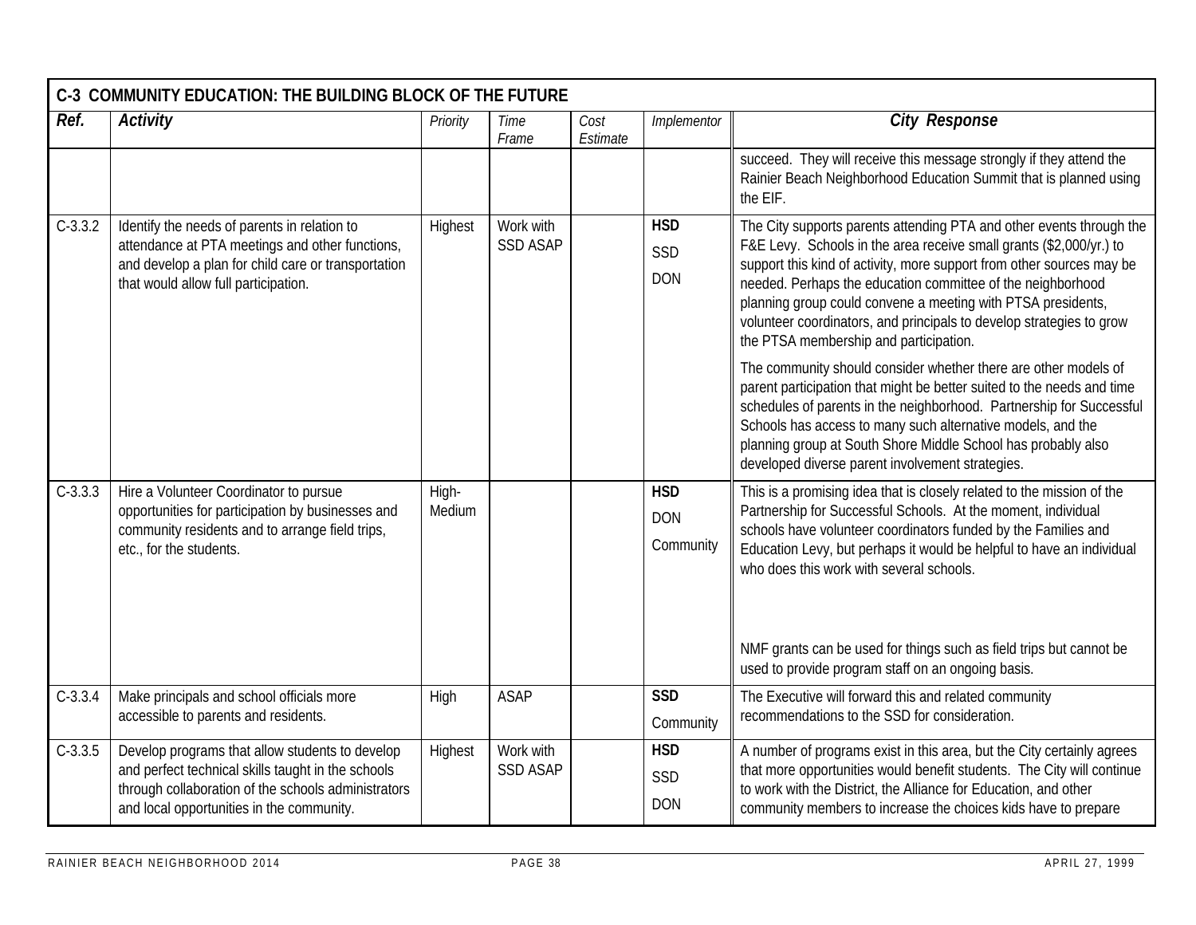| C-3 COMMUNITY EDUCATION: THE BUILDING BLOCK OF THE FUTURE | | | | | | |
|---|---|---|---|---|---|---|
| ***Ref.*** | ***Activity*** | *Priority* | *Time Frame* | *Cost Estimate* | *Implementor* | ***City Response*** |
| | | | | | | succeed. They will receive this message strongly if they attend the Rainier Beach Neighborhood Education Summit that is planned using the EIF. |
| C-3.3.2 | Identify the needs of parents in relation to attendance at PTA meetings and other functions, and develop a plan for child care or transportation that would allow full participation. | Highest | Work with SSD ASAP | | **HSD**<br>SSD<br>DON | The City supports parents attending PTA and other events through the F&E Levy. Schools in the area receive small grants ($2,000/yr.) to support this kind of activity, more support from other sources may be needed. Perhaps the education committee of the neighborhood planning group could convene a meeting with PTSA presidents, volunteer coordinators, and principals to develop strategies to grow the PTSA membership and participation.<br><br>The community should consider whether there are other models of parent participation that might be better suited to the needs and time schedules of parents in the neighborhood. Partnership for Successful Schools has access to many such alternative models, and the planning group at South Shore Middle School has probably also developed diverse parent involvement strategies. |
| C-3.3.3 | Hire a Volunteer Coordinator to pursue opportunities for participation by businesses and community residents and to arrange field trips, etc., for the students. | High-Medium | | | **HSD**<br>DON<br>Community | This is a promising idea that is closely related to the mission of the Partnership for Successful Schools. At the moment, individual schools have volunteer coordinators funded by the Families and Education Levy, but perhaps it would be helpful to have an individual who does this work with several schools.<br><br>NMF grants can be used for things such as field trips but cannot be used to provide program staff on an ongoing basis. |
| C-3.3.4 | Make principals and school officials more accessible to parents and residents. | High | ASAP | | **SSD**<br>Community | The Executive will forward this and related community recommendations to the SSD for consideration. |
| C-3.3.5 | Develop programs that allow students to develop and perfect technical skills taught in the schools through collaboration of the schools administrators and local opportunities in the community. | Highest | Work with SSD ASAP | | **HSD**<br>SSD<br>DON | A number of programs exist in this area, but the City certainly agrees that more opportunities would benefit students. The City will continue to work with the District, the Alliance for Education, and other community members to increase the choices kids have to prepare |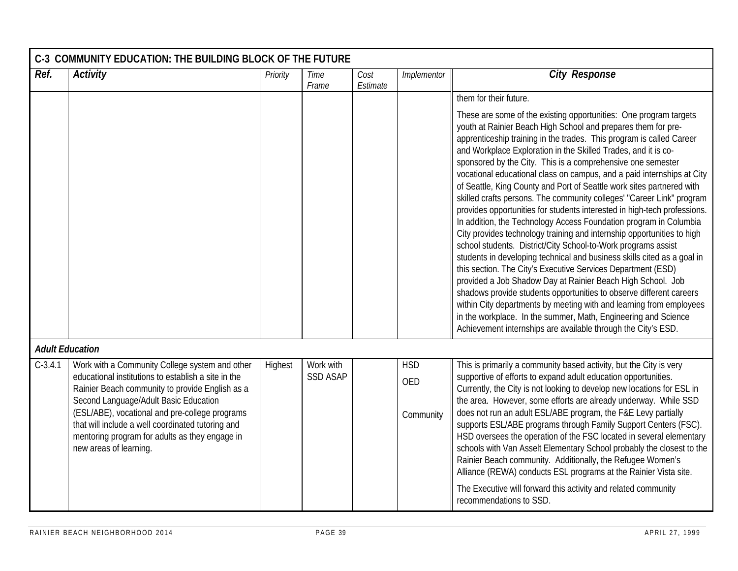| C-3 COMMUNITY EDUCATION: THE BUILDING BLOCK OF THE FUTURE | | | | | | |
|---|---|---|---|---|---|---|
| **Ref.** | **Activity** | *Priority* | *Time Frame* | *Cost Estimate* | *Implementor* | **City Response** |
| | | | | | | them for their future.<br><br>These are some of the existing opportunities: One program targets youth at Rainier Beach High School and prepares them for pre-apprenticeship training in the trades. This program is called Career and Workplace Exploration in the Skilled Trades, and it is co-sponsored by the City. This is a comprehensive one semester vocational educational class on campus, and a paid internships at City of Seattle, King County and Port of Seattle work sites partnered with skilled crafts persons. The community colleges' "Career Link" program provides opportunities for students interested in high-tech professions. In addition, the Technology Access Foundation program in Columbia City provides technology training and internship opportunities to high school students. District/City School-to-Work programs assist students in developing technical and business skills cited as a goal in this section. The City's Executive Services Department (ESD) provided a Job Shadow Day at Rainier Beach High School. Job shadows provide students opportunities to observe different careers within City departments by meeting with and learning from employees in the workplace. In the summer, Math, Engineering and Science Achievement internships are available through the City's ESD. |
| ***Adult Education*** | | | | | | |
| C-3.4.1 | Work with a Community College system and other educational institutions to establish a site in the Rainier Beach community to provide English as a Second Language/Adult Basic Education (ESL/ABE), vocational and pre-college programs that will include a well coordinated tutoring and mentoring program for adults as they engage in new areas of learning. | Highest | Work with SSD ASAP | | HSD<br>OED<br>Community | This is primarily a community based activity, but the City is very supportive of efforts to expand adult education opportunities. Currently, the City is not looking to develop new locations for ESL in the area. However, some efforts are already underway. While SSD does not run an adult ESL/ABE program, the F&E Levy partially supports ESL/ABE programs through Family Support Centers (FSC). HSD oversees the operation of the FSC located in several elementary schools with Van Asselt Elementary School probably the closest to the Rainier Beach community. Additionally, the Refugee Women's Alliance (REWA) conducts ESL programs at the Rainier Vista site.<br><br>The Executive will forward this activity and related community recommendations to SSD. |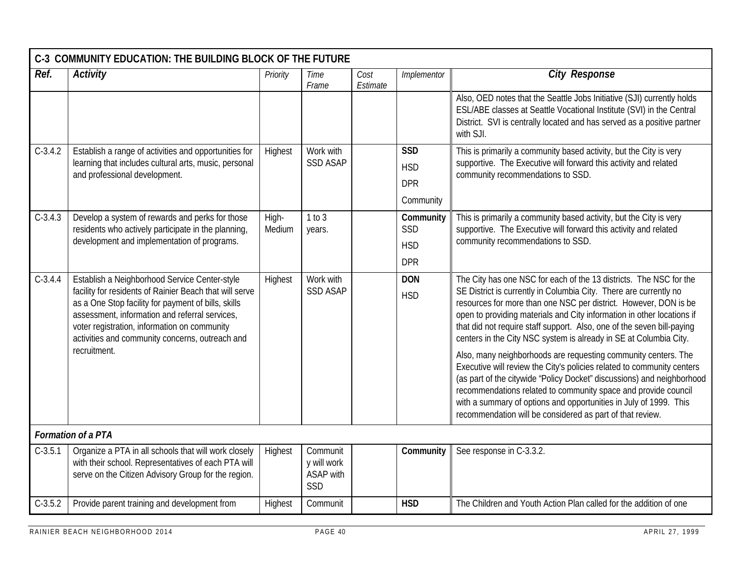## C-3 COMMUNITY EDUCATION: THE BUILDING BLOCK OF THE FUTURE

| Ref. | Activity | Priority | Time Frame | Cost Estimate | Implementor | City Response |
|---|---|---|---|---|---|---|
| | | | | | | Also, OED notes that the Seattle Jobs Initiative (SJI) currently holds ESL/ABE classes at Seattle Vocational Institute (SVI) in the Central District. SVI is centrally located and has served as a positive partner with SJI. |
| C-3.4.2 | Establish a range of activities and opportunities for learning that includes cultural arts, music, personal and professional development. | Highest | Work with SSD ASAP | | **SSD** HSD DPR Community | This is primarily a community based activity, but the City is very supportive. The Executive will forward this activity and related community recommendations to SSD. |
| C-3.4.3 | Develop a system of rewards and perks for those residents who actively participate in the planning, development and implementation of programs. | High-Medium | 1 to 3 years. | | **Community** SSD HSD DPR | This is primarily a community based activity, but the City is very supportive. The Executive will forward this activity and related community recommendations to SSD. |
| C-3.4.4 | Establish a Neighborhood Service Center-style facility for residents of Rainier Beach that will serve as a One Stop facility for payment of bills, skills assessment, information and referral services, voter registration, information on community activities and community concerns, outreach and recruitment. | Highest | Work with SSD ASAP | | **DON** HSD | The City has one NSC for each of the 13 districts. The NSC for the SE District is currently in Columbia City. There are currently no resources for more than one NSC per district. However, DON is be open to providing materials and City information in other locations if that did not require staff support. Also, one of the seven bill-paying centers in the City NSC system is already in SE at Columbia City.<br><br>Also, many neighborhoods are requesting community centers. The Executive will review the City's policies related to community centers (as part of the citywide "Policy Docket" discussions) and neighborhood recommendations related to community space and provide council with a summary of options and opportunities in July of 1999. This recommendation will be considered as part of that review. |
| ***Formation of a PTA*** | | | | | | |
| C-3.5.1 | Organize a PTA in all schools that will work closely with their school. Representatives of each PTA will serve on the Citizen Advisory Group for the region. | Highest | Community will work ASAP with SSD | | **Community** | See response in C-3.3.2. |
| C-3.5.2 | Provide parent training and development from | Highest | Communit | | **HSD** | The Children and Youth Action Plan called for the addition of one |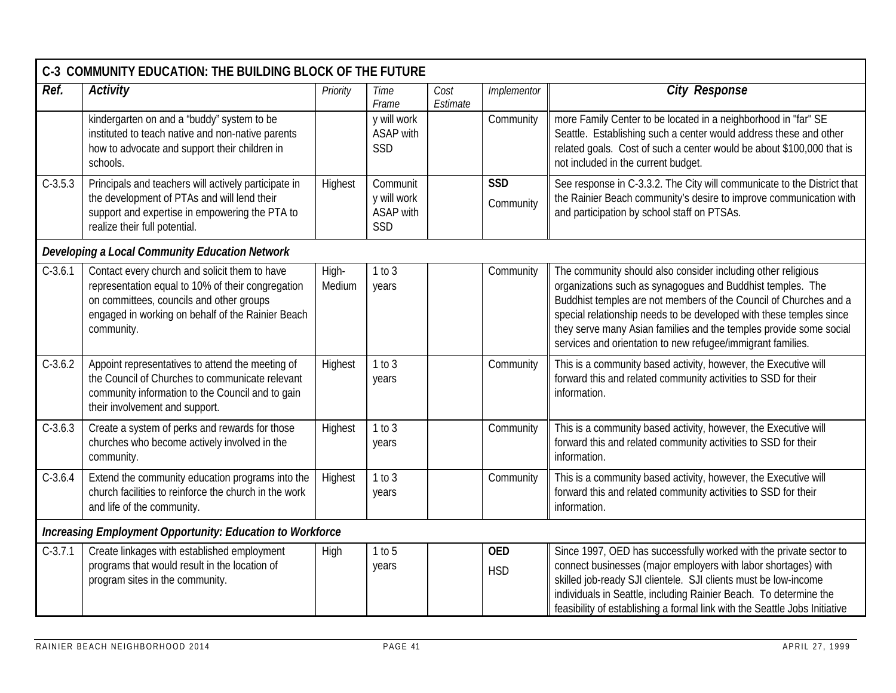| C-3 COMMUNITY EDUCATION: THE BUILDING BLOCK OF THE FUTURE | | | | | | |
|---|---|---|---|---|---|---|
| **Ref.** | **Activity** | *Priority* | *Time Frame* | *Cost Estimate* | *Implementor* | **City Response** |
| | kindergarten on and a "buddy" system to be instituted to teach native and non-native parents how to advocate and support their children in schools. | | y will work ASAP with SSD | | Community | more Family Center to be located in a neighborhood in "far" SE Seattle. Establishing such a center would address these and other related goals. Cost of such a center would be about $100,000 that is not included in the current budget. |
| C-3.5.3 | Principals and teachers will actively participate in the development of PTAs and will lend their support and expertise in empowering the PTA to realize their full potential. | Highest | Community will work ASAP with SSD | | **SSD** Community | See response in C-3.3.2. The City will communicate to the District that the Rainier Beach community's desire to improve communication with and participation by school staff on PTSAs. |
| ***Developing a Local Community Education Network*** | | | | | | |
| C-3.6.1 | Contact every church and solicit them to have representation equal to 10% of their congregation on committees, councils and other groups engaged in working on behalf of the Rainier Beach community. | High-Medium | 1 to 3 years | | Community | The community should also consider including other religious organizations such as synagogues and Buddhist temples. The Buddhist temples are not members of the Council of Churches and a special relationship needs to be developed with these temples since they serve many Asian families and the temples provide some social services and orientation to new refugee/immigrant families. |
| C-3.6.2 | Appoint representatives to attend the meeting of the Council of Churches to communicate relevant community information to the Council and to gain their involvement and support. | Highest | 1 to 3 years | | Community | This is a community based activity, however, the Executive will forward this and related community activities to SSD for their information. |
| C-3.6.3 | Create a system of perks and rewards for those churches who become actively involved in the community. | Highest | 1 to 3 years | | Community | This is a community based activity, however, the Executive will forward this and related community activities to SSD for their information. |
| C-3.6.4 | Extend the community education programs into the church facilities to reinforce the church in the work and life of the community. | Highest | 1 to 3 years | | Community | This is a community based activity, however, the Executive will forward this and related community activities to SSD for their information. |
| ***Increasing Employment Opportunity: Education to Workforce*** | | | | | | |
| C-3.7.1 | Create linkages with established employment programs that would result in the location of program sites in the community. | High | 1 to 5 years | | **OED** HSD | Since 1997, OED has successfully worked with the private sector to connect businesses (major employers with labor shortages) with skilled job-ready SJI clientele. SJI clients must be low-income individuals in Seattle, including Rainier Beach. To determine the feasibility of establishing a formal link with the Seattle Jobs Initiative |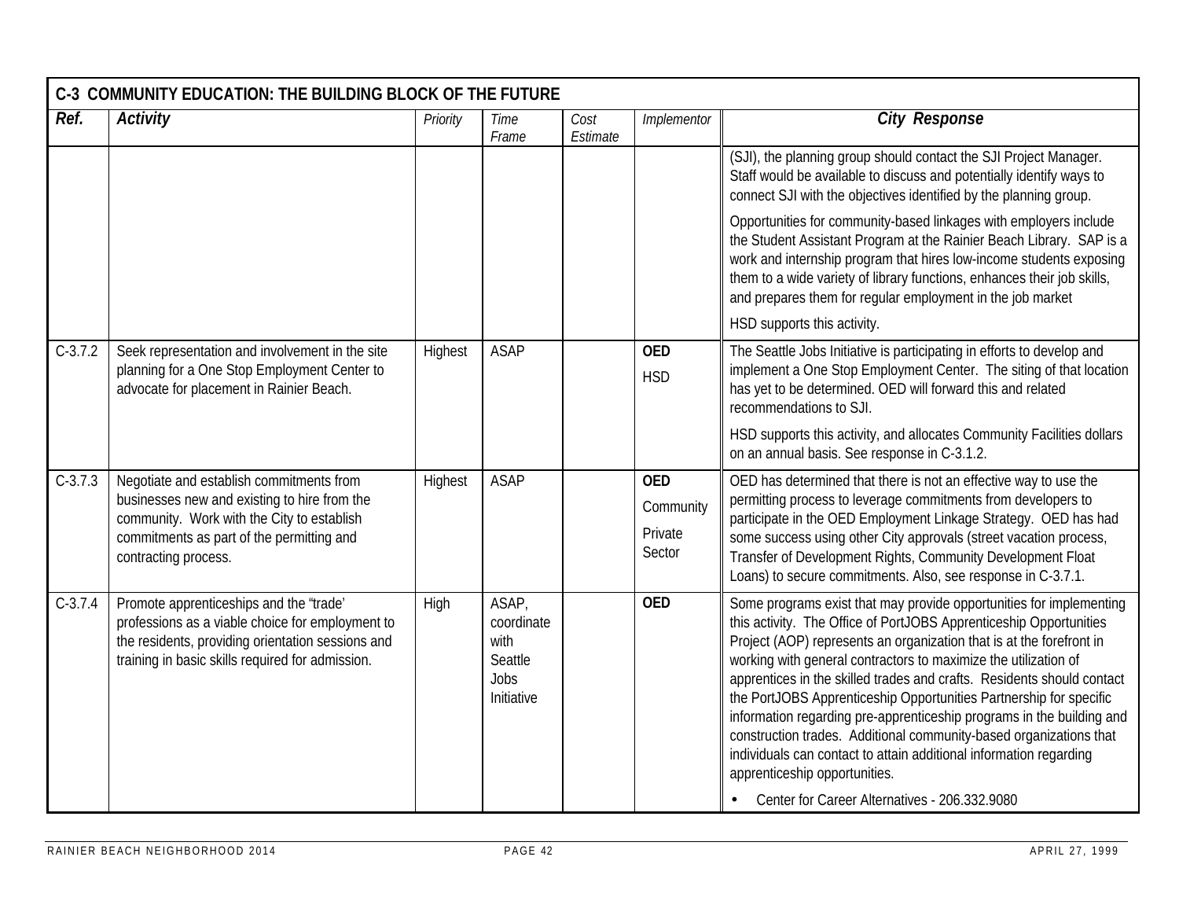| C-3 COMMUNITY EDUCATION: THE BUILDING BLOCK OF THE FUTURE | | | | | | |
|---|---|---|---|---|---|---|
| ***Ref.*** | ***Activity*** | *Priority* | *Time Frame* | *Cost Estimate* | *Implementor* | ***City Response*** |
| | | | | | | (SJI), the planning group should contact the SJI Project Manager. Staff would be available to discuss and potentially identify ways to connect SJI with the objectives identified by the planning group.<br><br>Opportunities for community-based linkages with employers include the Student Assistant Program at the Rainier Beach Library. SAP is a work and internship program that hires low-income students exposing them to a wide variety of library functions, enhances their job skills, and prepares them for regular employment in the job market<br><br>HSD supports this activity. |
| C-3.7.2 | Seek representation and involvement in the site planning for a One Stop Employment Center to advocate for placement in Rainier Beach. | Highest | ASAP | | **OED**<br>HSD | The Seattle Jobs Initiative is participating in efforts to develop and implement a One Stop Employment Center. The siting of that location has yet to be determined. OED will forward this and related recommendations to SJI.<br><br>HSD supports this activity, and allocates Community Facilities dollars on an annual basis. See response in C-3.1.2. |
| C-3.7.3 | Negotiate and establish commitments from businesses new and existing to hire from the community. Work with the City to establish commitments as part of the permitting and contracting process. | Highest | ASAP | | **OED**<br>Community<br>Private Sector | OED has determined that there is not an effective way to use the permitting process to leverage commitments from developers to participate in the OED Employment Linkage Strategy. OED has had some success using other City approvals (street vacation process, Transfer of Development Rights, Community Development Float Loans) to secure commitments. Also, see response in C-3.7.1. |
| C-3.7.4 | Promote apprenticeships and the "trade" professions as a viable choice for employment to the residents, providing orientation sessions and training in basic skills required for admission. | High | ASAP, coordinate with Seattle Jobs Initiative | | **OED** | Some programs exist that may provide opportunities for implementing this activity. The Office of PortJOBS Apprenticeship Opportunities Project (AOP) represents an organization that is at the forefront in working with general contractors to maximize the utilization of apprentices in the skilled trades and crafts. Residents should contact the PortJOBS Apprenticeship Opportunities Partnership for specific information regarding pre-apprenticeship programs in the building and construction trades. Additional community-based organizations that individuals can contact to attain additional information regarding apprenticeship opportunities.<br><br>• Center for Career Alternatives - 206.332.9080 |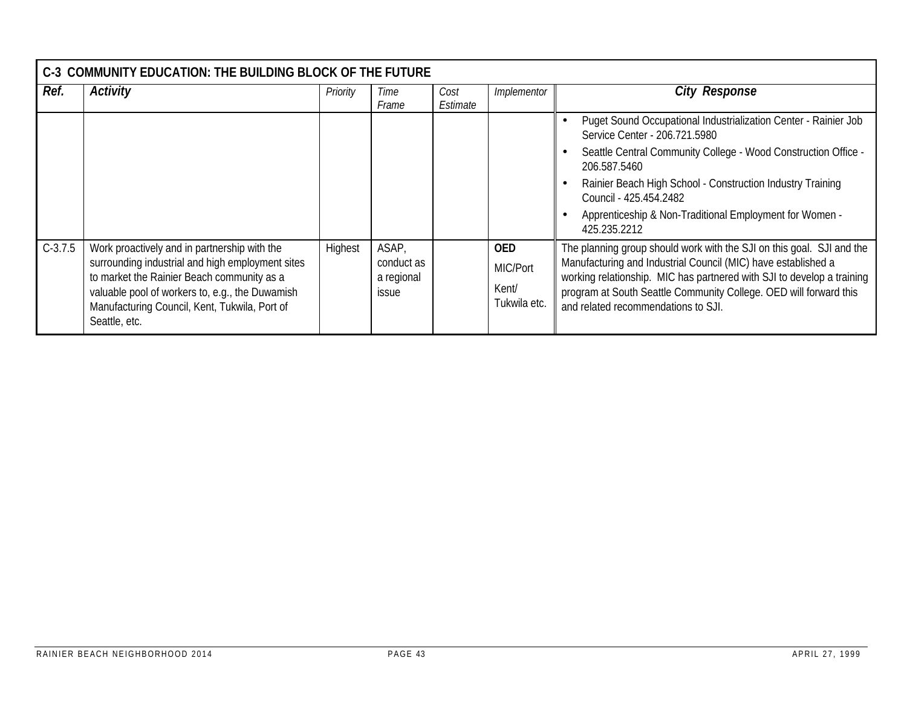| C-3 COMMUNITY EDUCATION: THE BUILDING BLOCK OF THE FUTURE | | | | | | |
|---|---|---|---|---|---|---|
| ***Ref.*** | ***Activity*** | *Priority* | *Time Frame* | *Cost Estimate* | *Implementor* | ***City Response*** |
| | | | | | | • Puget Sound Occupational Industrialization Center - Rainier Job Service Center - 206.721.5980<br>• Seattle Central Community College - Wood Construction Office - 206.587.5460<br>• Rainier Beach High School - Construction Industry Training Council - 425.454.2482<br>• Apprenticeship & Non-Traditional Employment for Women - 425.235.2212 |
| C-3.7.5 | Work proactively and in partnership with the surrounding industrial and high employment sites to market the Rainier Beach community as a valuable pool of workers to, e.g., the Duwamish Manufacturing Council, Kent, Tukwila, Port of Seattle, etc. | Highest | ASAP, conduct as a regional issue | | **OED**<br>MIC/Port<br>Kent/ Tukwila etc. | The planning group should work with the SJI on this goal. SJI and the Manufacturing and Industrial Council (MIC) have established a working relationship. MIC has partnered with SJI to develop a training program at South Seattle Community College. OED will forward this and related recommendations to SJI. |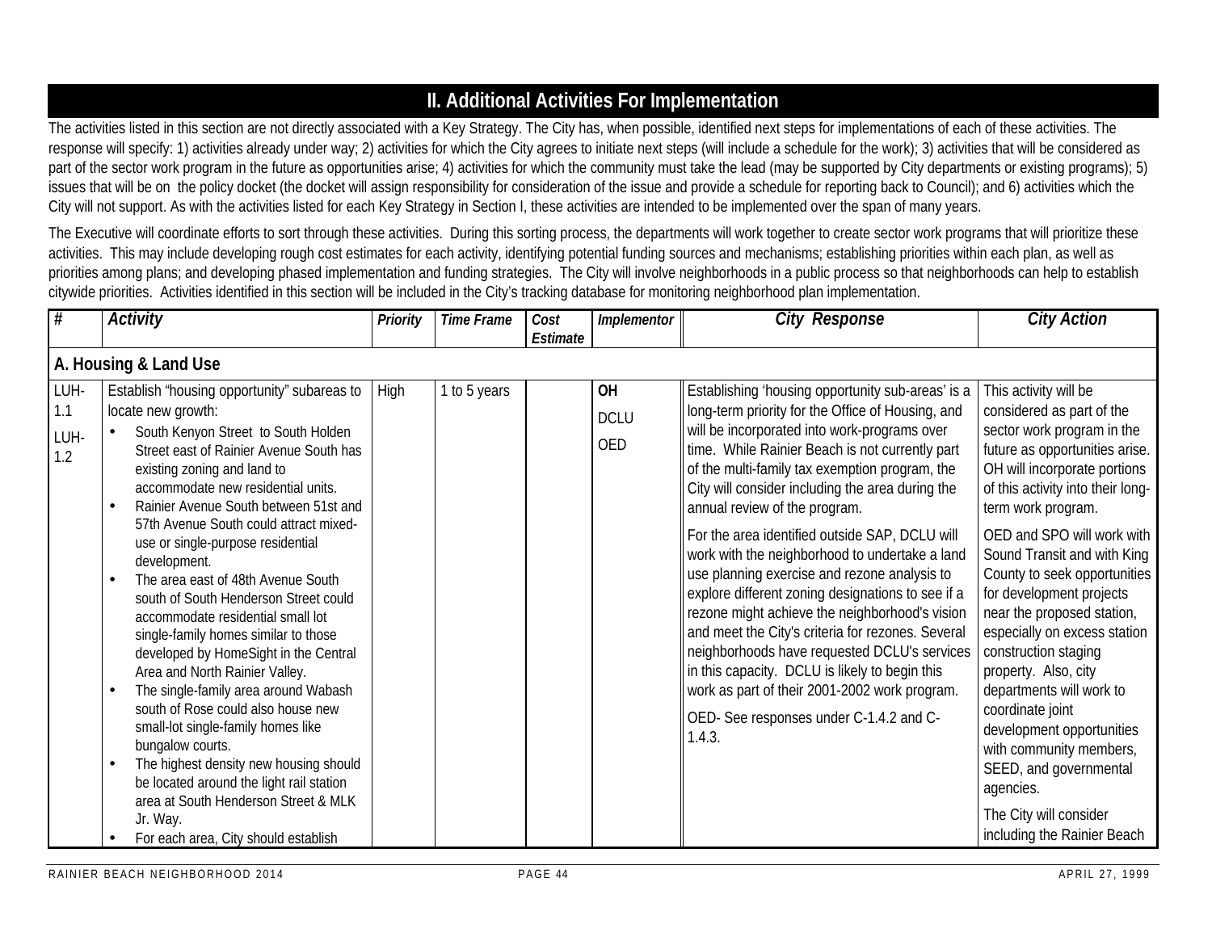## II. Additional Activities For Implementation

The activities listed in this section are not directly associated with a Key Strategy. The City has, when possible, identified next steps for implementations of each of these activities. The response will specify: 1) activities already under way; 2) activities for which the City agrees to initiate next steps (will include a schedule for the work); 3) activities that will be considered as part of the sector work program in the future as opportunities arise; 4) activities for which the community must take the lead (may be supported by City departments or existing programs); 5) issues that will be on the policy docket (the docket will assign responsibility for consideration of the issue and provide a schedule for reporting back to Council); and 6) activities which the City will not support. As with the activities listed for each Key Strategy in Section I, these activities are intended to be implemented over the span of many years.

The Executive will coordinate efforts to sort through these activities. During this sorting process, the departments will work together to create sector work programs that will prioritize these activities. This may include developing rough cost estimates for each activity, identifying potential funding sources and mechanisms; establishing priorities within each plan, as well as priorities among plans; and developing phased implementation and funding strategies. The City will involve neighborhoods in a public process so that neighborhoods can help to establish citywide priorities. Activities identified in this section will be included in the City's tracking database for monitoring neighborhood plan implementation.

| # | *Activity* | *Priority* | *Time Frame* | *Cost Estimate* | *Implementor* | *City Response* | *City Action* |
|---|---|---|---|---|---|---|---|
| **A. Housing & Land Use** | | | | | | | |
| LUH-1.1<br>LUH-1.2 | Establish "housing opportunity" subareas to locate new growth:<br>• South Kenyon Street to South Holden Street east of Rainier Avenue South has existing zoning and land to accommodate new residential units.<br>• Rainier Avenue South between 51st and 57th Avenue South could attract mixed-use or single-purpose residential development.<br>• The area east of 48th Avenue South south of South Henderson Street could accommodate residential small lot single-family homes similar to those developed by HomeSight in the Central Area and North Rainier Valley.<br>• The single-family area around Wabash south of Rose could also house new small-lot single-family homes like bungalow courts.<br>• The highest density new housing should be located around the light rail station area at South Henderson Street & MLK Jr. Way.<br>• For each area, City should establish | High | 1 to 5 years | | **OH**<br>DCLU<br>OED | Establishing 'housing opportunity sub-areas' is a long-term priority for the Office of Housing, and will be incorporated into work-programs over time. While Rainier Beach is not currently part of the multi-family tax exemption program, the City will consider including the area during the annual review of the program.<br><br>For the area identified outside SAP, DCLU will work with the neighborhood to undertake a land use planning exercise and rezone analysis to explore different zoning designations to see if a rezone might achieve the neighborhood's vision and meet the City's criteria for rezones. Several neighborhoods have requested DCLU's services in this capacity. DCLU is likely to begin this work as part of their 2001-2002 work program.<br><br>OED- See responses under C-1.4.2 and C-1.4.3. | This activity will be considered as part of the sector work program in the future as opportunities arise. OH will incorporate portions of this activity into their long-term work program.<br><br>OED and SPO will work with Sound Transit and with King County to seek opportunities for development projects near the proposed station, especially on excess station construction staging property. Also, city departments will work to coordinate joint development opportunities with community members, SEED, and governmental agencies.<br><br>The City will consider including the Rainier Beach |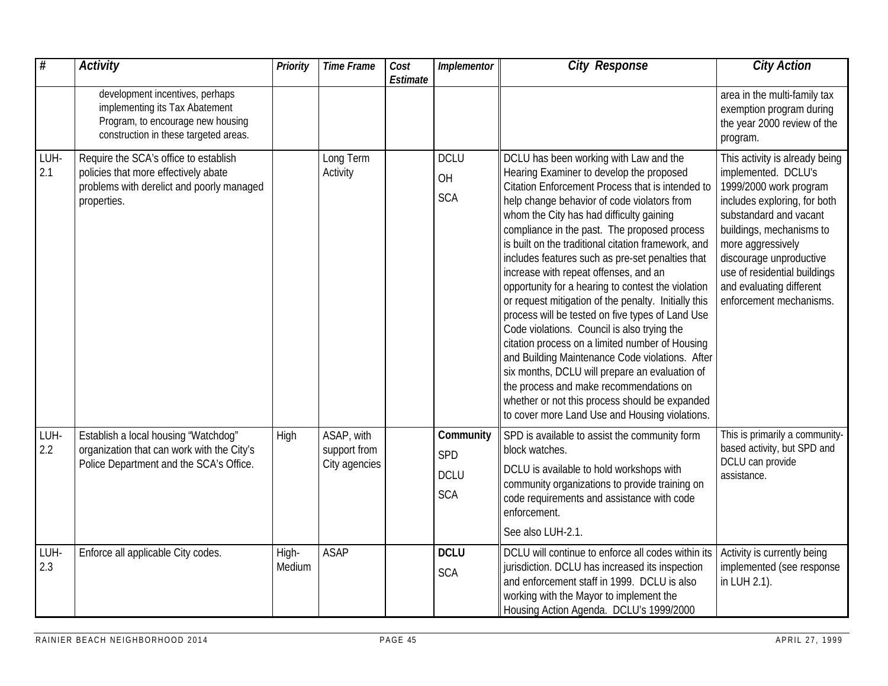| # | Activity | Priority | Time Frame | Cost Estimate | Implementor | City Response | City Action |
|---|---|---|---|---|---|---|---|
| | development incentives, perhaps implementing its Tax Abatement Program, to encourage new housing construction in these targeted areas. | | | | | | area in the multi-family tax exemption program during the year 2000 review of the program. |
| LUH-2.1 | Require the SCA's office to establish policies that more effectively abate problems with derelict and poorly managed properties. | | Long Term Activity | | DCLU<br>OH<br>SCA | DCLU has been working with Law and the Hearing Examiner to develop the proposed Citation Enforcement Process that is intended to help change behavior of code violators from whom the City has had difficulty gaining compliance in the past. The proposed process is built on the traditional citation framework, and includes features such as pre-set penalties that increase with repeat offenses, and an opportunity for a hearing to contest the violation or request mitigation of the penalty. Initially this process will be tested on five types of Land Use Code violations. Council is also trying the citation process on a limited number of Housing and Building Maintenance Code violations. After six months, DCLU will prepare an evaluation of the process and make recommendations on whether or not this process should be expanded to cover more Land Use and Housing violations. | This activity is already being implemented. DCLU's 1999/2000 work program includes exploring, for both substandard and vacant buildings, mechanisms to more aggressively discourage unproductive use of residential buildings and evaluating different enforcement mechanisms. |
| LUH-2.2 | Establish a local housing "Watchdog" organization that can work with the City's Police Department and the SCA's Office. | High | ASAP, with support from City agencies | | **Community**<br>SPD<br>DCLU<br>SCA | SPD is available to assist the community form block watches.<br>DCLU is available to hold workshops with community organizations to provide training on code requirements and assistance with code enforcement.<br>See also LUH-2.1. | This is primarily a community-based activity, but SPD and DCLU can provide assistance. |
| LUH-2.3 | Enforce all applicable City codes. | High-Medium | ASAP | | **DCLU**<br>SCA | DCLU will continue to enforce all codes within its jurisdiction. DCLU has increased its inspection and enforcement staff in 1999. DCLU is also working with the Mayor to implement the Housing Action Agenda. DCLU's 1999/2000 | Activity is currently being implemented (see response in LUH 2.1). |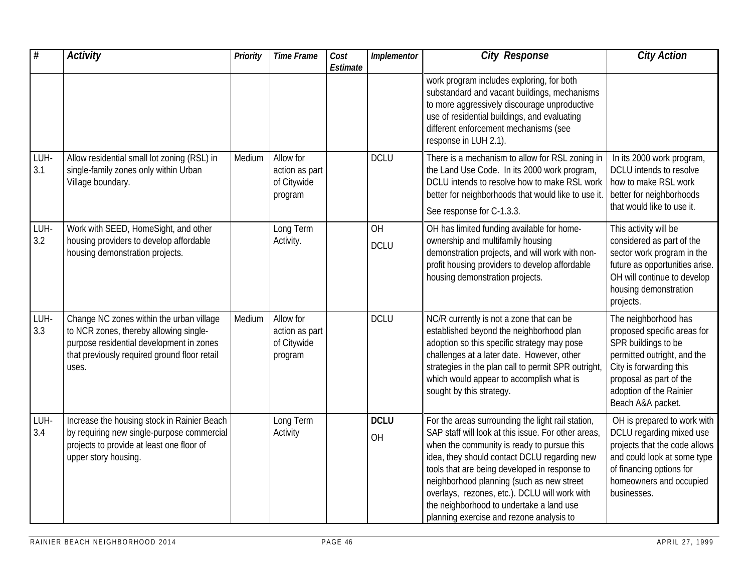| # | Activity | Priority | Time Frame | Cost Estimate | Implementor | City Response | City Action |
|---|---|---|---|---|---|---|---|
| | | | | | | work program includes exploring, for both substandard and vacant buildings, mechanisms to more aggressively discourage unproductive use of residential buildings, and evaluating different enforcement mechanisms (see response in LUH 2.1). | |
| LUH-3.1 | Allow residential small lot zoning (RSL) in single-family zones only within Urban Village boundary. | Medium | Allow for action as part of Citywide program | | DCLU | There is a mechanism to allow for RSL zoning in the Land Use Code. In its 2000 work program, DCLU intends to resolve how to make RSL work better for neighborhoods that would like to use it. See response for C-1.3.3. | In its 2000 work program, DCLU intends to resolve how to make RSL work better for neighborhoods that would like to use it. |
| LUH-3.2 | Work with SEED, HomeSight, and other housing providers to develop affordable housing demonstration projects. | | Long Term Activity. | | OH DCLU | OH has limited funding available for home-ownership and multifamily housing demonstration projects, and will work with non-profit housing providers to develop affordable housing demonstration projects. | This activity will be considered as part of the sector work program in the future as opportunities arise. OH will continue to develop housing demonstration projects. |
| LUH-3.3 | Change NC zones within the urban village to NCR zones, thereby allowing single-purpose residential development in zones that previously required ground floor retail uses. | Medium | Allow for action as part of Citywide program | | DCLU | NC/R currently is not a zone that can be established beyond the neighborhood plan adoption so this specific strategy may pose challenges at a later date. However, other strategies in the plan call to permit SPR outright, which would appear to accomplish what is sought by this strategy. | The neighborhood has proposed specific areas for SPR buildings to be permitted outright, and the City is forwarding this proposal as part of the adoption of the Rainier Beach A&A packet. |
| LUH-3.4 | Increase the housing stock in Rainier Beach by requiring new single-purpose commercial projects to provide at least one floor of upper story housing. | | Long Term Activity | | **DCLU** OH | For the areas surrounding the light rail station, SAP staff will look at this issue. For other areas, when the community is ready to pursue this idea, they should contact DCLU regarding new tools that are being developed in response to neighborhood planning (such as new street overlays, rezones, etc.). DCLU will work with the neighborhood to undertake a land use planning exercise and rezone analysis to | OH is prepared to work with DCLU regarding mixed use projects that the code allows and could look at some type of financing options for homeowners and occupied businesses. |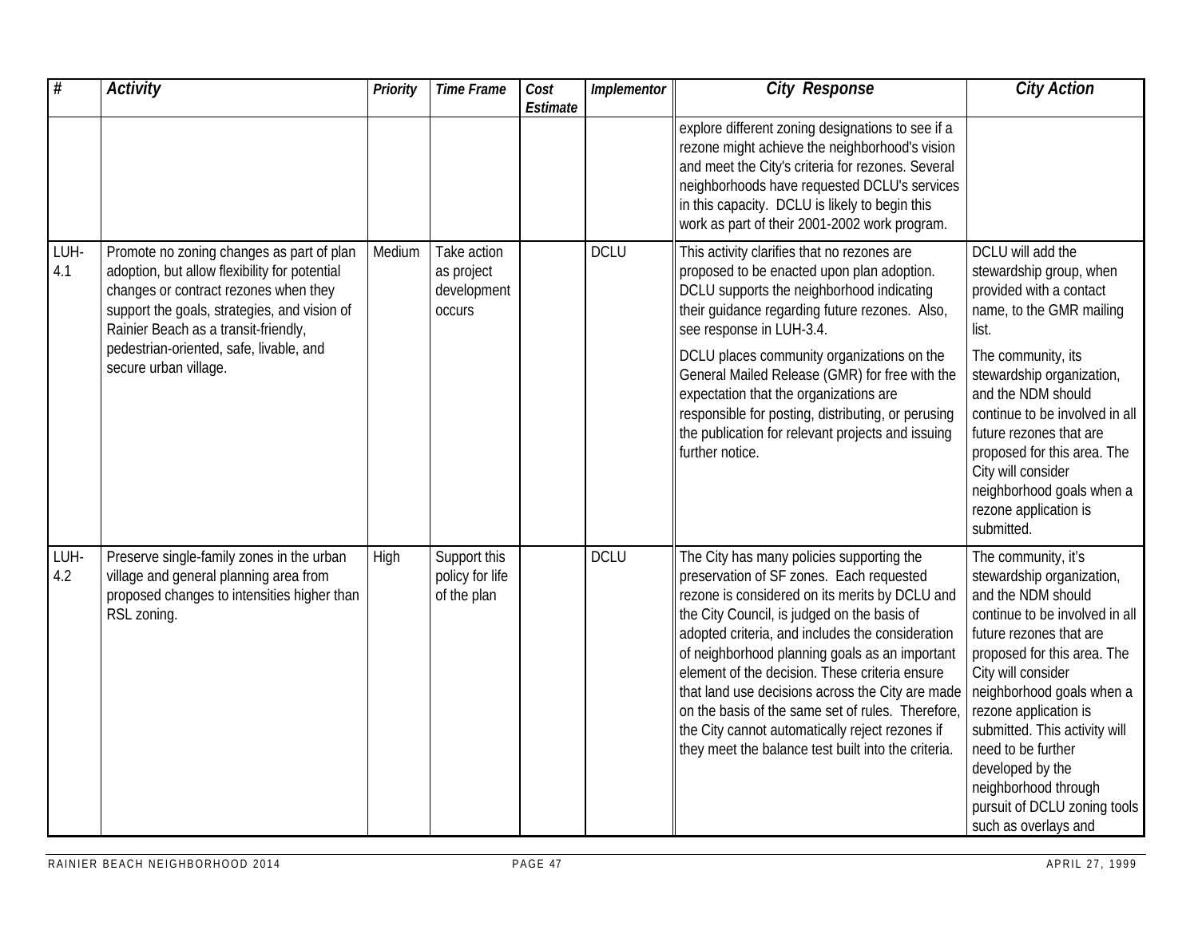| # | Activity | Priority | Time Frame | Cost Estimate | Implementor | City Response | City Action |
|---|---|---|---|---|---|---|---|
| | | | | | | explore different zoning designations to see if a rezone might achieve the neighborhood's vision and meet the City's criteria for rezones. Several neighborhoods have requested DCLU's services in this capacity. DCLU is likely to begin this work as part of their 2001-2002 work program. | |
| LUH-4.1 | Promote no zoning changes as part of plan adoption, but allow flexibility for potential changes or contract rezones when they support the goals, strategies, and vision of Rainier Beach as a transit-friendly, pedestrian-oriented, safe, livable, and secure urban village. | Medium | Take action as project development occurs | | DCLU | This activity clarifies that no rezones are proposed to be enacted upon plan adoption. DCLU supports the neighborhood indicating their guidance regarding future rezones. Also, see response in LUH-3.4.<br><br>DCLU places community organizations on the General Mailed Release (GMR) for free with the expectation that the organizations are responsible for posting, distributing, or perusing the publication for relevant projects and issuing further notice. | DCLU will add the stewardship group, when provided with a contact name, to the GMR mailing list.<br><br>The community, its stewardship organization, and the NDM should continue to be involved in all future rezones that are proposed for this area. The City will consider neighborhood goals when a rezone application is submitted. |
| LUH-4.2 | Preserve single-family zones in the urban village and general planning area from proposed changes to intensities higher than RSL zoning. | High | Support this policy for life of the plan | | DCLU | The City has many policies supporting the preservation of SF zones. Each requested rezone is considered on its merits by DCLU and the City Council, is judged on the basis of adopted criteria, and includes the consideration of neighborhood planning goals as an important element of the decision. These criteria ensure that land use decisions across the City are made on the basis of the same set of rules. Therefore, the City cannot automatically reject rezones if they meet the balance test built into the criteria. | The community, it's stewardship organization, and the NDM should continue to be involved in all future rezones that are proposed for this area. The City will consider neighborhood goals when a rezone application is submitted. This activity will need to be further developed by the neighborhood through pursuit of DCLU zoning tools such as overlays and |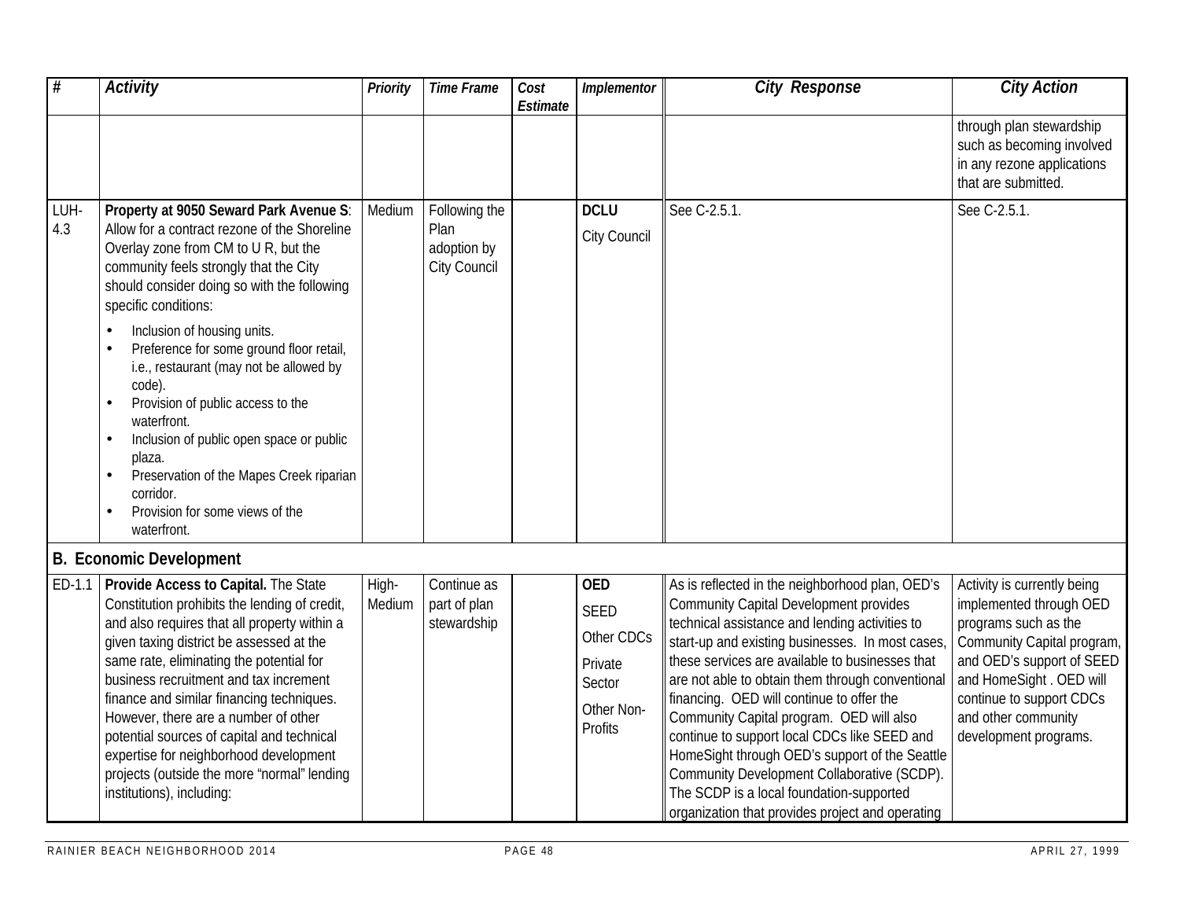| # | Activity | Priority | Time Frame | Cost Estimate | Implementor | City Response | City Action |
|---|---|---|---|---|---|---|---|
| | | | | | | | through plan stewardship such as becoming involved in any rezone applications that are submitted. |
| LUH-4.3 | **Property at 9050 Seward Park Avenue S**: Allow for a contract rezone of the Shoreline Overlay zone from CM to U R, but the community feels strongly that the City should consider doing so with the following specific conditions:<br>• Inclusion of housing units.<br>• Preference for some ground floor retail, i.e., restaurant (may not be allowed by code).<br>• Provision of public access to the waterfront.<br>• Inclusion of public open space or public plaza.<br>• Preservation of the Mapes Creek riparian corridor.<br>• Provision for some views of the waterfront. | Medium | Following the Plan adoption by City Council | | **DCLU**<br>City Council | See C-2.5.1. | See C-2.5.1. |
| **B. Economic Development** | | | | | | | |
| ED-1.1 | **Provide Access to Capital.** The State Constitution prohibits the lending of credit, and also requires that all property within a given taxing district be assessed at the same rate, eliminating the potential for business recruitment and tax increment finance and similar financing techniques. However, there are a number of other potential sources of capital and technical expertise for neighborhood development projects (outside the more "normal" lending institutions), including: | High-Medium | Continue as part of plan stewardship | | **OED**<br>SEED<br>Other CDCs<br>Private Sector<br>Other Non-Profits | As is reflected in the neighborhood plan, OED's Community Capital Development provides technical assistance and lending activities to start-up and existing businesses. In most cases, these services are available to businesses that are not able to obtain them through conventional financing. OED will continue to offer the Community Capital program. OED will also continue to support local CDCs like SEED and HomeSight through OED's support of the Seattle Community Development Collaborative (SCDP). The SCDP is a local foundation-supported organization that provides project and operating | Activity is currently being implemented through OED programs such as the Community Capital program, and OED's support of SEED and HomeSight . OED will continue to support CDCs and other community development programs. |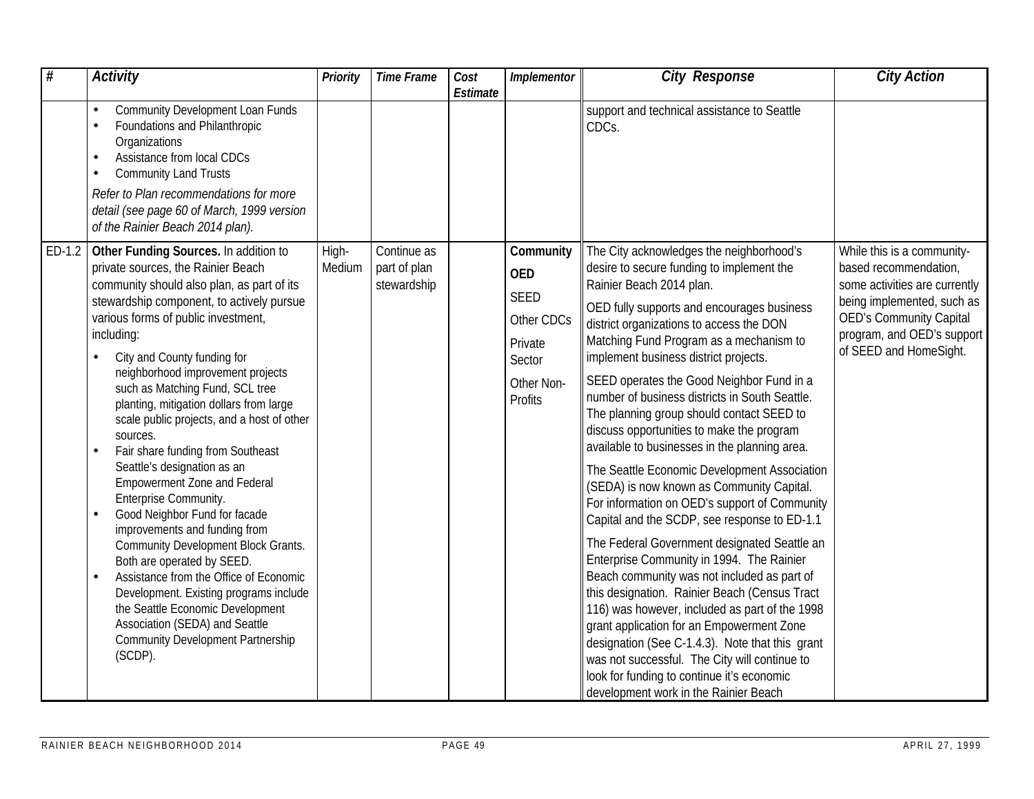| # | Activity | Priority | Time Frame | Cost Estimate | Implementor | City Response | City Action |
|---|---|---|---|---|---|---|---|
| | • Community Development Loan Funds<br>• Foundations and Philanthropic Organizations<br>• Assistance from local CDCs<br>• Community Land Trusts<br>*Refer to Plan recommendations for more detail (see page 60 of March, 1999 version of the Rainier Beach 2014 plan).* | | | | | support and technical assistance to Seattle CDCs. | |
| ED-1.2 | **Other Funding Sources.** In addition to private sources, the Rainier Beach community should also plan, as part of its stewardship component, to actively pursue various forms of public investment, including:<br>• City and County funding for neighborhood improvement projects such as Matching Fund, SCL tree planting, mitigation dollars from large scale public projects, and a host of other sources.<br>• Fair share funding from Southeast Seattle's designation as an Empowerment Zone and Federal Enterprise Community.<br>• Good Neighbor Fund for facade improvements and funding from Community Development Block Grants. Both are operated by SEED.<br>• Assistance from the Office of Economic Development. Existing programs include the Seattle Economic Development Association (SEDA) and Seattle Community Development Partnership (SCDP). | High-Medium | Continue as part of plan stewardship | | **Community**<br>**OED**<br>SEED<br>Other CDCs<br>Private Sector<br>Other Non-Profits | The City acknowledges the neighborhood's desire to secure funding to implement the Rainier Beach 2014 plan.<br>OED fully supports and encourages business district organizations to access the DON Matching Fund Program as a mechanism to implement business district projects.<br>SEED operates the Good Neighbor Fund in a number of business districts in South Seattle. The planning group should contact SEED to discuss opportunities to make the program available to businesses in the planning area.<br>The Seattle Economic Development Association (SEDA) is now known as Community Capital. For information on OED's support of Community Capital and the SCDP, see response to ED-1.1<br>The Federal Government designated Seattle an Enterprise Community in 1994. The Rainier Beach community was not included as part of this designation. Rainier Beach (Census Tract 116) was however, included as part of the 1998 grant application for an Empowerment Zone designation (See C-1.4.3). Note that this grant was not successful. The City will continue to look for funding to continue it's economic development work in the Rainier Beach | While this is a community-based recommendation, some activities are currently being implemented, such as OED's Community Capital program, and OED's support of SEED and HomeSight. |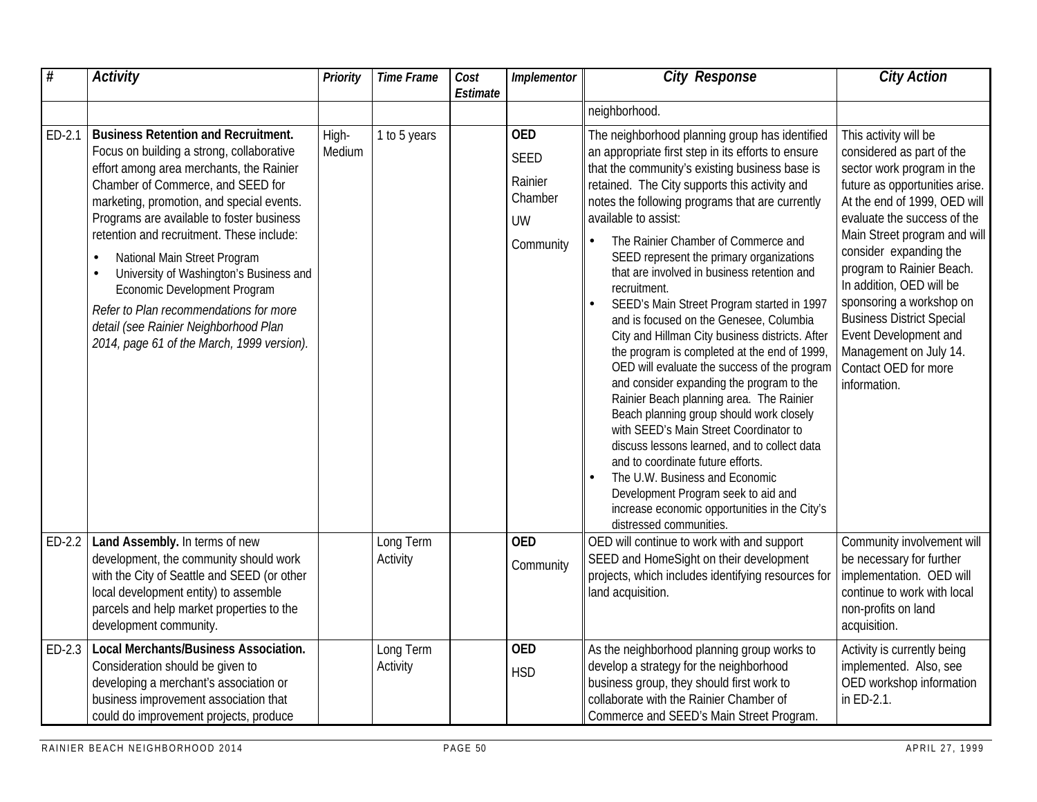| # | *Activity* | *Priority* | *Time Frame* | *Cost Estimate* | *Implementor* | *City Response* | *City Action* |
|---|---|---|---|---|---|---|---|
| | | | | | | neighborhood. | |
| ED-2.1 | **Business Retention and Recruitment.** Focus on building a strong, collaborative effort among area merchants, the Rainier Chamber of Commerce, and SEED for marketing, promotion, and special events. Programs are available to foster business retention and recruitment. These include: <br>• National Main Street Program <br>• University of Washington's Business and Economic Development Program <br>*Refer to Plan recommendations for more detail (see Rainier Neighborhood Plan 2014, page 61 of the March, 1999 version).* | High-Medium | 1 to 5 years | | **OED** <br>SEED <br>Rainier Chamber <br>UW <br>Community | The neighborhood planning group has identified an appropriate first step in its efforts to ensure that the community's existing business base is retained. The City supports this activity and notes the following programs that are currently available to assist: <br>• The Rainier Chamber of Commerce and SEED represent the primary organizations that are involved in business retention and recruitment. <br>• SEED's Main Street Program started in 1997 and is focused on the Genesee, Columbia City and Hillman City business districts. After the program is completed at the end of 1999, OED will evaluate the success of the program and consider expanding the program to the Rainier Beach planning area. The Rainier Beach planning group should work closely with SEED's Main Street Coordinator to discuss lessons learned, and to collect data and to coordinate future efforts. <br>• The U.W. Business and Economic Development Program seek to aid and increase economic opportunities in the City's distressed communities. | This activity will be considered as part of the sector work program in the future as opportunities arise. At the end of 1999, OED will evaluate the success of the Main Street program and will consider expanding the program to Rainier Beach. In addition, OED will be sponsoring a workshop on Business District Special Event Development and Management on July 14. Contact OED for more information. |
| ED-2.2 | **Land Assembly.** In terms of new development, the community should work with the City of Seattle and SEED (or other local development entity) to assemble parcels and help market properties to the development community. | | Long Term Activity | | **OED** <br>Community | OED will continue to work with and support SEED and HomeSight on their development projects, which includes identifying resources for land acquisition. | Community involvement will be necessary for further implementation. OED will continue to work with local non-profits on land acquisition. |
| ED-2.3 | **Local Merchants/Business Association.** Consideration should be given to developing a merchant's association or business improvement association that could do improvement projects, produce | | Long Term Activity | | **OED** <br>HSD | As the neighborhood planning group works to develop a strategy for the neighborhood business group, they should first work to collaborate with the Rainier Chamber of Commerce and SEED's Main Street Program. | Activity is currently being implemented. Also, see OED workshop information in ED-2.1. |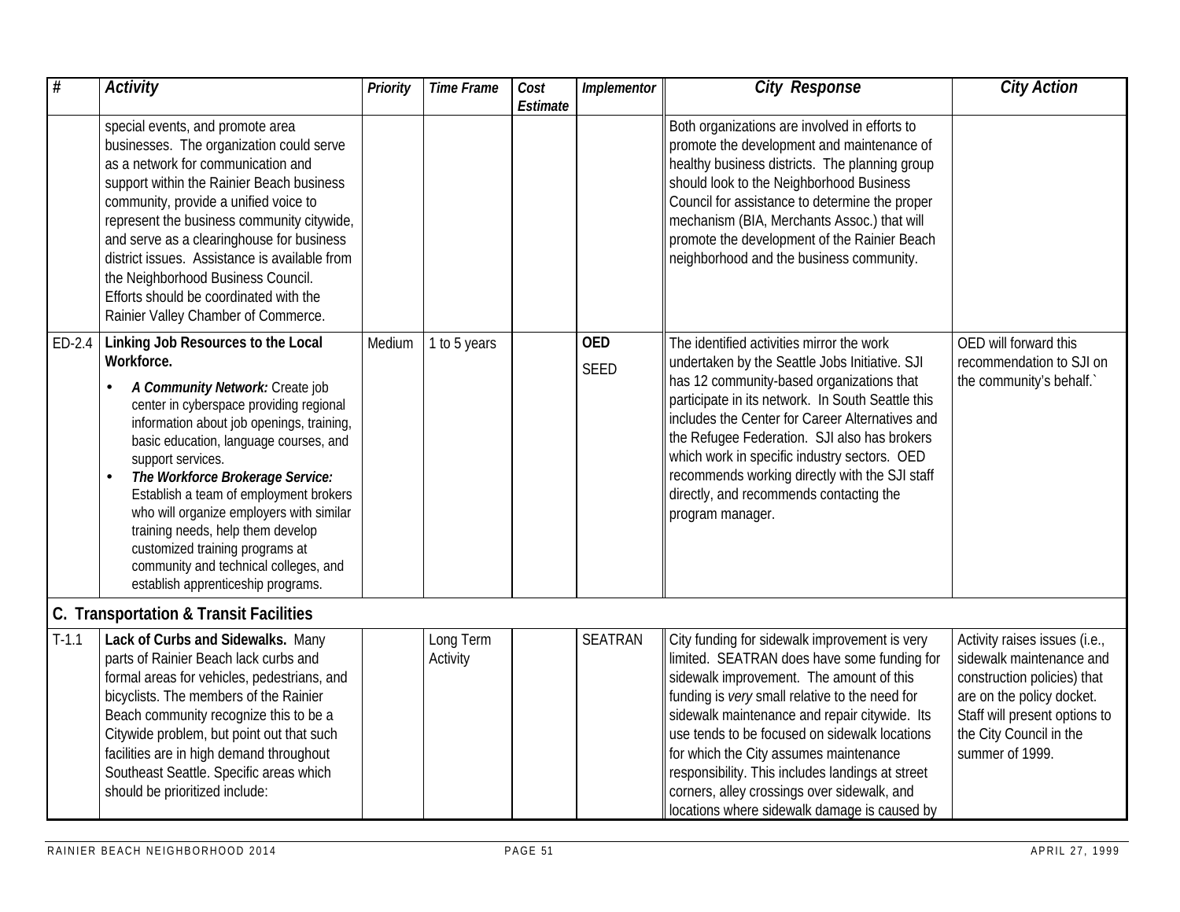| # | Activity | Priority | Time Frame | Cost Estimate | Implementor | City Response | City Action |
|---|---|---|---|---|---|---|---|
| | special events, and promote area businesses. The organization could serve as a network for communication and support within the Rainier Beach business community, provide a unified voice to represent the business community citywide, and serve as a clearinghouse for business district issues. Assistance is available from the Neighborhood Business Council. Efforts should be coordinated with the Rainier Valley Chamber of Commerce. | | | | | Both organizations are involved in efforts to promote the development and maintenance of healthy business districts. The planning group should look to the Neighborhood Business Council for assistance to determine the proper mechanism (BIA, Merchants Assoc.) that will promote the development of the Rainier Beach neighborhood and the business community. | |
| ED-2.4 | **Linking Job Resources to the Local Workforce.**<br>• ***A Community Network:*** Create job center in cyberspace providing regional information about job openings, training, basic education, language courses, and support services.<br>• ***The Workforce Brokerage Service:*** Establish a team of employment brokers who will organize employers with similar training needs, help them develop customized training programs at community and technical colleges, and establish apprenticeship programs. | Medium | 1 to 5 years | | **OED**<br>SEED | The identified activities mirror the work undertaken by the Seattle Jobs Initiative. SJI has 12 community-based organizations that participate in its network. In South Seattle this includes the Center for Career Alternatives and the Refugee Federation. SJI also has brokers which work in specific industry sectors. OED recommends working directly with the SJI staff directly, and recommends contacting the program manager. | OED will forward this recommendation to SJI on the community's behalf.` |
| **C. Transportation & Transit Facilities** | | | | | | | |
| T-1.1 | **Lack of Curbs and Sidewalks.** Many parts of Rainier Beach lack curbs and formal areas for vehicles, pedestrians, and bicyclists. The members of the Rainier Beach community recognize this to be a Citywide problem, but point out that such facilities are in high demand throughout Southeast Seattle. Specific areas which should be prioritized include: | | Long Term Activity | | SEATRAN | City funding for sidewalk improvement is very limited. SEATRAN does have some funding for sidewalk improvement. The amount of this funding is *very* small relative to the need for sidewalk maintenance and repair citywide. Its use tends to be focused on sidewalk locations for which the City assumes maintenance responsibility. This includes landings at street corners, alley crossings over sidewalk, and locations where sidewalk damage is caused by | Activity raises issues (i.e., sidewalk maintenance and construction policies) that are on the policy docket. Staff will present options to the City Council in the summer of 1999. |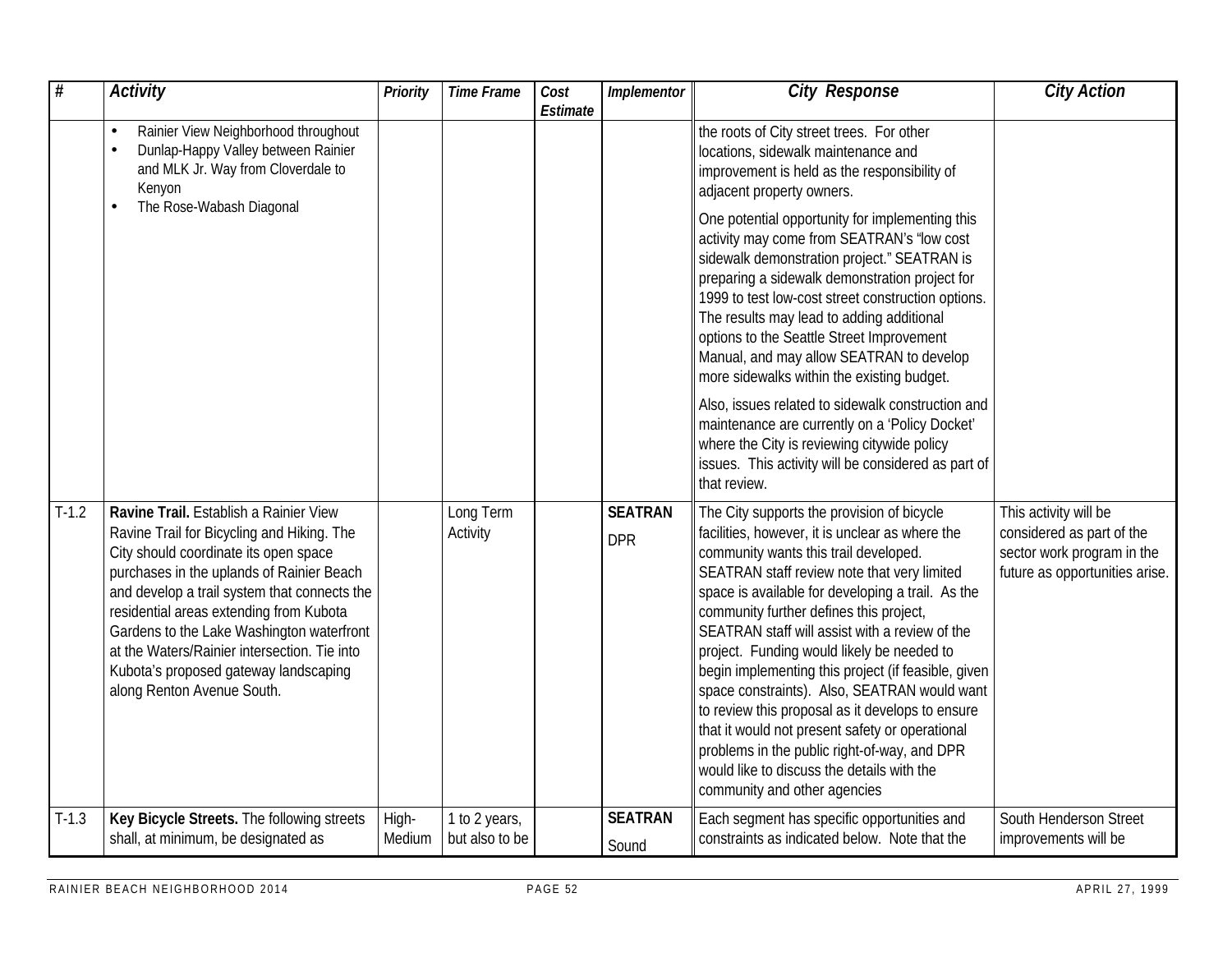| # | *Activity* | *Priority* | *Time Frame* | *Cost Estimate* | *Implementor* | *City Response* | *City Action* |
|---|---|---|---|---|---|---|---|
| | • Rainier View Neighborhood throughout<br>• Dunlap-Happy Valley between Rainier and MLK Jr. Way from Cloverdale to Kenyon<br>• The Rose-Wabash Diagonal | | | | | the roots of City street trees. For other locations, sidewalk maintenance and improvement is held as the responsibility of adjacent property owners.<br><br>One potential opportunity for implementing this activity may come from SEATRAN's "low cost sidewalk demonstration project." SEATRAN is preparing a sidewalk demonstration project for 1999 to test low-cost street construction options. The results may lead to adding additional options to the Seattle Street Improvement Manual, and may allow SEATRAN to develop more sidewalks within the existing budget.<br><br>Also, issues related to sidewalk construction and maintenance are currently on a 'Policy Docket' where the City is reviewing citywide policy issues. This activity will be considered as part of that review. | |
| T-1.2 | **Ravine Trail.** Establish a Rainier View Ravine Trail for Bicycling and Hiking. The City should coordinate its open space purchases in the uplands of Rainier Beach and develop a trail system that connects the residential areas extending from Kubota Gardens to the Lake Washington waterfront at the Waters/Rainier intersection. Tie into Kubota's proposed gateway landscaping along Renton Avenue South. | | Long Term Activity | | **SEATRAN**<br>DPR | The City supports the provision of bicycle facilities, however, it is unclear as where the community wants this trail developed. SEATRAN staff review note that very limited space is available for developing a trail. As the community further defines this project, SEATRAN staff will assist with a review of the project. Funding would likely be needed to begin implementing this project (if feasible, given space constraints). Also, SEATRAN would want to review this proposal as it develops to ensure that it would not present safety or operational problems in the public right-of-way, and DPR would like to discuss the details with the community and other agencies | This activity will be considered as part of the sector work program in the future as opportunities arise. |
| T-1.3 | **Key Bicycle Streets.** The following streets shall, at minimum, be designated as | High-Medium | 1 to 2 years, but also to be | | **SEATRAN**<br>Sound | Each segment has specific opportunities and constraints as indicated below. Note that the | South Henderson Street improvements will be |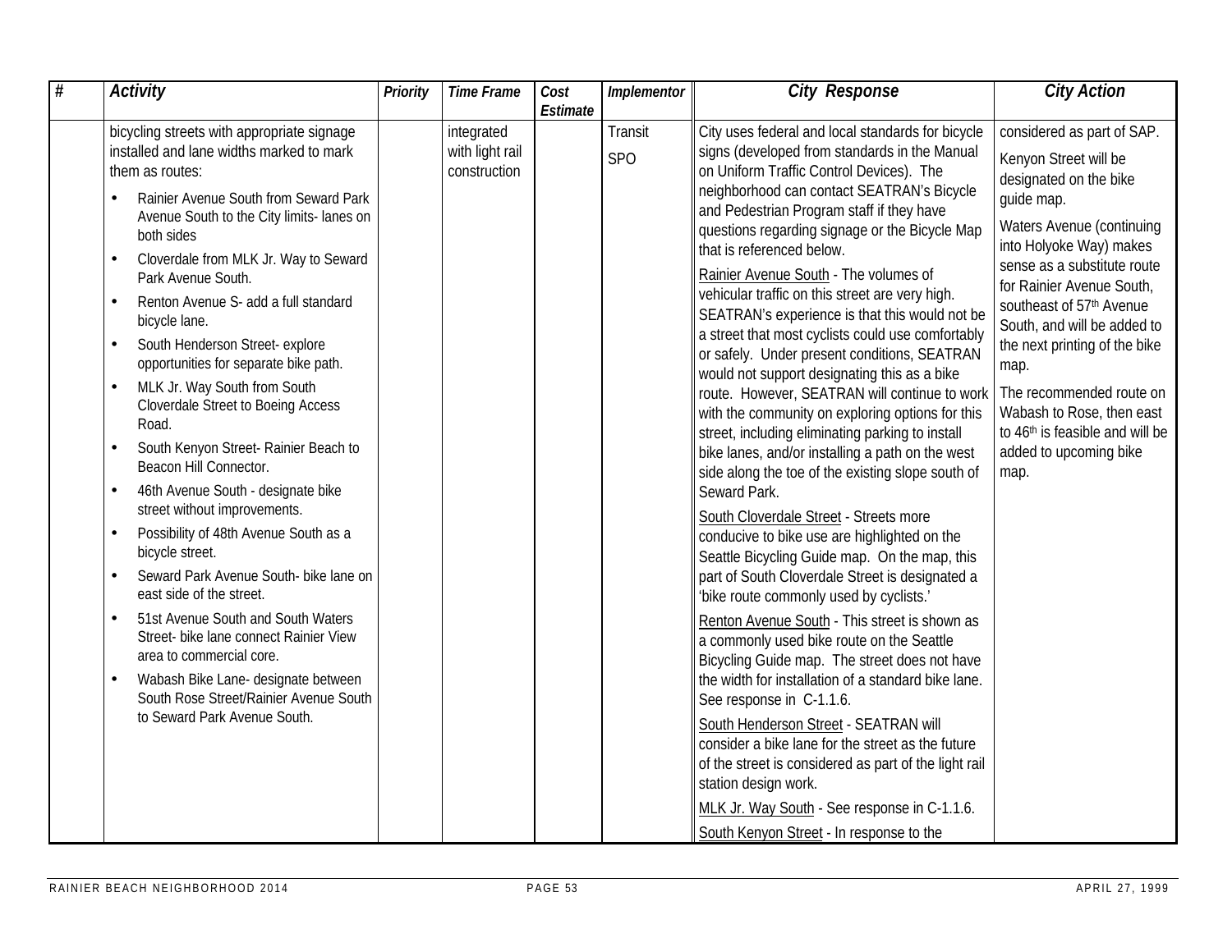| # | Activity | Priority | Time Frame | Cost Estimate | Implementor | City Response | City Action |
|---|---|---|---|---|---|---|---|
| | bicycling streets with appropriate signage installed and lane widths marked to mark them as routes:<br>• Rainier Avenue South from Seward Park Avenue South to the City limits- lanes on both sides<br>• Cloverdale from MLK Jr. Way to Seward Park Avenue South.<br>• Renton Avenue S- add a full standard bicycle lane.<br>• South Henderson Street- explore opportunities for separate bike path.<br>• MLK Jr. Way South from South Cloverdale Street to Boeing Access Road.<br>• South Kenyon Street- Rainier Beach to Beacon Hill Connector.<br>• 46th Avenue South - designate bike street without improvements.<br>• Possibility of 48th Avenue South as a bicycle street.<br>• Seward Park Avenue South- bike lane on east side of the street.<br>• 51st Avenue South and South Waters Street- bike lane connect Rainier View area to commercial core.<br>• Wabash Bike Lane- designate between South Rose Street/Rainier Avenue South to Seward Park Avenue South. | | integrated with light rail construction | | Transit<br>SPO | City uses federal and local standards for bicycle signs (developed from standards in the Manual on Uniform Traffic Control Devices). The neighborhood can contact SEATRAN's Bicycle and Pedestrian Program staff if they have questions regarding signage or the Bicycle Map that is referenced below.<br>Rainier Avenue South - The volumes of vehicular traffic on this street are very high. SEATRAN's experience is that this would not be a street that most cyclists could use comfortably or safely. Under present conditions, SEATRAN would not support designating this as a bike route. However, SEATRAN will continue to work with the community on exploring options for this street, including eliminating parking to install bike lanes, and/or installing a path on the west side along the toe of the existing slope south of Seward Park.<br>South Cloverdale Street - Streets more conducive to bike use are highlighted on the Seattle Bicycling Guide map. On the map, this part of South Cloverdale Street is designated a 'bike route commonly used by cyclists.'<br>Renton Avenue South - This street is shown as a commonly used bike route on the Seattle Bicycling Guide map. The street does not have the width for installation of a standard bike lane. See response in C-1.1.6.<br>South Henderson Street - SEATRAN will consider a bike lane for the street as the future of the street is considered as part of the light rail station design work.<br>MLK Jr. Way South - See response in C-1.1.6.<br>South Kenyon Street - In response to the | considered as part of SAP.<br>Kenyon Street will be designated on the bike guide map.<br>Waters Avenue (continuing into Holyoke Way) makes sense as a substitute route for Rainier Avenue South, southeast of 57th Avenue South, and will be added to the next printing of the bike map.<br>The recommended route on Wabash to Rose, then east to 46th is feasible and will be added to upcoming bike map. |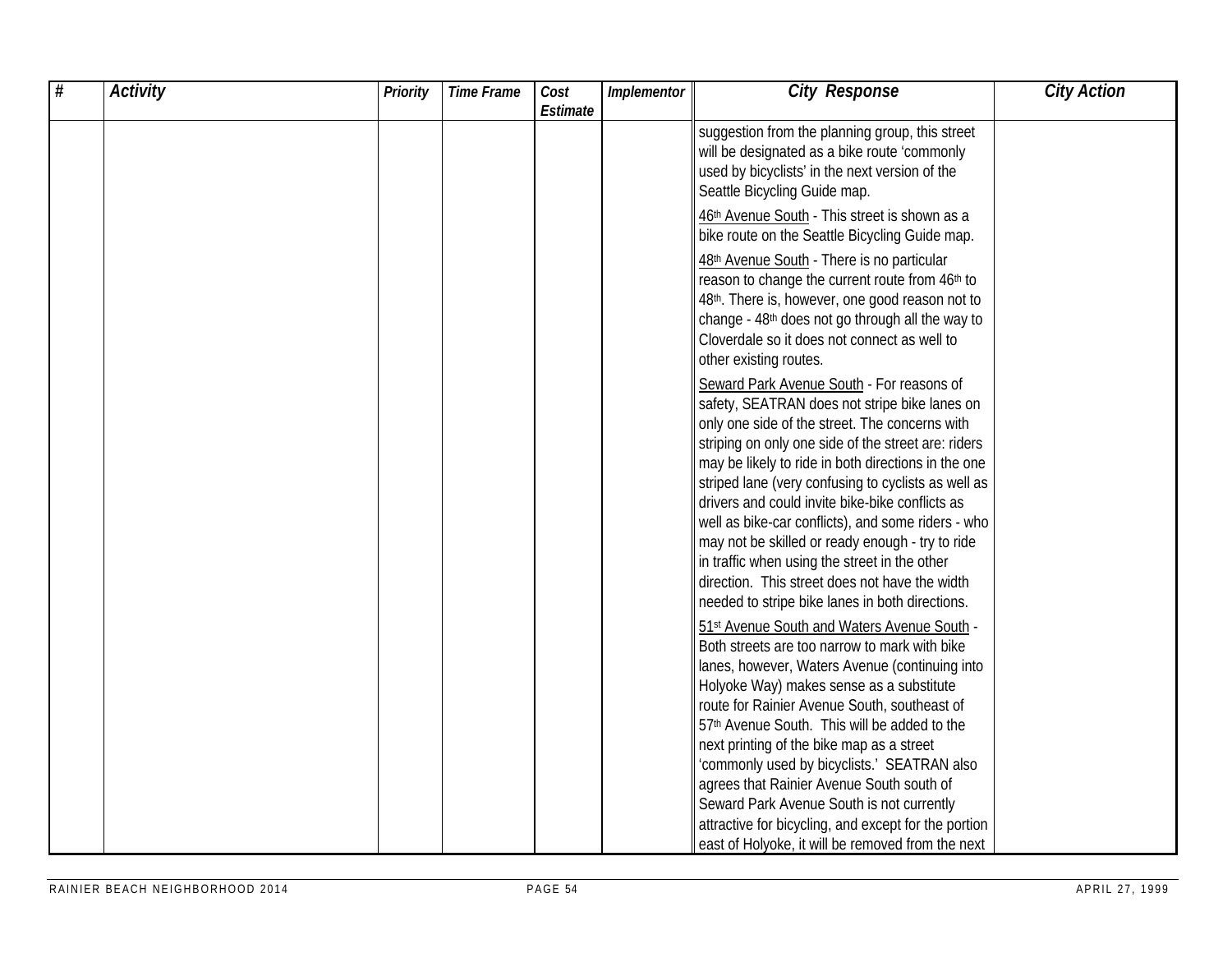| # | Activity | Priority | Time Frame | Cost Estimate | Implementor | City Response | City Action |
|---|---|---|---|---|---|---|---|
| | | | | | | suggestion from the planning group, this street will be designated as a bike route 'commonly used by bicyclists' in the next version of the Seattle Bicycling Guide map.<br><br>46th Avenue South - This street is shown as a bike route on the Seattle Bicycling Guide map.<br><br>48th Avenue South - There is no particular reason to change the current route from 46th to 48th. There is, however, one good reason not to change - 48th does not go through all the way to Cloverdale so it does not connect as well to other existing routes.<br><br>Seward Park Avenue South - For reasons of safety, SEATRAN does not stripe bike lanes on only one side of the street. The concerns with striping on only one side of the street are: riders may be likely to ride in both directions in the one striped lane (very confusing to cyclists as well as drivers and could invite bike-bike conflicts as well as bike-car conflicts), and some riders - who may not be skilled or ready enough - try to ride in traffic when using the street in the other direction. This street does not have the width needed to stripe bike lanes in both directions.<br><br>51st Avenue South and Waters Avenue South - Both streets are too narrow to mark with bike lanes, however, Waters Avenue (continuing into Holyoke Way) makes sense as a substitute route for Rainier Avenue South, southeast of 57th Avenue South. This will be added to the next printing of the bike map as a street 'commonly used by bicyclists.' SEATRAN also agrees that Rainier Avenue South south of Seward Park Avenue South is not currently attractive for bicycling, and except for the portion east of Holyoke, it will be removed from the next | |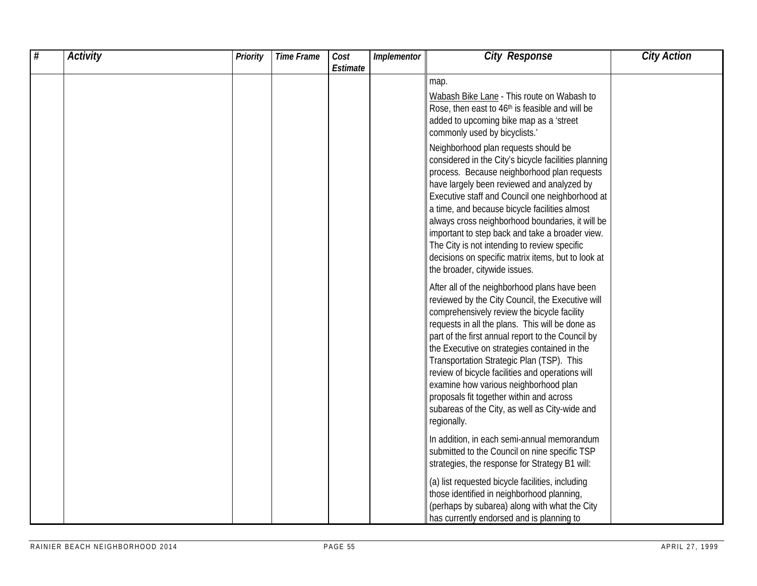| # | Activity | Priority | Time Frame | Cost Estimate | Implementor | City Response | City Action |
|---|---|---|---|---|---|---|---|
| | | | | | | map.<br><br>Wabash Bike Lane - This route on Wabash to Rose, then east to 46th is feasible and will be added to upcoming bike map as a 'street commonly used by bicyclists.'<br><br>Neighborhood plan requests should be considered in the City's bicycle facilities planning process. Because neighborhood plan requests have largely been reviewed and analyzed by Executive staff and Council one neighborhood at a time, and because bicycle facilities almost always cross neighborhood boundaries, it will be important to step back and take a broader view. The City is not intending to review specific decisions on specific matrix items, but to look at the broader, citywide issues.<br><br>After all of the neighborhood plans have been reviewed by the City Council, the Executive will comprehensively review the bicycle facility requests in all the plans. This will be done as part of the first annual report to the Council by the Executive on strategies contained in the Transportation Strategic Plan (TSP). This review of bicycle facilities and operations will examine how various neighborhood plan proposals fit together within and across subareas of the City, as well as City-wide and regionally.<br><br>In addition, in each semi-annual memorandum submitted to the Council on nine specific TSP strategies, the response for Strategy B1 will:<br><br>(a) list requested bicycle facilities, including those identified in neighborhood planning, (perhaps by subarea) along with what the City has currently endorsed and is planning to | |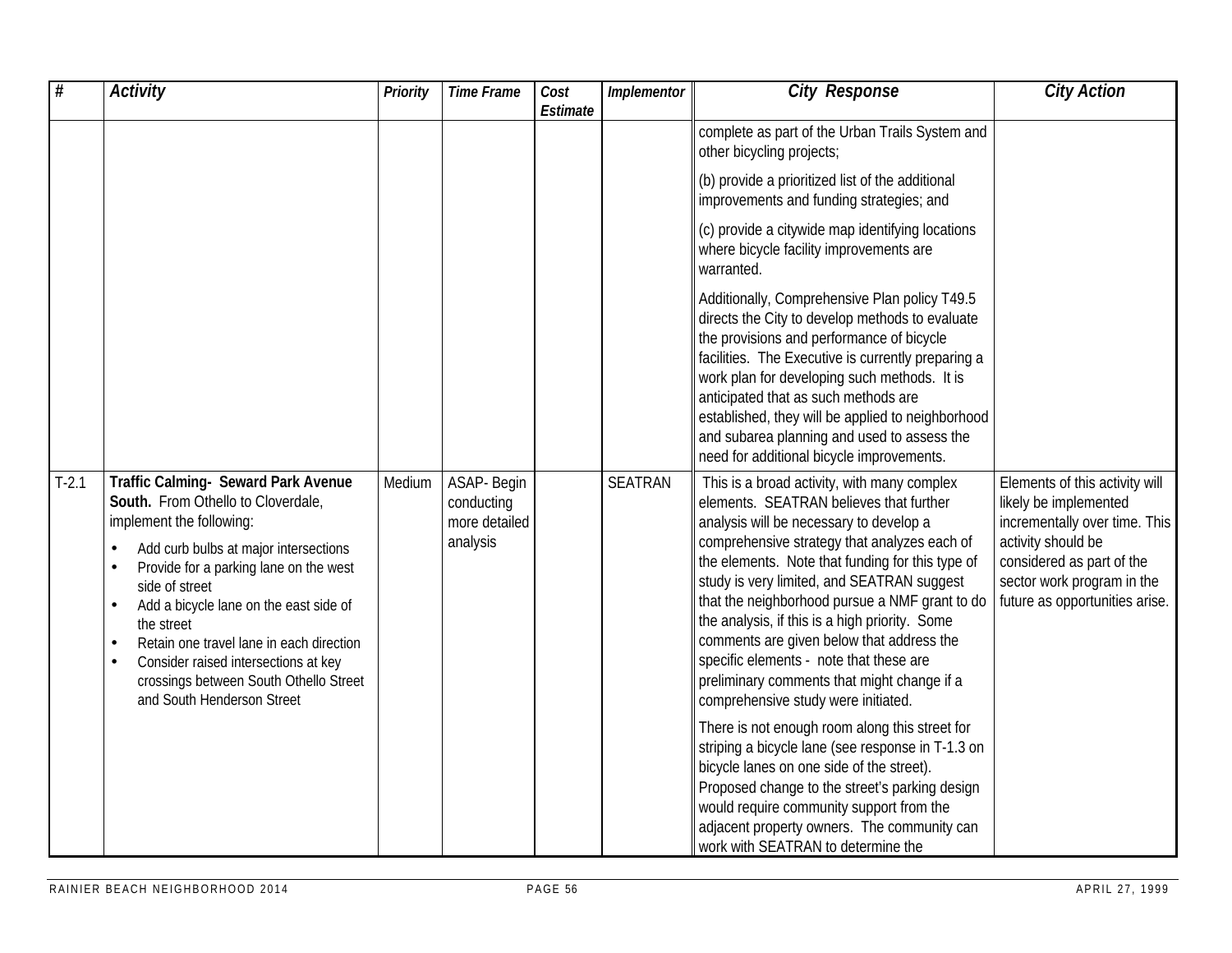| # | Activity | Priority | Time Frame | Cost Estimate | Implementor | City Response | City Action |
|---|---|---|---|---|---|---|---|
| | | | | | | complete as part of the Urban Trails System and other bicycling projects;<br><br>(b) provide a prioritized list of the additional improvements and funding strategies; and<br><br>(c) provide a citywide map identifying locations where bicycle facility improvements are warranted.<br><br>Additionally, Comprehensive Plan policy T49.5 directs the City to develop methods to evaluate the provisions and performance of bicycle facilities. The Executive is currently preparing a work plan for developing such methods. It is anticipated that as such methods are established, they will be applied to neighborhood and subarea planning and used to assess the need for additional bicycle improvements. | |
| T-2.1 | **Traffic Calming- Seward Park Avenue South.** From Othello to Cloverdale, implement the following:<br><br>• Add curb bulbs at major intersections<br>• Provide for a parking lane on the west side of street<br>• Add a bicycle lane on the east side of the street<br>• Retain one travel lane in each direction<br>• Consider raised intersections at key crossings between South Othello Street and South Henderson Street | Medium | ASAP- Begin conducting more detailed analysis | | SEATRAN | This is a broad activity, with many complex elements. SEATRAN believes that further analysis will be necessary to develop a comprehensive strategy that analyzes each of the elements. Note that funding for this type of study is very limited, and SEATRAN suggest that the neighborhood pursue a NMF grant to do the analysis, if this is a high priority. Some comments are given below that address the specific elements - note that these are preliminary comments that might change if a comprehensive study were initiated.<br><br>There is not enough room along this street for striping a bicycle lane (see response in T-1.3 on bicycle lanes on one side of the street). Proposed change to the street's parking design would require community support from the adjacent property owners. The community can work with SEATRAN to determine the | Elements of this activity will likely be implemented incrementally over time. This activity should be considered as part of the sector work program in the future as opportunities arise. |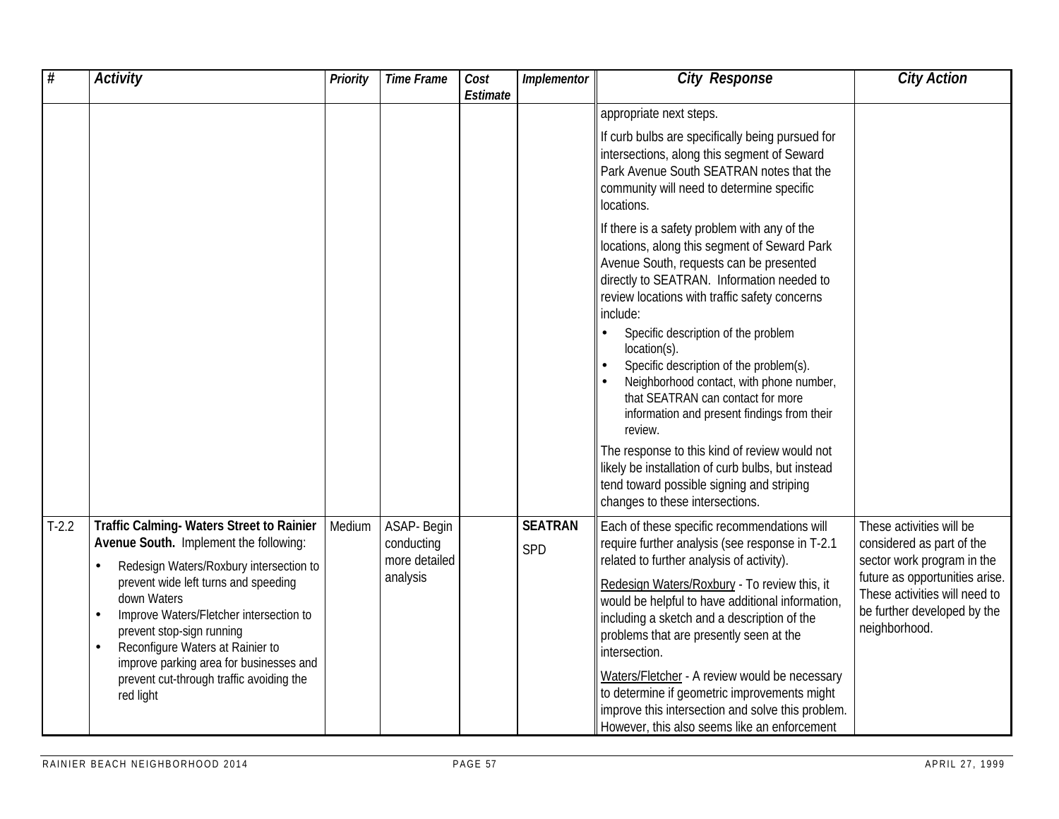| # | Activity | Priority | Time Frame | Cost Estimate | Implementor | City Response | City Action |
|---|---|---|---|---|---|---|---|
| | | | | | | appropriate next steps.<br><br>If curb bulbs are specifically being pursued for intersections, along this segment of Seward Park Avenue South SEATRAN notes that the community will need to determine specific locations.<br><br>If there is a safety problem with any of the locations, along this segment of Seward Park Avenue South, requests can be presented directly to SEATRAN. Information needed to review locations with traffic safety concerns include:<br>• Specific description of the problem location(s).<br>• Specific description of the problem(s).<br>• Neighborhood contact, with phone number, that SEATRAN can contact for more information and present findings from their review.<br><br>The response to this kind of review would not likely be installation of curb bulbs, but instead tend toward possible signing and striping changes to these intersections. | |
| T-2.2 | **Traffic Calming- Waters Street to Rainier Avenue South.** Implement the following:<br>• Redesign Waters/Roxbury intersection to prevent wide left turns and speeding down Waters<br>• Improve Waters/Fletcher intersection to prevent stop-sign running<br>• Reconfigure Waters at Rainier to improve parking area for businesses and prevent cut-through traffic avoiding the red light | Medium | ASAP- Begin conducting more detailed analysis | | **SEATRAN**<br><br>SPD | Each of these specific recommendations will require further analysis (see response in T-2.1 related to further analysis of activity).<br><br>Redesign Waters/Roxbury - To review this, it would be helpful to have additional information, including a sketch and a description of the problems that are presently seen at the intersection.<br><br>Waters/Fletcher - A review would be necessary to determine if geometric improvements might improve this intersection and solve this problem. However, this also seems like an enforcement | These activities will be considered as part of the sector work program in the future as opportunities arise. These activities will need to be further developed by the neighborhood. |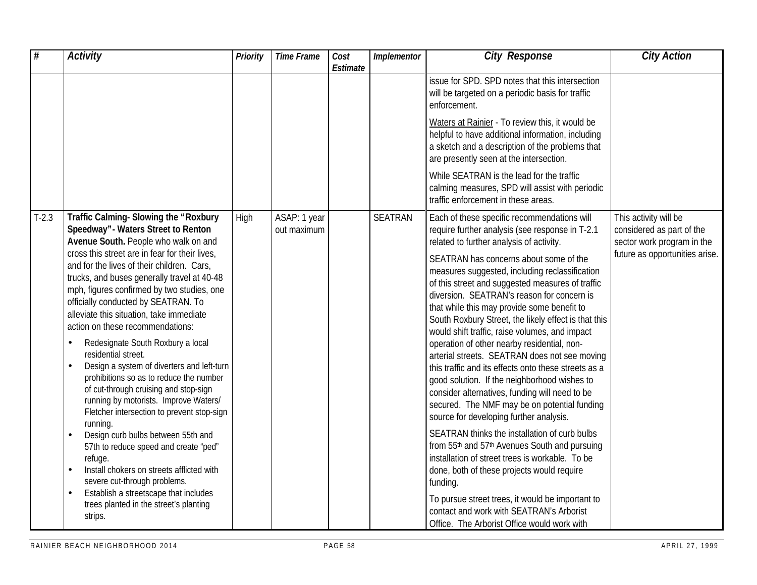| # | Activity | Priority | Time Frame | Cost Estimate | Implementor | City Response | City Action |
|---|---|---|---|---|---|---|---|
| | | | | | | issue for SPD. SPD notes that this intersection will be targeted on a periodic basis for traffic enforcement.<br><br>Waters at Rainier - To review this, it would be helpful to have additional information, including a sketch and a description of the problems that are presently seen at the intersection.<br><br>While SEATRAN is the lead for the traffic calming measures, SPD will assist with periodic traffic enforcement in these areas. | |
| T-2.3 | **Traffic Calming- Slowing the "Roxbury Speedway"- Waters Street to Renton Avenue South.** People who walk on and cross this street are in fear for their lives, and for the lives of their children. Cars, trucks, and buses generally travel at 40-48 mph, figures confirmed by two studies, one officially conducted by SEATRAN. To alleviate this situation, take immediate action on these recommendations:<br>• Redesignate South Roxbury a local residential street.<br>• Design a system of diverters and left-turn prohibitions so as to reduce the number of cut-through cruising and stop-sign running by motorists. Improve Waters/ Fletcher intersection to prevent stop-sign running.<br>• Design curb bulbs between 55th and 57th to reduce speed and create "ped" refuge.<br>• Install chokers on streets afflicted with severe cut-through problems.<br>• Establish a streetscape that includes trees planted in the street's planting strips. | High | ASAP: 1 year out maximum | | SEATRAN | Each of these specific recommendations will require further analysis (see response in T-2.1 related to further analysis of activity.<br><br>SEATRAN has concerns about some of the measures suggested, including reclassification of this street and suggested measures of traffic diversion. SEATRAN's reason for concern is that while this may provide some benefit to South Roxbury Street, the likely effect is that this would shift traffic, raise volumes, and impact operation of other nearby residential, non-arterial streets. SEATRAN does not see moving this traffic and its effects onto these streets as a good solution. If the neighborhood wishes to consider alternatives, funding will need to be secured. The NMF may be on potential funding source for developing further analysis.<br><br>SEATRAN thinks the installation of curb bulbs from 55th and 57th Avenues South and pursuing installation of street trees is workable. To be done, both of these projects would require funding.<br><br>To pursue street trees, it would be important to contact and work with SEATRAN's Arborist Office. The Arborist Office would work with | This activity will be considered as part of the sector work program in the future as opportunities arise. |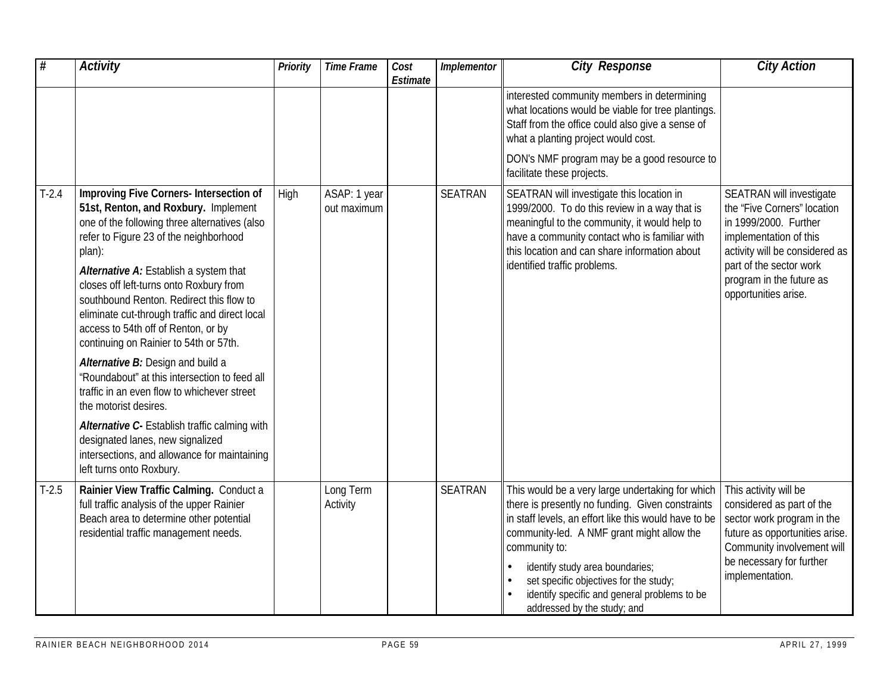| # | Activity | Priority | Time Frame | Cost Estimate | Implementor | City Response | City Action |
|---|---|---|---|---|---|---|---|
| | | | | | | interested community members in determining what locations would be viable for tree plantings. Staff from the office could also give a sense of what a planting project would cost.<br><br>DON's NMF program may be a good resource to facilitate these projects. | |
| T-2.4 | **Improving Five Corners- Intersection of 51st, Renton, and Roxbury.** Implement one of the following three alternatives (also refer to Figure 23 of the neighborhood plan):<br><br>***Alternative A:*** Establish a system that closes off left-turns onto Roxbury from southbound Renton. Redirect this flow to eliminate cut-through traffic and direct local access to 54th off of Renton, or by continuing on Rainier to 54th or 57th.<br><br>***Alternative B:*** Design and build a "Roundabout" at this intersection to feed all traffic in an even flow to whichever street the motorist desires.<br><br>***Alternative C-*** Establish traffic calming with designated lanes, new signalized intersections, and allowance for maintaining left turns onto Roxbury. | High | ASAP: 1 year out maximum | | SEATRAN | SEATRAN will investigate this location in 1999/2000. To do this review in a way that is meaningful to the community, it would help to have a community contact who is familiar with this location and can share information about identified traffic problems. | SEATRAN will investigate the "Five Corners" location in 1999/2000. Further implementation of this activity will be considered as part of the sector work program in the future as opportunities arise. |
| T-2.5 | **Rainier View Traffic Calming.** Conduct a full traffic analysis of the upper Rainier Beach area to determine other potential residential traffic management needs. | | Long Term Activity | | SEATRAN | This would be a very large undertaking for which there is presently no funding. Given constraints in staff levels, an effort like this would have to be community-led. A NMF grant might allow the community to:<br><br>• identify study area boundaries;<br>• set specific objectives for the study;<br>• identify specific and general problems to be addressed by the study; and | This activity will be considered as part of the sector work program in the future as opportunities arise. Community involvement will be necessary for further implementation. |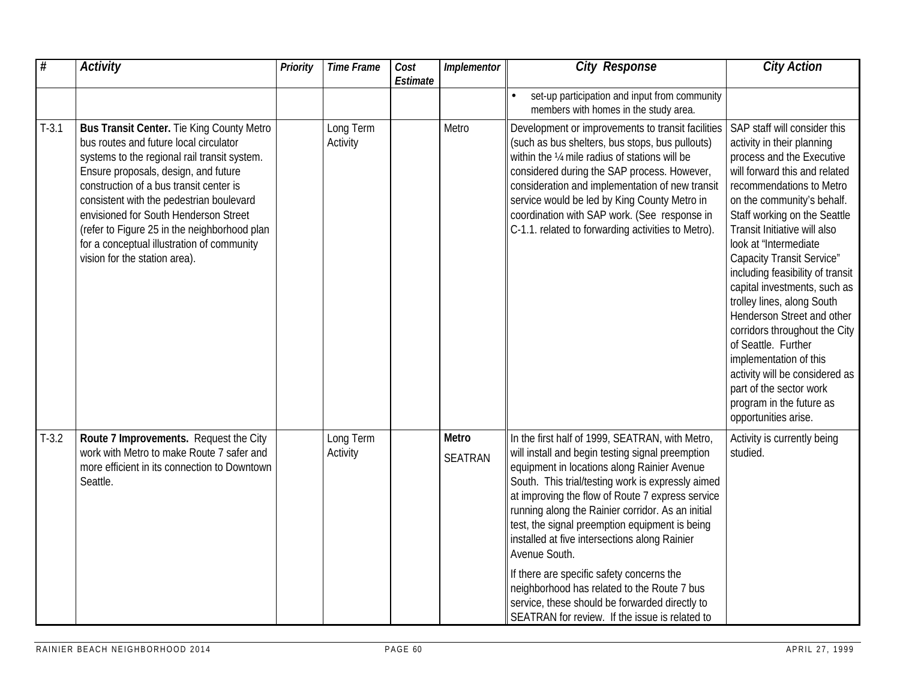| # | Activity | Priority | Time Frame | Cost Estimate | Implementor | City Response | City Action |
|---|---|---|---|---|---|---|---|
| | | | | | | • set-up participation and input from community members with homes in the study area. | |
| T-3.1 | **Bus Transit Center.** Tie King County Metro bus routes and future local circulator systems to the regional rail transit system. Ensure proposals, design, and future construction of a bus transit center is consistent with the pedestrian boulevard envisioned for South Henderson Street (refer to Figure 25 in the neighborhood plan for a conceptual illustration of community vision for the station area). | | Long Term Activity | | Metro | Development or improvements to transit facilities (such as bus shelters, bus stops, bus pullouts) within the ¼ mile radius of stations will be considered during the SAP process. However, consideration and implementation of new transit service would be led by King County Metro in coordination with SAP work. (See response in C-1.1. related to forwarding activities to Metro). | SAP staff will consider this activity in their planning process and the Executive will forward this and related recommendations to Metro on the community's behalf. Staff working on the Seattle Transit Initiative will also look at "Intermediate Capacity Transit Service" including feasibility of transit capital investments, such as trolley lines, along South Henderson Street and other corridors throughout the City of Seattle. Further implementation of this activity will be considered as part of the sector work program in the future as opportunities arise. |
| T-3.2 | **Route 7 Improvements.** Request the City work with Metro to make Route 7 safer and more efficient in its connection to Downtown Seattle. | | Long Term Activity | | **Metro** SEATRAN | In the first half of 1999, SEATRAN, with Metro, will install and begin testing signal preemption equipment in locations along Rainier Avenue South. This trial/testing work is expressly aimed at improving the flow of Route 7 express service running along the Rainier corridor. As an initial test, the signal preemption equipment is being installed at five intersections along Rainier Avenue South.<br><br>If there are specific safety concerns the neighborhood has related to the Route 7 bus service, these should be forwarded directly to SEATRAN for review. If the issue is related to | Activity is currently being studied. |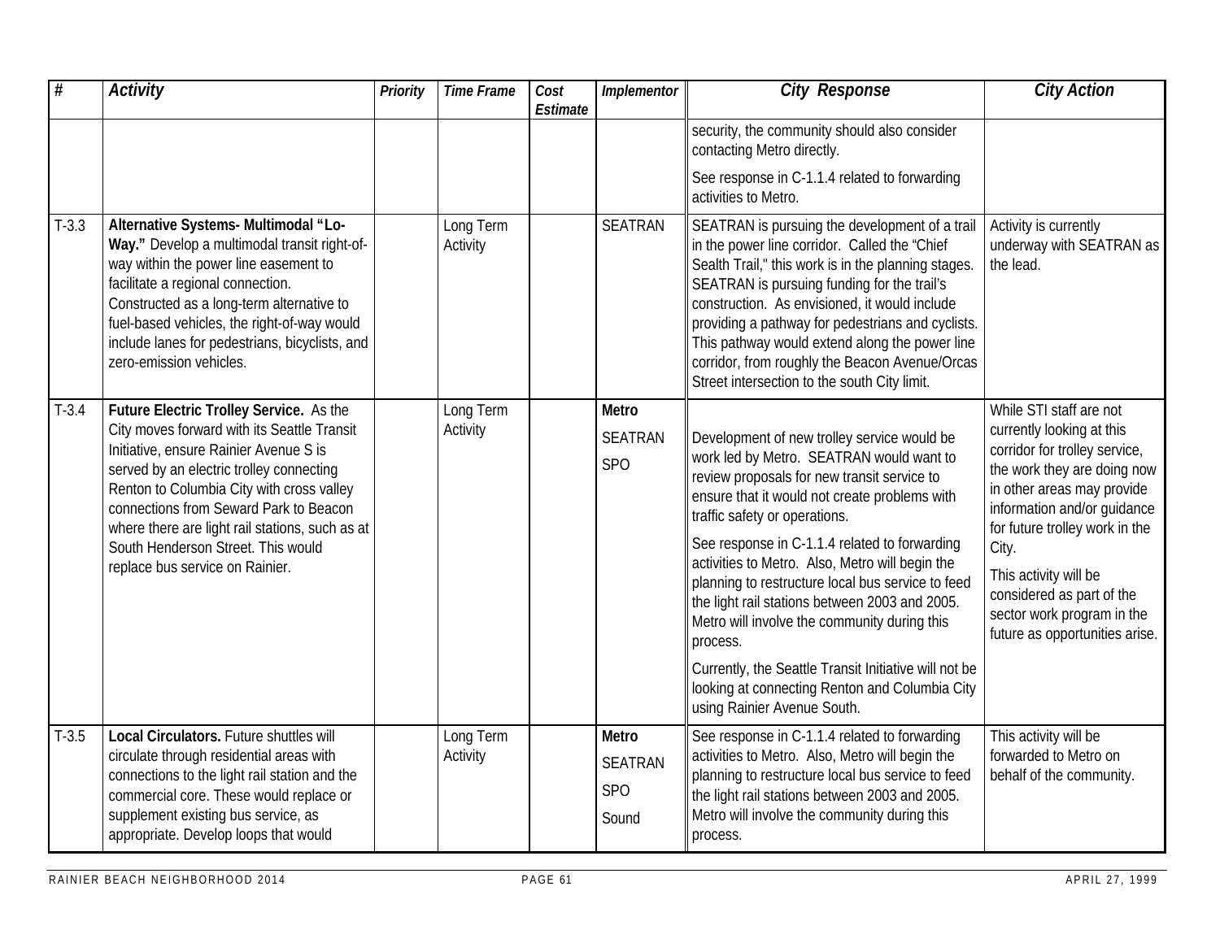| # | Activity | Priority | Time Frame | Cost Estimate | Implementor | City Response | City Action |
|---|---|---|---|---|---|---|---|
| | | | | | | security, the community should also consider contacting Metro directly.<br><br>See response in C-1.1.4 related to forwarding activities to Metro. | |
| T-3.3 | **Alternative Systems- Multimodal "Lo-Way."** Develop a multimodal transit right-of-way within the power line easement to facilitate a regional connection. Constructed as a long-term alternative to fuel-based vehicles, the right-of-way would include lanes for pedestrians, bicyclists, and zero-emission vehicles. | | Long Term Activity | | SEATRAN | SEATRAN is pursuing the development of a trail in the power line corridor. Called the "Chief Sealth Trail," this work is in the planning stages. SEATRAN is pursuing funding for the trail's construction. As envisioned, it would include providing a pathway for pedestrians and cyclists. This pathway would extend along the power line corridor, from roughly the Beacon Avenue/Orcas Street intersection to the south City limit. | Activity is currently underway with SEATRAN as the lead. |
| T-3.4 | **Future Electric Trolley Service.** As the City moves forward with its Seattle Transit Initiative, ensure Rainier Avenue S is served by an electric trolley connecting Renton to Columbia City with cross valley connections from Seward Park to Beacon where there are light rail stations, such as at South Henderson Street. This would replace bus service on Rainier. | | Long Term Activity | | **Metro**<br>SEATRAN<br>SPO | Development of new trolley service would be work led by Metro. SEATRAN would want to review proposals for new transit service to ensure that it would not create problems with traffic safety or operations.<br><br>See response in C-1.1.4 related to forwarding activities to Metro. Also, Metro will begin the planning to restructure local bus service to feed the light rail stations between 2003 and 2005. Metro will involve the community during this process.<br><br>Currently, the Seattle Transit Initiative will not be looking at connecting Renton and Columbia City using Rainier Avenue South. | While STI staff are not currently looking at this corridor for trolley service, the work they are doing now in other areas may provide information and/or guidance for future trolley work in the City.<br><br>This activity will be considered as part of the sector work program in the future as opportunities arise. |
| T-3.5 | **Local Circulators.** Future shuttles will circulate through residential areas with connections to the light rail station and the commercial core. These would replace or supplement existing bus service, as appropriate. Develop loops that would | | Long Term Activity | | **Metro**<br>SEATRAN<br>SPO<br>Sound | See response in C-1.1.4 related to forwarding activities to Metro. Also, Metro will begin the planning to restructure local bus service to feed the light rail stations between 2003 and 2005. Metro will involve the community during this process. | This activity will be forwarded to Metro on behalf of the community. |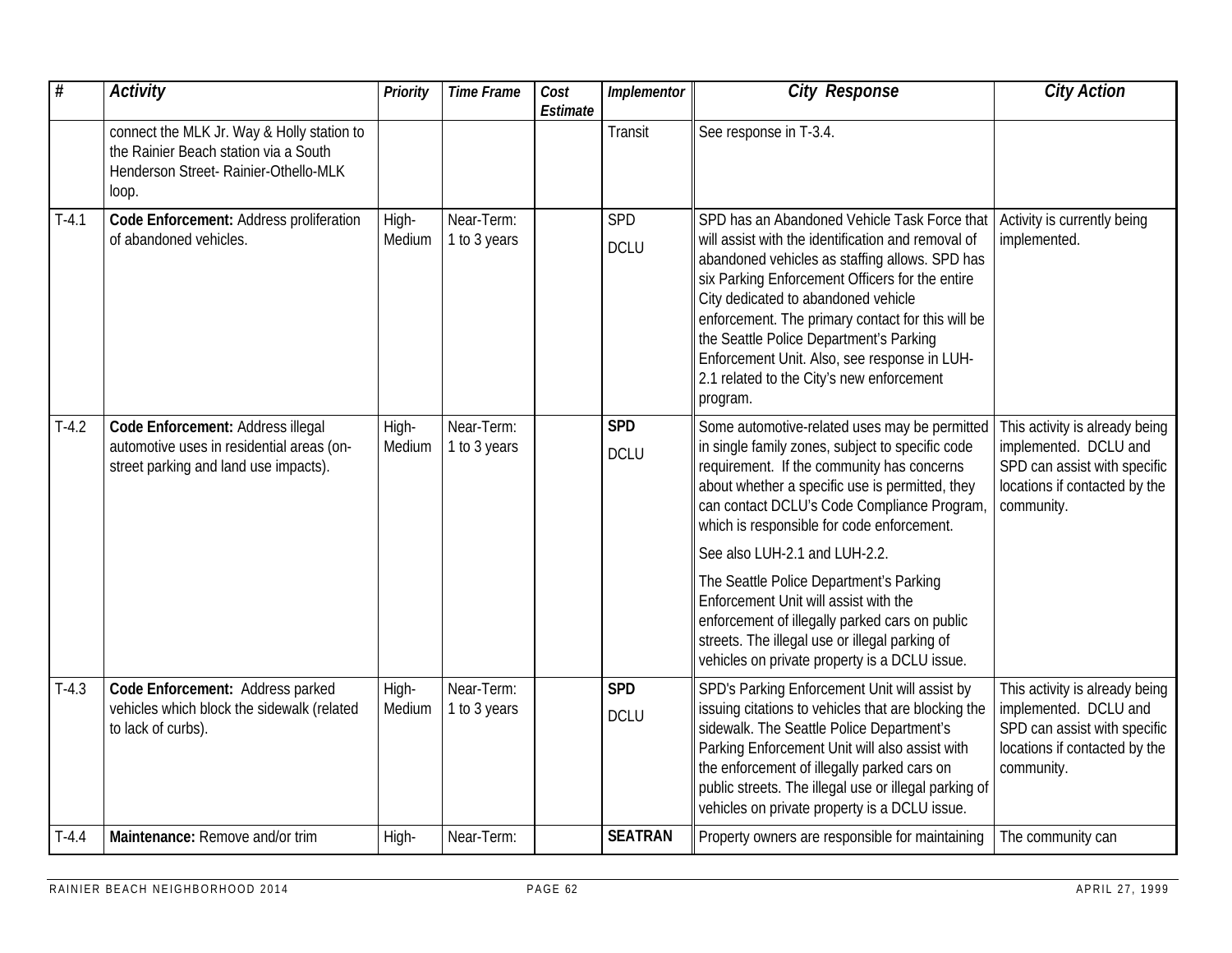| # | *Activity* | *Priority* | *Time Frame* | *Cost Estimate* | *Implementor* | *City Response* | *City Action* |
|---|---|---|---|---|---|---|---|
| | connect the MLK Jr. Way & Holly station to the Rainier Beach station via a South Henderson Street- Rainier-Othello-MLK loop. | | | | Transit | See response in T-3.4. | |
| T-4.1 | **Code Enforcement:** Address proliferation of abandoned vehicles. | High-Medium | Near-Term: 1 to 3 years | | SPD<br>DCLU | SPD has an Abandoned Vehicle Task Force that will assist with the identification and removal of abandoned vehicles as staffing allows. SPD has six Parking Enforcement Officers for the entire City dedicated to abandoned vehicle enforcement. The primary contact for this will be the Seattle Police Department's Parking Enforcement Unit. Also, see response in LUH-2.1 related to the City's new enforcement program. | Activity is currently being implemented. |
| T-4.2 | **Code Enforcement:** Address illegal automotive uses in residential areas (on-street parking and land use impacts). | High-Medium | Near-Term: 1 to 3 years | | **SPD**<br>DCLU | Some automotive-related uses may be permitted in single family zones, subject to specific code requirement. If the community has concerns about whether a specific use is permitted, they can contact DCLU's Code Compliance Program, which is responsible for code enforcement.<br>See also LUH-2.1 and LUH-2.2.<br>The Seattle Police Department's Parking Enforcement Unit will assist with the enforcement of illegally parked cars on public streets. The illegal use or illegal parking of vehicles on private property is a DCLU issue. | This activity is already being implemented. DCLU and SPD can assist with specific locations if contacted by the community. |
| T-4.3 | **Code Enforcement:** Address parked vehicles which block the sidewalk (related to lack of curbs). | High-Medium | Near-Term: 1 to 3 years | | **SPD**<br>DCLU | SPD's Parking Enforcement Unit will assist by issuing citations to vehicles that are blocking the sidewalk. The Seattle Police Department's Parking Enforcement Unit will also assist with the enforcement of illegally parked cars on public streets. The illegal use or illegal parking of vehicles on private property is a DCLU issue. | This activity is already being implemented. DCLU and SPD can assist with specific locations if contacted by the community. |
| T-4.4 | **Maintenance:** Remove and/or trim | High- | Near-Term: | | **SEATRAN** | Property owners are responsible for maintaining | The community can |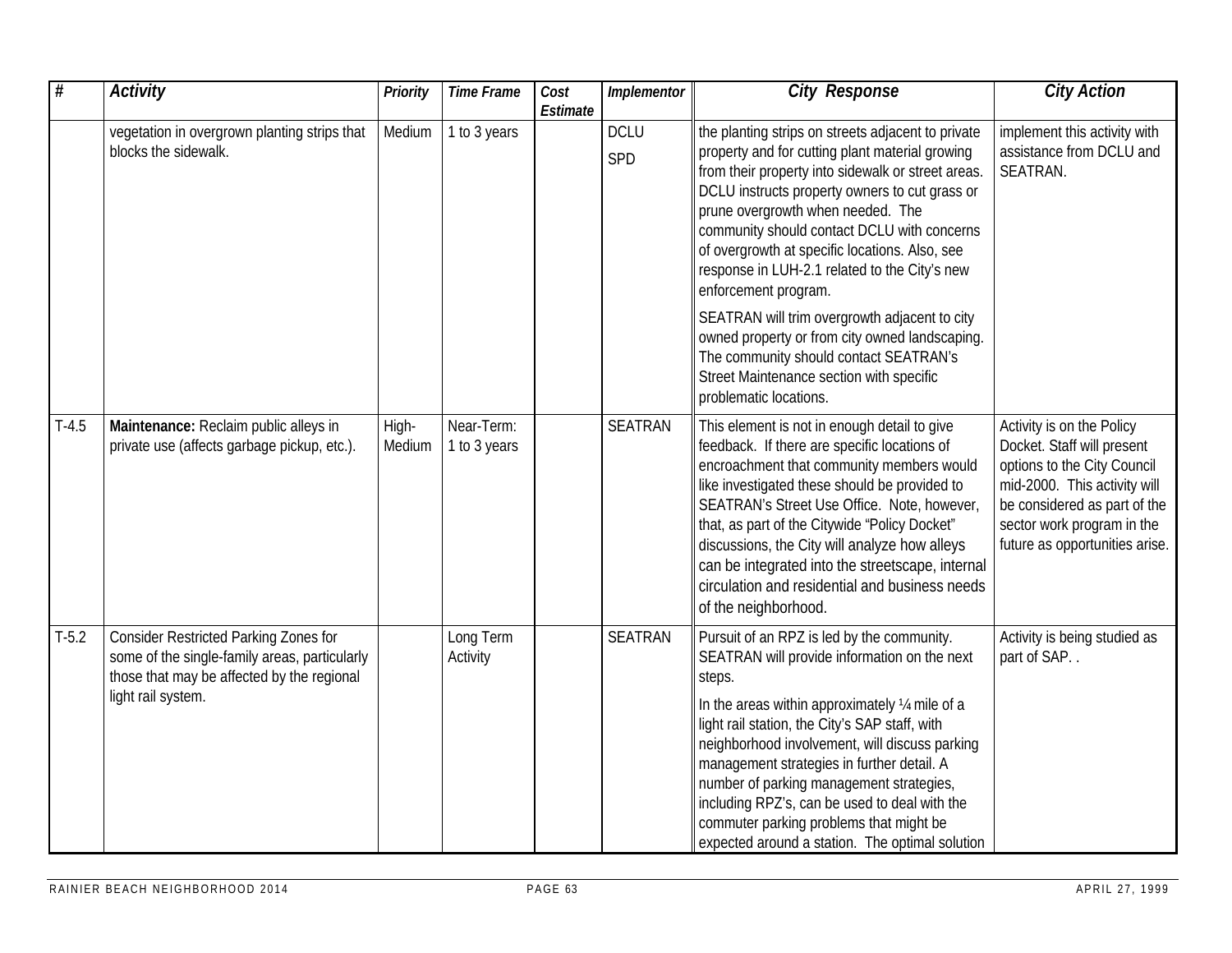| # | Activity | Priority | Time Frame | Cost Estimate | Implementor | City Response | City Action |
|---|---|---|---|---|---|---|---|
| | vegetation in overgrown planting strips that blocks the sidewalk. | Medium | 1 to 3 years | | DCLU<br>SPD | the planting strips on streets adjacent to private property and for cutting plant material growing from their property into sidewalk or street areas. DCLU instructs property owners to cut grass or prune overgrowth when needed. The community should contact DCLU with concerns of overgrowth at specific locations. Also, see response in LUH-2.1 related to the City's new enforcement program.<br><br>SEATRAN will trim overgrowth adjacent to city owned property or from city owned landscaping. The community should contact SEATRAN's Street Maintenance section with specific problematic locations. | implement this activity with assistance from DCLU and SEATRAN. |
| T-4.5 | **Maintenance:** Reclaim public alleys in private use (affects garbage pickup, etc.). | High-Medium | Near-Term: 1 to 3 years | | SEATRAN | This element is not in enough detail to give feedback. If there are specific locations of encroachment that community members would like investigated these should be provided to SEATRAN's Street Use Office. Note, however, that, as part of the Citywide "Policy Docket" discussions, the City will analyze how alleys can be integrated into the streetscape, internal circulation and residential and business needs of the neighborhood. | Activity is on the Policy Docket. Staff will present options to the City Council mid-2000. This activity will be considered as part of the sector work program in the future as opportunities arise. |
| T-5.2 | Consider Restricted Parking Zones for some of the single-family areas, particularly those that may be affected by the regional light rail system. | | Long Term Activity | | SEATRAN | Pursuit of an RPZ is led by the community. SEATRAN will provide information on the next steps.<br><br>In the areas within approximately ¼ mile of a light rail station, the City's SAP staff, with neighborhood involvement, will discuss parking management strategies in further detail. A number of parking management strategies, including RPZ's, can be used to deal with the commuter parking problems that might be expected around a station. The optimal solution | Activity is being studied as part of SAP. . |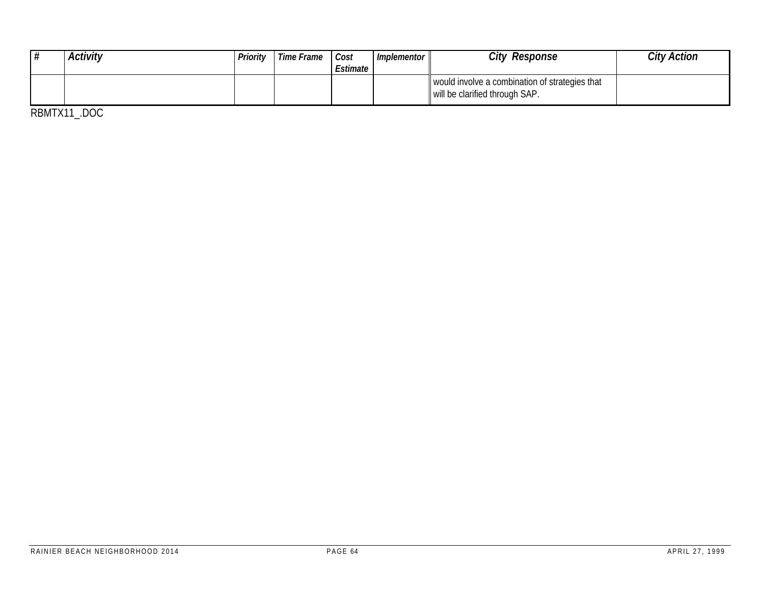| # | Activity | Priority | Time Frame | Cost Estimate | Implementor | City Response | City Action |
|---|---|---|---|---|---|---|---|
| | | | | | | would involve a combination of strategies that will be clarified through SAP. | |

RBMTX11_.DOC